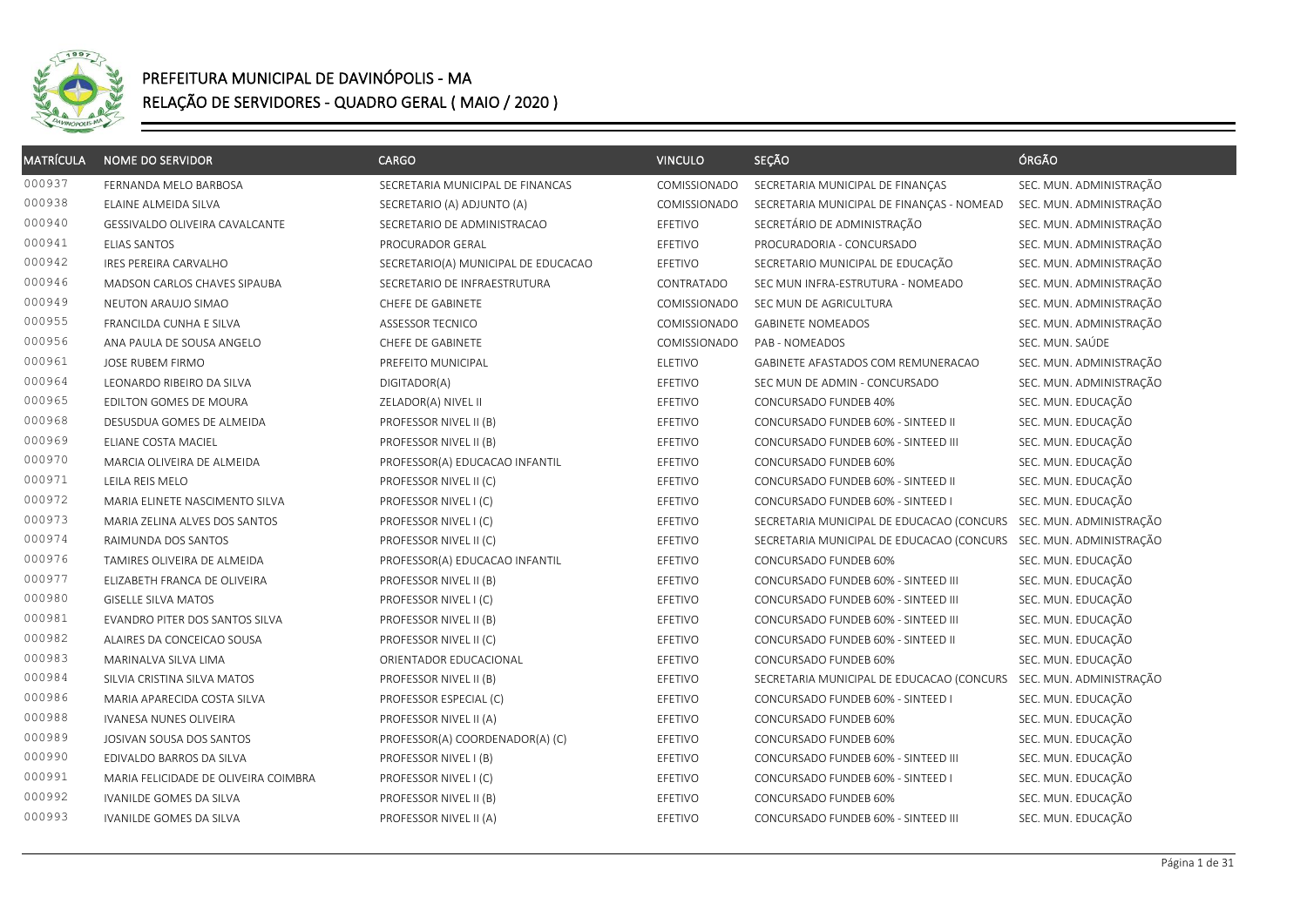# PREFEITURA MUNICIPAL DE DAVINÓPOLIS - MA
## RELAÇÃO DE SERVIDORES - QUADRO GERAL ( MAIO / 2020 )

| MATRÍCULA | NOME DO SERVIDOR | CARGO | VINCULO | SEÇÃO | ÓRGÃO |
|---|---|---|---|---|---|
| 000937 | FERNANDA MELO BARBOSA | SECRETARIA MUNICIPAL DE FINANCAS | COMISSIONADO | SECRETARIA MUNICIPAL DE FINANÇAS | SEC. MUN. ADMINISTRAÇÃO |
| 000938 | ELAINE ALMEIDA SILVA | SECRETARIO (A) ADJUNTO (A) | COMISSIONADO | SECRETARIA MUNICIPAL DE FINANÇAS - NOMEAD | SEC. MUN. ADMINISTRAÇÃO |
| 000940 | GESSIVALDO OLIVEIRA CAVALCANTE | SECRETARIO DE ADMINISTRACAO | EFETIVO | SECRETÁRIO DE ADMINISTRAÇÃO | SEC. MUN. ADMINISTRAÇÃO |
| 000941 | ELIAS SANTOS | PROCURADOR GERAL | EFETIVO | PROCURADORIA - CONCURSADO | SEC. MUN. ADMINISTRAÇÃO |
| 000942 | IRES PEREIRA CARVALHO | SECRETARIO(A) MUNICIPAL DE EDUCACAO | EFETIVO | SECRETARIO MUNICIPAL DE EDUCAÇÃO | SEC. MUN. ADMINISTRAÇÃO |
| 000946 | MADSON CARLOS CHAVES SIPAUBA | SECRETARIO DE INFRAESTRUTURA | CONTRATADO | SEC MUN INFRA-ESTRUTURA - NOMEADO | SEC. MUN. ADMINISTRAÇÃO |
| 000949 | NEUTON ARAUJO SIMAO | CHEFE DE GABINETE | COMISSIONADO | SEC MUN DE AGRICULTURA | SEC. MUN. ADMINISTRAÇÃO |
| 000955 | FRANCILDA CUNHA E SILVA | ASSESSOR TECNICO | COMISSIONADO | GABINETE NOMEADOS | SEC. MUN. ADMINISTRAÇÃO |
| 000956 | ANA PAULA DE SOUSA ANGELO | CHEFE DE GABINETE | COMISSIONADO | PAB - NOMEADOS | SEC. MUN. SAÚDE |
| 000961 | JOSE RUBEM FIRMO | PREFEITO MUNICIPAL | ELETIVO | GABINETE AFASTADOS COM REMUNERACAO | SEC. MUN. ADMINISTRAÇÃO |
| 000964 | LEONARDO RIBEIRO DA SILVA | DIGITADOR(A) | EFETIVO | SEC MUN DE ADMIN - CONCURSADO | SEC. MUN. ADMINISTRAÇÃO |
| 000965 | EDILTON GOMES DE MOURA | ZELADOR(A) NIVEL II | EFETIVO | CONCURSADO FUNDEB 40% | SEC. MUN. EDUCAÇÃO |
| 000968 | DESUSDUA GOMES DE ALMEIDA | PROFESSOR NIVEL II (B) | EFETIVO | CONCURSADO FUNDEB 60% - SINTEED II | SEC. MUN. EDUCAÇÃO |
| 000969 | ELIANE COSTA MACIEL | PROFESSOR NIVEL II (B) | EFETIVO | CONCURSADO FUNDEB 60% - SINTEED III | SEC. MUN. EDUCAÇÃO |
| 000970 | MARCIA OLIVEIRA DE ALMEIDA | PROFESSOR(A) EDUCACAO INFANTIL | EFETIVO | CONCURSADO FUNDEB 60% | SEC. MUN. EDUCAÇÃO |
| 000971 | LEILA REIS MELO | PROFESSOR NIVEL II (C) | EFETIVO | CONCURSADO FUNDEB 60% - SINTEED II | SEC. MUN. EDUCAÇÃO |
| 000972 | MARIA ELINETE NASCIMENTO SILVA | PROFESSOR NIVEL I (C) | EFETIVO | CONCURSADO FUNDEB 60% - SINTEED I | SEC. MUN. EDUCAÇÃO |
| 000973 | MARIA ZELINA ALVES DOS SANTOS | PROFESSOR NIVEL I (C) | EFETIVO | SECRETARIA MUNICIPAL DE EDUCACAO (CONCURS | SEC. MUN. ADMINISTRAÇÃO |
| 000974 | RAIMUNDA DOS SANTOS | PROFESSOR NIVEL II (C) | EFETIVO | SECRETARIA MUNICIPAL DE EDUCACAO (CONCURS | SEC. MUN. ADMINISTRAÇÃO |
| 000976 | TAMIRES OLIVEIRA DE ALMEIDA | PROFESSOR(A) EDUCACAO INFANTIL | EFETIVO | CONCURSADO FUNDEB 60% | SEC. MUN. EDUCAÇÃO |
| 000977 | ELIZABETH FRANCA DE OLIVEIRA | PROFESSOR NIVEL II (B) | EFETIVO | CONCURSADO FUNDEB 60% - SINTEED III | SEC. MUN. EDUCAÇÃO |
| 000980 | GISELLE SILVA MATOS | PROFESSOR NIVEL I (C) | EFETIVO | CONCURSADO FUNDEB 60% - SINTEED III | SEC. MUN. EDUCAÇÃO |
| 000981 | EVANDRO PITER DOS SANTOS SILVA | PROFESSOR NIVEL II (B) | EFETIVO | CONCURSADO FUNDEB 60% - SINTEED III | SEC. MUN. EDUCAÇÃO |
| 000982 | ALAIRES DA CONCEICAO SOUSA | PROFESSOR NIVEL II (C) | EFETIVO | CONCURSADO FUNDEB 60% - SINTEED II | SEC. MUN. EDUCAÇÃO |
| 000983 | MARINALVA SILVA LIMA | ORIENTADOR EDUCACIONAL | EFETIVO | CONCURSADO FUNDEB 60% | SEC. MUN. EDUCAÇÃO |
| 000984 | SILVIA CRISTINA SILVA MATOS | PROFESSOR NIVEL II (B) | EFETIVO | SECRETARIA MUNICIPAL DE EDUCACAO (CONCURS | SEC. MUN. ADMINISTRAÇÃO |
| 000986 | MARIA APARECIDA COSTA SILVA | PROFESSOR ESPECIAL (C) | EFETIVO | CONCURSADO FUNDEB 60% - SINTEED I | SEC. MUN. EDUCAÇÃO |
| 000988 | IVANESA NUNES OLIVEIRA | PROFESSOR NIVEL II (A) | EFETIVO | CONCURSADO FUNDEB 60% | SEC. MUN. EDUCAÇÃO |
| 000989 | JOSIVAN SOUSA DOS SANTOS | PROFESSOR(A) COORDENADOR(A) (C) | EFETIVO | CONCURSADO FUNDEB 60% | SEC. MUN. EDUCAÇÃO |
| 000990 | EDIVALDO BARROS DA SILVA | PROFESSOR NIVEL I (B) | EFETIVO | CONCURSADO FUNDEB 60% - SINTEED III | SEC. MUN. EDUCAÇÃO |
| 000991 | MARIA FELICIDADE DE OLIVEIRA COIMBRA | PROFESSOR NIVEL I (C) | EFETIVO | CONCURSADO FUNDEB 60% - SINTEED I | SEC. MUN. EDUCAÇÃO |
| 000992 | IVANILDE GOMES DA SILVA | PROFESSOR NIVEL II (B) | EFETIVO | CONCURSADO FUNDEB 60% | SEC. MUN. EDUCAÇÃO |
| 000993 | IVANILDE GOMES DA SILVA | PROFESSOR NIVEL II (A) | EFETIVO | CONCURSADO FUNDEB 60% - SINTEED III | SEC. MUN. EDUCAÇÃO |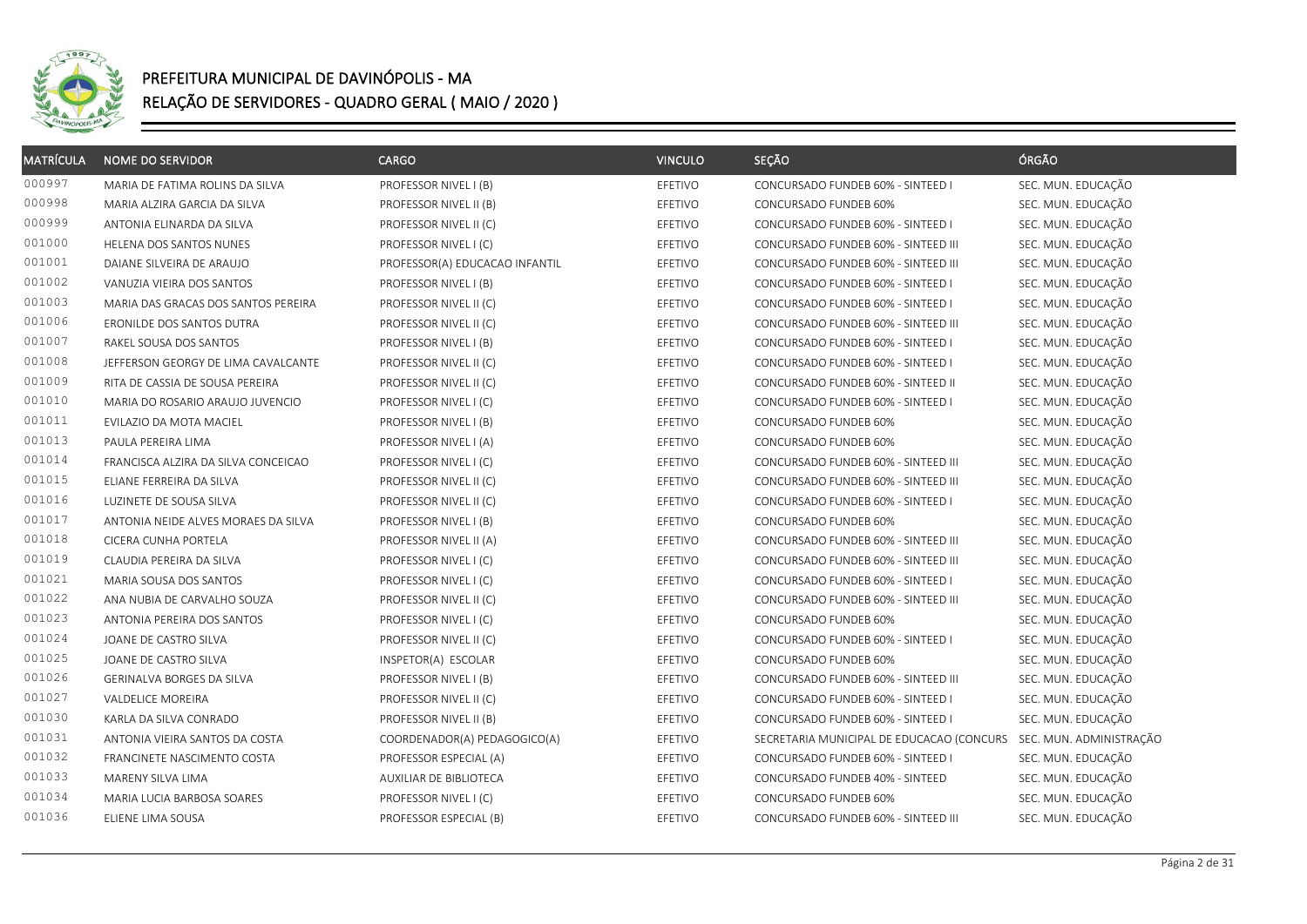# PREFEITURA MUNICIPAL DE DAVINÓPOLIS - MA

## RELAÇÃO DE SERVIDORES - QUADRO GERAL ( MAIO / 2020 )

| MATRÍCULA | NOME DO SERVIDOR | CARGO | VINCULO | SEÇÃO | ÓRGÃO |
|---|---|---|---|---|---|
| 000997 | MARIA DE FATIMA ROLINS DA SILVA | PROFESSOR NIVEL I (B) | EFETIVO | CONCURSADO FUNDEB 60% - SINTEED I | SEC. MUN. EDUCAÇÃO |
| 000998 | MARIA ALZIRA GARCIA DA SILVA | PROFESSOR NIVEL II (B) | EFETIVO | CONCURSADO FUNDEB 60% | SEC. MUN. EDUCAÇÃO |
| 000999 | ANTONIA ELINARDA DA SILVA | PROFESSOR NIVEL II (C) | EFETIVO | CONCURSADO FUNDEB 60% - SINTEED I | SEC. MUN. EDUCAÇÃO |
| 001000 | HELENA DOS SANTOS NUNES | PROFESSOR NIVEL I (C) | EFETIVO | CONCURSADO FUNDEB 60% - SINTEED III | SEC. MUN. EDUCAÇÃO |
| 001001 | DAIANE SILVEIRA DE ARAUJO | PROFESSOR(A) EDUCACAO INFANTIL | EFETIVO | CONCURSADO FUNDEB 60% - SINTEED III | SEC. MUN. EDUCAÇÃO |
| 001002 | VANUZIA VIEIRA DOS SANTOS | PROFESSOR NIVEL I (B) | EFETIVO | CONCURSADO FUNDEB 60% - SINTEED I | SEC. MUN. EDUCAÇÃO |
| 001003 | MARIA DAS GRACAS DOS SANTOS PEREIRA | PROFESSOR NIVEL II (C) | EFETIVO | CONCURSADO FUNDEB 60% - SINTEED I | SEC. MUN. EDUCAÇÃO |
| 001006 | ERONILDE DOS SANTOS DUTRA | PROFESSOR NIVEL II (C) | EFETIVO | CONCURSADO FUNDEB 60% - SINTEED III | SEC. MUN. EDUCAÇÃO |
| 001007 | RAKEL SOUSA DOS SANTOS | PROFESSOR NIVEL I (B) | EFETIVO | CONCURSADO FUNDEB 60% - SINTEED I | SEC. MUN. EDUCAÇÃO |
| 001008 | JEFFERSON GEORGY DE LIMA CAVALCANTE | PROFESSOR NIVEL II (C) | EFETIVO | CONCURSADO FUNDEB 60% - SINTEED I | SEC. MUN. EDUCAÇÃO |
| 001009 | RITA DE CASSIA DE SOUSA PEREIRA | PROFESSOR NIVEL II (C) | EFETIVO | CONCURSADO FUNDEB 60% - SINTEED II | SEC. MUN. EDUCAÇÃO |
| 001010 | MARIA DO ROSARIO ARAUJO JUVENCIO | PROFESSOR NIVEL I (C) | EFETIVO | CONCURSADO FUNDEB 60% - SINTEED I | SEC. MUN. EDUCAÇÃO |
| 001011 | EVILAZIO DA MOTA MACIEL | PROFESSOR NIVEL I (B) | EFETIVO | CONCURSADO FUNDEB 60% | SEC. MUN. EDUCAÇÃO |
| 001013 | PAULA PEREIRA LIMA | PROFESSOR NIVEL I (A) | EFETIVO | CONCURSADO FUNDEB 60% | SEC. MUN. EDUCAÇÃO |
| 001014 | FRANCISCA ALZIRA DA SILVA CONCEICAO | PROFESSOR NIVEL I (C) | EFETIVO | CONCURSADO FUNDEB 60% - SINTEED III | SEC. MUN. EDUCAÇÃO |
| 001015 | ELIANE FERREIRA DA SILVA | PROFESSOR NIVEL II (C) | EFETIVO | CONCURSADO FUNDEB 60% - SINTEED III | SEC. MUN. EDUCAÇÃO |
| 001016 | LUZINETE DE SOUSA SILVA | PROFESSOR NIVEL II (C) | EFETIVO | CONCURSADO FUNDEB 60% - SINTEED I | SEC. MUN. EDUCAÇÃO |
| 001017 | ANTONIA NEIDE ALVES MORAES DA SILVA | PROFESSOR NIVEL I (B) | EFETIVO | CONCURSADO FUNDEB 60% | SEC. MUN. EDUCAÇÃO |
| 001018 | CICERA CUNHA PORTELA | PROFESSOR NIVEL II (A) | EFETIVO | CONCURSADO FUNDEB 60% - SINTEED III | SEC. MUN. EDUCAÇÃO |
| 001019 | CLAUDIA PEREIRA DA SILVA | PROFESSOR NIVEL I (C) | EFETIVO | CONCURSADO FUNDEB 60% - SINTEED III | SEC. MUN. EDUCAÇÃO |
| 001021 | MARIA SOUSA DOS SANTOS | PROFESSOR NIVEL I (C) | EFETIVO | CONCURSADO FUNDEB 60% - SINTEED I | SEC. MUN. EDUCAÇÃO |
| 001022 | ANA NUBIA DE CARVALHO SOUZA | PROFESSOR NIVEL II (C) | EFETIVO | CONCURSADO FUNDEB 60% - SINTEED III | SEC. MUN. EDUCAÇÃO |
| 001023 | ANTONIA PEREIRA DOS SANTOS | PROFESSOR NIVEL I (C) | EFETIVO | CONCURSADO FUNDEB 60% | SEC. MUN. EDUCAÇÃO |
| 001024 | JOANE DE CASTRO SILVA | PROFESSOR NIVEL II (C) | EFETIVO | CONCURSADO FUNDEB 60% - SINTEED I | SEC. MUN. EDUCAÇÃO |
| 001025 | JOANE DE CASTRO SILVA | INSPETOR(A) ESCOLAR | EFETIVO | CONCURSADO FUNDEB 60% | SEC. MUN. EDUCAÇÃO |
| 001026 | GERINALVA BORGES DA SILVA | PROFESSOR NIVEL I (B) | EFETIVO | CONCURSADO FUNDEB 60% - SINTEED III | SEC. MUN. EDUCAÇÃO |
| 001027 | VALDELICE MOREIRA | PROFESSOR NIVEL II (C) | EFETIVO | CONCURSADO FUNDEB 60% - SINTEED I | SEC. MUN. EDUCAÇÃO |
| 001030 | KARLA DA SILVA CONRADO | PROFESSOR NIVEL II (B) | EFETIVO | CONCURSADO FUNDEB 60% - SINTEED I | SEC. MUN. EDUCAÇÃO |
| 001031 | ANTONIA VIEIRA SANTOS DA COSTA | COORDENADOR(A) PEDAGOGICO(A) | EFETIVO | SECRETARIA MUNICIPAL DE EDUCACAO (CONCURS | SEC. MUN. ADMINISTRAÇÃO |
| 001032 | FRANCINETE NASCIMENTO COSTA | PROFESSOR ESPECIAL (A) | EFETIVO | CONCURSADO FUNDEB 60% - SINTEED I | SEC. MUN. EDUCAÇÃO |
| 001033 | MARENY SILVA LIMA | AUXILIAR DE BIBLIOTECA | EFETIVO | CONCURSADO FUNDEB 40% - SINTEED | SEC. MUN. EDUCAÇÃO |
| 001034 | MARIA LUCIA BARBOSA SOARES | PROFESSOR NIVEL I (C) | EFETIVO | CONCURSADO FUNDEB 60% | SEC. MUN. EDUCAÇÃO |
| 001036 | ELIENE LIMA SOUSA | PROFESSOR ESPECIAL (B) | EFETIVO | CONCURSADO FUNDEB 60% - SINTEED III | SEC. MUN. EDUCAÇÃO |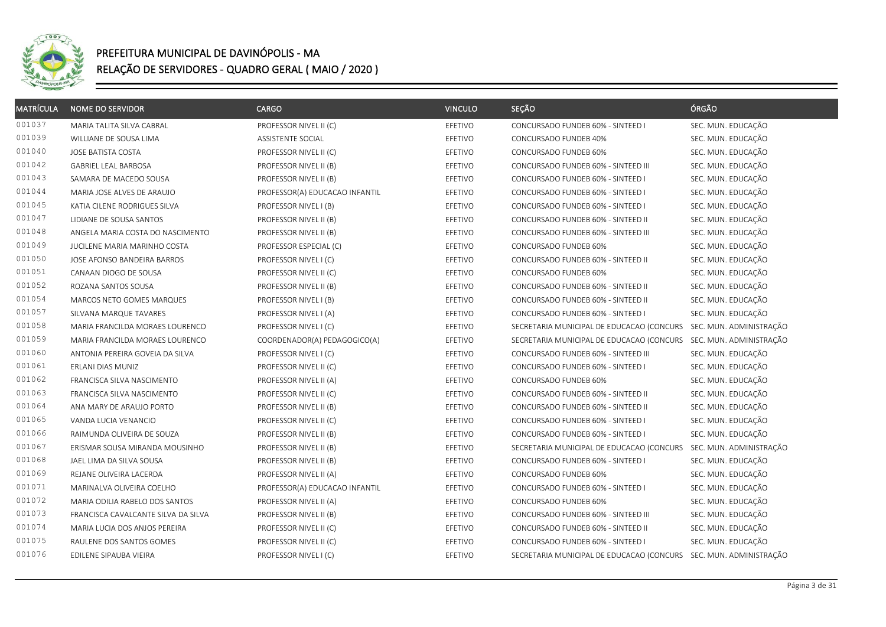# PREFEITURA MUNICIPAL DE DAVINÓPOLIS - MA

## RELAÇÃO DE SERVIDORES - QUADRO GERAL ( MAIO / 2020 )

| MATRÍCULA | NOME DO SERVIDOR | CARGO | VINCULO | SEÇÃO | ÓRGÃO |
|---|---|---|---|---|---|
| 001037 | MARIA TALITA SILVA CABRAL | PROFESSOR NIVEL II (C) | EFETIVO | CONCURSADO FUNDEB 60% - SINTEED I | SEC. MUN. EDUCAÇÃO |
| 001039 | WILLIANE DE SOUSA LIMA | ASSISTENTE SOCIAL | EFETIVO | CONCURSADO FUNDEB 40% | SEC. MUN. EDUCAÇÃO |
| 001040 | JOSE BATISTA COSTA | PROFESSOR NIVEL II (C) | EFETIVO | CONCURSADO FUNDEB 60% | SEC. MUN. EDUCAÇÃO |
| 001042 | GABRIEL LEAL BARBOSA | PROFESSOR NIVEL II (B) | EFETIVO | CONCURSADO FUNDEB 60% - SINTEED III | SEC. MUN. EDUCAÇÃO |
| 001043 | SAMARA DE MACEDO SOUSA | PROFESSOR NIVEL II (B) | EFETIVO | CONCURSADO FUNDEB 60% - SINTEED I | SEC. MUN. EDUCAÇÃO |
| 001044 | MARIA JOSE ALVES DE ARAUJO | PROFESSOR(A) EDUCACAO INFANTIL | EFETIVO | CONCURSADO FUNDEB 60% - SINTEED I | SEC. MUN. EDUCAÇÃO |
| 001045 | KATIA CILENE RODRIGUES SILVA | PROFESSOR NIVEL I (B) | EFETIVO | CONCURSADO FUNDEB 60% - SINTEED I | SEC. MUN. EDUCAÇÃO |
| 001047 | LIDIANE DE SOUSA SANTOS | PROFESSOR NIVEL II (B) | EFETIVO | CONCURSADO FUNDEB 60% - SINTEED II | SEC. MUN. EDUCAÇÃO |
| 001048 | ANGELA MARIA COSTA DO NASCIMENTO | PROFESSOR NIVEL II (B) | EFETIVO | CONCURSADO FUNDEB 60% - SINTEED III | SEC. MUN. EDUCAÇÃO |
| 001049 | JUCILENE MARIA MARINHO COSTA | PROFESSOR ESPECIAL (C) | EFETIVO | CONCURSADO FUNDEB 60% | SEC. MUN. EDUCAÇÃO |
| 001050 | JOSE AFONSO BANDEIRA BARROS | PROFESSOR NIVEL I (C) | EFETIVO | CONCURSADO FUNDEB 60% - SINTEED II | SEC. MUN. EDUCAÇÃO |
| 001051 | CANAAN DIOGO DE SOUSA | PROFESSOR NIVEL II (C) | EFETIVO | CONCURSADO FUNDEB 60% | SEC. MUN. EDUCAÇÃO |
| 001052 | ROZANA SANTOS SOUSA | PROFESSOR NIVEL II (B) | EFETIVO | CONCURSADO FUNDEB 60% - SINTEED II | SEC. MUN. EDUCAÇÃO |
| 001054 | MARCOS NETO GOMES MARQUES | PROFESSOR NIVEL I (B) | EFETIVO | CONCURSADO FUNDEB 60% - SINTEED II | SEC. MUN. EDUCAÇÃO |
| 001057 | SILVANA MARQUE TAVARES | PROFESSOR NIVEL I (A) | EFETIVO | CONCURSADO FUNDEB 60% - SINTEED I | SEC. MUN. EDUCAÇÃO |
| 001058 | MARIA FRANCILDA MORAES LOURENCO | PROFESSOR NIVEL I (C) | EFETIVO | SECRETARIA MUNICIPAL DE EDUCACAO (CONCURS | SEC. MUN. ADMINISTRAÇÃO |
| 001059 | MARIA FRANCILDA MORAES LOURENCO | COORDENADOR(A) PEDAGOGICO(A) | EFETIVO | SECRETARIA MUNICIPAL DE EDUCACAO (CONCURS | SEC. MUN. ADMINISTRAÇÃO |
| 001060 | ANTONIA PEREIRA GOVEIA DA SILVA | PROFESSOR NIVEL I (C) | EFETIVO | CONCURSADO FUNDEB 60% - SINTEED III | SEC. MUN. EDUCAÇÃO |
| 001061 | ERLANI DIAS MUNIZ | PROFESSOR NIVEL II (C) | EFETIVO | CONCURSADO FUNDEB 60% - SINTEED I | SEC. MUN. EDUCAÇÃO |
| 001062 | FRANCISCA SILVA NASCIMENTO | PROFESSOR NIVEL II (A) | EFETIVO | CONCURSADO FUNDEB 60% | SEC. MUN. EDUCAÇÃO |
| 001063 | FRANCISCA SILVA NASCIMENTO | PROFESSOR NIVEL II (C) | EFETIVO | CONCURSADO FUNDEB 60% - SINTEED II | SEC. MUN. EDUCAÇÃO |
| 001064 | ANA MARY DE ARAUJO PORTO | PROFESSOR NIVEL II (B) | EFETIVO | CONCURSADO FUNDEB 60% - SINTEED II | SEC. MUN. EDUCAÇÃO |
| 001065 | VANDA LUCIA VENANCIO | PROFESSOR NIVEL II (C) | EFETIVO | CONCURSADO FUNDEB 60% - SINTEED I | SEC. MUN. EDUCAÇÃO |
| 001066 | RAIMUNDA OLIVEIRA DE SOUZA | PROFESSOR NIVEL II (B) | EFETIVO | CONCURSADO FUNDEB 60% - SINTEED I | SEC. MUN. EDUCAÇÃO |
| 001067 | ERISMAR SOUSA MIRANDA MOUSINHO | PROFESSOR NIVEL II (B) | EFETIVO | SECRETARIA MUNICIPAL DE EDUCACAO (CONCURS | SEC. MUN. ADMINISTRAÇÃO |
| 001068 | JAEL LIMA DA SILVA SOUSA | PROFESSOR NIVEL II (B) | EFETIVO | CONCURSADO FUNDEB 60% - SINTEED I | SEC. MUN. EDUCAÇÃO |
| 001069 | REJANE OLIVEIRA LACERDA | PROFESSOR NIVEL II (A) | EFETIVO | CONCURSADO FUNDEB 60% | SEC. MUN. EDUCAÇÃO |
| 001071 | MARINALVA OLIVEIRA COELHO | PROFESSOR(A) EDUCACAO INFANTIL | EFETIVO | CONCURSADO FUNDEB 60% - SINTEED I | SEC. MUN. EDUCAÇÃO |
| 001072 | MARIA ODILIA RABELO DOS SANTOS | PROFESSOR NIVEL II (A) | EFETIVO | CONCURSADO FUNDEB 60% | SEC. MUN. EDUCAÇÃO |
| 001073 | FRANCISCA CAVALCANTE SILVA DA SILVA | PROFESSOR NIVEL II (B) | EFETIVO | CONCURSADO FUNDEB 60% - SINTEED III | SEC. MUN. EDUCAÇÃO |
| 001074 | MARIA LUCIA DOS ANJOS PEREIRA | PROFESSOR NIVEL II (C) | EFETIVO | CONCURSADO FUNDEB 60% - SINTEED II | SEC. MUN. EDUCAÇÃO |
| 001075 | RAULENE DOS SANTOS GOMES | PROFESSOR NIVEL II (C) | EFETIVO | CONCURSADO FUNDEB 60% - SINTEED I | SEC. MUN. EDUCAÇÃO |
| 001076 | EDILENE SIPAUBA VIEIRA | PROFESSOR NIVEL I (C) | EFETIVO | SECRETARIA MUNICIPAL DE EDUCACAO (CONCURS | SEC. MUN. ADMINISTRAÇÃO |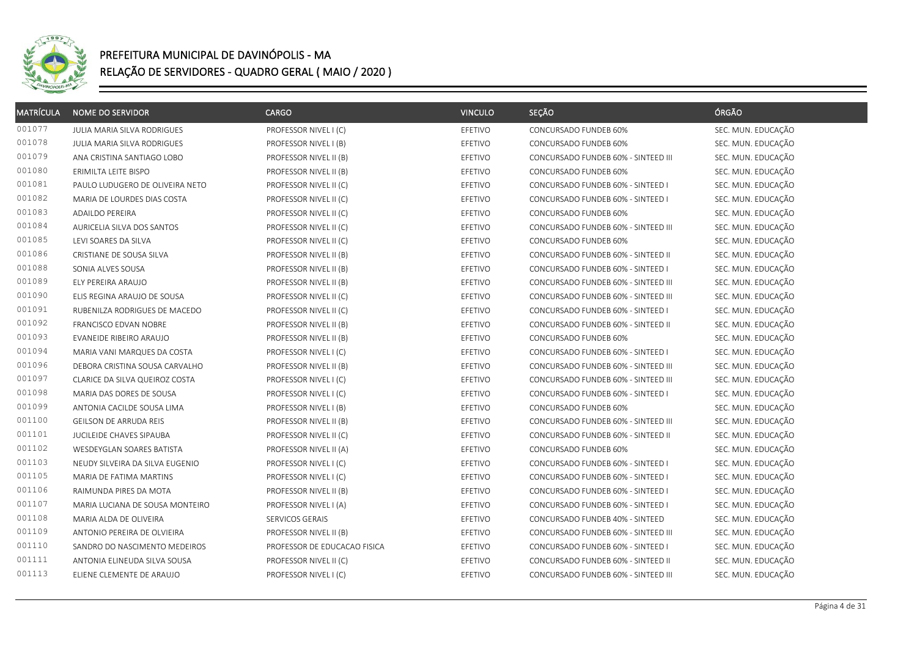# PREFEITURA MUNICIPAL DE DAVINÓPOLIS - MA
## RELAÇÃO DE SERVIDORES - QUADRO GERAL ( MAIO / 2020 )

| MATRÍCULA | NOME DO SERVIDOR | CARGO | VINCULO | SEÇÃO | ÓRGÃO |
|---|---|---|---|---|---|
| 001077 | JULIA MARIA SILVA RODRIGUES | PROFESSOR NIVEL I (C) | EFETIVO | CONCURSADO FUNDEB 60% | SEC. MUN. EDUCAÇÃO |
| 001078 | JULIA MARIA SILVA RODRIGUES | PROFESSOR NIVEL I (B) | EFETIVO | CONCURSADO FUNDEB 60% | SEC. MUN. EDUCAÇÃO |
| 001079 | ANA CRISTINA SANTIAGO LOBO | PROFESSOR NIVEL II (B) | EFETIVO | CONCURSADO FUNDEB 60% - SINTEED III | SEC. MUN. EDUCAÇÃO |
| 001080 | ERIMILTA LEITE BISPO | PROFESSOR NIVEL II (B) | EFETIVO | CONCURSADO FUNDEB 60% | SEC. MUN. EDUCAÇÃO |
| 001081 | PAULO LUDUGERO DE OLIVEIRA NETO | PROFESSOR NIVEL II (C) | EFETIVO | CONCURSADO FUNDEB 60% - SINTEED I | SEC. MUN. EDUCAÇÃO |
| 001082 | MARIA DE LOURDES DIAS COSTA | PROFESSOR NIVEL II (C) | EFETIVO | CONCURSADO FUNDEB 60% - SINTEED I | SEC. MUN. EDUCAÇÃO |
| 001083 | ADAILDO PEREIRA | PROFESSOR NIVEL II (C) | EFETIVO | CONCURSADO FUNDEB 60% | SEC. MUN. EDUCAÇÃO |
| 001084 | AURICELIA SILVA DOS SANTOS | PROFESSOR NIVEL II (C) | EFETIVO | CONCURSADO FUNDEB 60% - SINTEED III | SEC. MUN. EDUCAÇÃO |
| 001085 | LEVI SOARES DA SILVA | PROFESSOR NIVEL II (C) | EFETIVO | CONCURSADO FUNDEB 60% | SEC. MUN. EDUCAÇÃO |
| 001086 | CRISTIANE DE SOUSA SILVA | PROFESSOR NIVEL II (B) | EFETIVO | CONCURSADO FUNDEB 60% - SINTEED II | SEC. MUN. EDUCAÇÃO |
| 001088 | SONIA ALVES SOUSA | PROFESSOR NIVEL II (B) | EFETIVO | CONCURSADO FUNDEB 60% - SINTEED I | SEC. MUN. EDUCAÇÃO |
| 001089 | ELY PEREIRA ARAUJO | PROFESSOR NIVEL II (B) | EFETIVO | CONCURSADO FUNDEB 60% - SINTEED III | SEC. MUN. EDUCAÇÃO |
| 001090 | ELIS REGINA ARAUJO DE SOUSA | PROFESSOR NIVEL II (C) | EFETIVO | CONCURSADO FUNDEB 60% - SINTEED III | SEC. MUN. EDUCAÇÃO |
| 001091 | RUBENILZA RODRIGUES DE MACEDO | PROFESSOR NIVEL II (C) | EFETIVO | CONCURSADO FUNDEB 60% - SINTEED I | SEC. MUN. EDUCAÇÃO |
| 001092 | FRANCISCO EDVAN NOBRE | PROFESSOR NIVEL II (B) | EFETIVO | CONCURSADO FUNDEB 60% - SINTEED II | SEC. MUN. EDUCAÇÃO |
| 001093 | EVANEIDE RIBEIRO ARAUJO | PROFESSOR NIVEL II (B) | EFETIVO | CONCURSADO FUNDEB 60% | SEC. MUN. EDUCAÇÃO |
| 001094 | MARIA VANI MARQUES DA COSTA | PROFESSOR NIVEL I (C) | EFETIVO | CONCURSADO FUNDEB 60% - SINTEED I | SEC. MUN. EDUCAÇÃO |
| 001096 | DEBORA CRISTINA SOUSA CARVALHO | PROFESSOR NIVEL II (B) | EFETIVO | CONCURSADO FUNDEB 60% - SINTEED III | SEC. MUN. EDUCAÇÃO |
| 001097 | CLARICE DA SILVA QUEIROZ COSTA | PROFESSOR NIVEL I (C) | EFETIVO | CONCURSADO FUNDEB 60% - SINTEED III | SEC. MUN. EDUCAÇÃO |
| 001098 | MARIA DAS DORES DE SOUSA | PROFESSOR NIVEL I (C) | EFETIVO | CONCURSADO FUNDEB 60% - SINTEED I | SEC. MUN. EDUCAÇÃO |
| 001099 | ANTONIA CACILDE SOUSA LIMA | PROFESSOR NIVEL I (B) | EFETIVO | CONCURSADO FUNDEB 60% | SEC. MUN. EDUCAÇÃO |
| 001100 | GEILSON DE ARRUDA REIS | PROFESSOR NIVEL II (B) | EFETIVO | CONCURSADO FUNDEB 60% - SINTEED III | SEC. MUN. EDUCAÇÃO |
| 001101 | JUCILEIDE CHAVES SIPAUBA | PROFESSOR NIVEL II (C) | EFETIVO | CONCURSADO FUNDEB 60% - SINTEED II | SEC. MUN. EDUCAÇÃO |
| 001102 | WESDEYGLAN SOARES BATISTA | PROFESSOR NIVEL II (A) | EFETIVO | CONCURSADO FUNDEB 60% | SEC. MUN. EDUCAÇÃO |
| 001103 | NEUDY SILVEIRA DA SILVA EUGENIO | PROFESSOR NIVEL I (C) | EFETIVO | CONCURSADO FUNDEB 60% - SINTEED I | SEC. MUN. EDUCAÇÃO |
| 001105 | MARIA DE FATIMA MARTINS | PROFESSOR NIVEL I (C) | EFETIVO | CONCURSADO FUNDEB 60% - SINTEED I | SEC. MUN. EDUCAÇÃO |
| 001106 | RAIMUNDA PIRES DA MOTA | PROFESSOR NIVEL II (B) | EFETIVO | CONCURSADO FUNDEB 60% - SINTEED I | SEC. MUN. EDUCAÇÃO |
| 001107 | MARIA LUCIANA DE SOUSA MONTEIRO | PROFESSOR NIVEL I (A) | EFETIVO | CONCURSADO FUNDEB 60% - SINTEED I | SEC. MUN. EDUCAÇÃO |
| 001108 | MARIA ALDA DE OLIVEIRA | SERVICOS GERAIS | EFETIVO | CONCURSADO FUNDEB 40% - SINTEED | SEC. MUN. EDUCAÇÃO |
| 001109 | ANTONIO PEREIRA DE OLVIEIRA | PROFESSOR NIVEL II (B) | EFETIVO | CONCURSADO FUNDEB 60% - SINTEED III | SEC. MUN. EDUCAÇÃO |
| 001110 | SANDRO DO NASCIMENTO MEDEIROS | PROFESSOR DE EDUCACAO FISICA | EFETIVO | CONCURSADO FUNDEB 60% - SINTEED I | SEC. MUN. EDUCAÇÃO |
| 001111 | ANTONIA ELINEUDA SILVA SOUSA | PROFESSOR NIVEL II (C) | EFETIVO | CONCURSADO FUNDEB 60% - SINTEED II | SEC. MUN. EDUCAÇÃO |
| 001113 | ELIENE CLEMENTE DE ARAUJO | PROFESSOR NIVEL I (C) | EFETIVO | CONCURSADO FUNDEB 60% - SINTEED III | SEC. MUN. EDUCAÇÃO |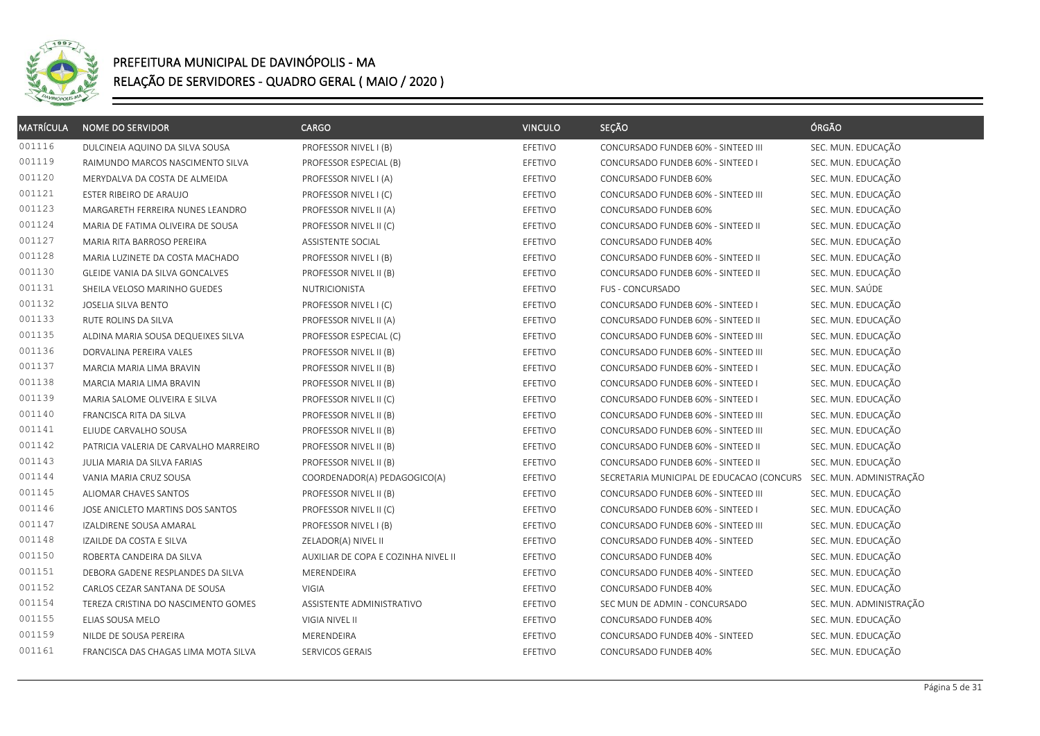# PREFEITURA MUNICIPAL DE DAVINÓPOLIS - MA

## RELAÇÃO DE SERVIDORES - QUADRO GERAL ( MAIO / 2020 )

| MATRÍCULA | NOME DO SERVIDOR | CARGO | VINCULO | SEÇÃO | ÓRGÃO |
|---|---|---|---|---|---|
| 001116 | DULCINEIA AQUINO DA SILVA SOUSA | PROFESSOR NIVEL I (B) | EFETIVO | CONCURSADO FUNDEB 60% - SINTEED III | SEC. MUN. EDUCAÇÃO |
| 001119 | RAIMUNDO MARCOS NASCIMENTO SILVA | PROFESSOR ESPECIAL (B) | EFETIVO | CONCURSADO FUNDEB 60% - SINTEED I | SEC. MUN. EDUCAÇÃO |
| 001120 | MERYDALVA DA COSTA DE ALMEIDA | PROFESSOR NIVEL I (A) | EFETIVO | CONCURSADO FUNDEB 60% | SEC. MUN. EDUCAÇÃO |
| 001121 | ESTER RIBEIRO DE ARAUJO | PROFESSOR NIVEL I (C) | EFETIVO | CONCURSADO FUNDEB 60% - SINTEED III | SEC. MUN. EDUCAÇÃO |
| 001123 | MARGARETH FERREIRA NUNES LEANDRO | PROFESSOR NIVEL II (A) | EFETIVO | CONCURSADO FUNDEB 60% | SEC. MUN. EDUCAÇÃO |
| 001124 | MARIA DE FATIMA OLIVEIRA DE SOUSA | PROFESSOR NIVEL II (C) | EFETIVO | CONCURSADO FUNDEB 60% - SINTEED II | SEC. MUN. EDUCAÇÃO |
| 001127 | MARIA RITA BARROSO PEREIRA | ASSISTENTE SOCIAL | EFETIVO | CONCURSADO FUNDEB 40% | SEC. MUN. EDUCAÇÃO |
| 001128 | MARIA LUZINETE DA COSTA MACHADO | PROFESSOR NIVEL I (B) | EFETIVO | CONCURSADO FUNDEB 60% - SINTEED II | SEC. MUN. EDUCAÇÃO |
| 001130 | GLEIDE VANIA DA SILVA GONCALVES | PROFESSOR NIVEL II (B) | EFETIVO | CONCURSADO FUNDEB 60% - SINTEED II | SEC. MUN. EDUCAÇÃO |
| 001131 | SHEILA VELOSO MARINHO GUEDES | NUTRICIONISTA | EFETIVO | FUS - CONCURSADO | SEC. MUN. SAÚDE |
| 001132 | JOSELIA SILVA BENTO | PROFESSOR NIVEL I (C) | EFETIVO | CONCURSADO FUNDEB 60% - SINTEED I | SEC. MUN. EDUCAÇÃO |
| 001133 | RUTE ROLINS DA SILVA | PROFESSOR NIVEL II (A) | EFETIVO | CONCURSADO FUNDEB 60% - SINTEED II | SEC. MUN. EDUCAÇÃO |
| 001135 | ALDINA MARIA SOUSA DEQUEIXES SILVA | PROFESSOR ESPECIAL (C) | EFETIVO | CONCURSADO FUNDEB 60% - SINTEED III | SEC. MUN. EDUCAÇÃO |
| 001136 | DORVALINA PEREIRA VALES | PROFESSOR NIVEL II (B) | EFETIVO | CONCURSADO FUNDEB 60% - SINTEED III | SEC. MUN. EDUCAÇÃO |
| 001137 | MARCIA MARIA LIMA BRAVIN | PROFESSOR NIVEL II (B) | EFETIVO | CONCURSADO FUNDEB 60% - SINTEED I | SEC. MUN. EDUCAÇÃO |
| 001138 | MARCIA MARIA LIMA BRAVIN | PROFESSOR NIVEL II (B) | EFETIVO | CONCURSADO FUNDEB 60% - SINTEED I | SEC. MUN. EDUCAÇÃO |
| 001139 | MARIA SALOME OLIVEIRA E SILVA | PROFESSOR NIVEL II (C) | EFETIVO | CONCURSADO FUNDEB 60% - SINTEED I | SEC. MUN. EDUCAÇÃO |
| 001140 | FRANCISCA RITA DA SILVA | PROFESSOR NIVEL II (B) | EFETIVO | CONCURSADO FUNDEB 60% - SINTEED III | SEC. MUN. EDUCAÇÃO |
| 001141 | ELIUDE CARVALHO SOUSA | PROFESSOR NIVEL II (B) | EFETIVO | CONCURSADO FUNDEB 60% - SINTEED III | SEC. MUN. EDUCAÇÃO |
| 001142 | PATRICIA VALERIA DE CARVALHO MARREIRO | PROFESSOR NIVEL II (B) | EFETIVO | CONCURSADO FUNDEB 60% - SINTEED II | SEC. MUN. EDUCAÇÃO |
| 001143 | JULIA MARIA DA SILVA FARIAS | PROFESSOR NIVEL II (B) | EFETIVO | CONCURSADO FUNDEB 60% - SINTEED II | SEC. MUN. EDUCAÇÃO |
| 001144 | VANIA MARIA CRUZ SOUSA | COORDENADOR(A) PEDAGOGICO(A) | EFETIVO | SECRETARIA MUNICIPAL DE EDUCACAO (CONCURS | SEC. MUN. ADMINISTRAÇÃO |
| 001145 | ALIOMAR CHAVES SANTOS | PROFESSOR NIVEL II (B) | EFETIVO | CONCURSADO FUNDEB 60% - SINTEED III | SEC. MUN. EDUCAÇÃO |
| 001146 | JOSE ANICLETO MARTINS DOS SANTOS | PROFESSOR NIVEL II (C) | EFETIVO | CONCURSADO FUNDEB 60% - SINTEED I | SEC. MUN. EDUCAÇÃO |
| 001147 | IZALDIRENE SOUSA AMARAL | PROFESSOR NIVEL I (B) | EFETIVO | CONCURSADO FUNDEB 60% - SINTEED III | SEC. MUN. EDUCAÇÃO |
| 001148 | IZAILDE DA COSTA E SILVA | ZELADOR(A) NIVEL II | EFETIVO | CONCURSADO FUNDEB 40% - SINTEED | SEC. MUN. EDUCAÇÃO |
| 001150 | ROBERTA CANDEIRA DA SILVA | AUXILIAR DE COPA E COZINHA NIVEL II | EFETIVO | CONCURSADO FUNDEB 40% | SEC. MUN. EDUCAÇÃO |
| 001151 | DEBORA GADENE RESPLANDES DA SILVA | MERENDEIRA | EFETIVO | CONCURSADO FUNDEB 40% - SINTEED | SEC. MUN. EDUCAÇÃO |
| 001152 | CARLOS CEZAR SANTANA DE SOUSA | VIGIA | EFETIVO | CONCURSADO FUNDEB 40% | SEC. MUN. EDUCAÇÃO |
| 001154 | TEREZA CRISTINA DO NASCIMENTO GOMES | ASSISTENTE ADMINISTRATIVO | EFETIVO | SEC MUN DE ADMIN - CONCURSADO | SEC. MUN. ADMINISTRAÇÃO |
| 001155 | ELIAS SOUSA MELO | VIGIA NIVEL II | EFETIVO | CONCURSADO FUNDEB 40% | SEC. MUN. EDUCAÇÃO |
| 001159 | NILDE DE SOUSA PEREIRA | MERENDEIRA | EFETIVO | CONCURSADO FUNDEB 40% - SINTEED | SEC. MUN. EDUCAÇÃO |
| 001161 | FRANCISCA DAS CHAGAS LIMA MOTA SILVA | SERVICOS GERAIS | EFETIVO | CONCURSADO FUNDEB 40% | SEC. MUN. EDUCAÇÃO |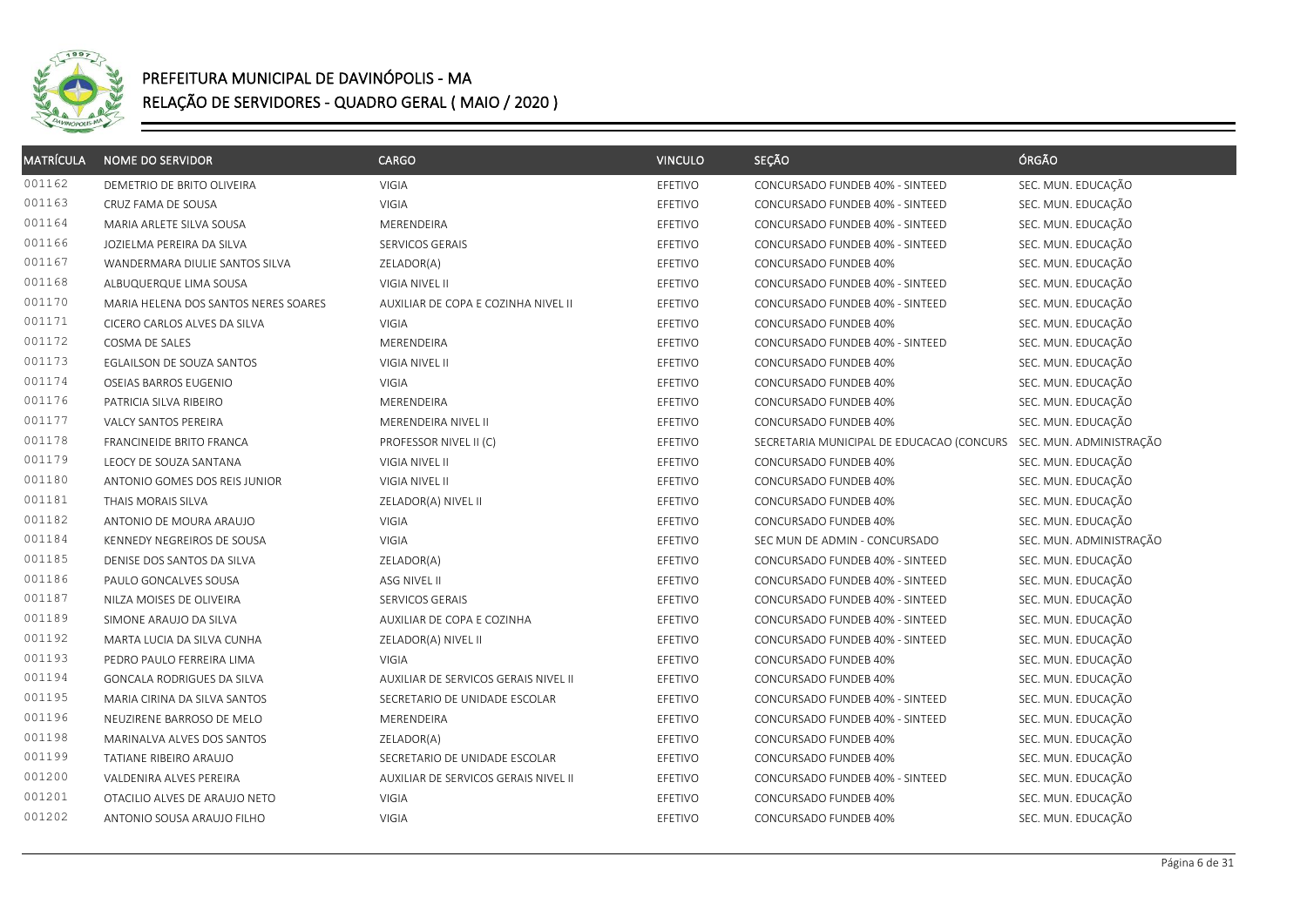# PREFEITURA MUNICIPAL DE DAVINÓPOLIS - MA

## RELAÇÃO DE SERVIDORES - QUADRO GERAL ( MAIO / 2020 )

| MATRÍCULA | NOME DO SERVIDOR | CARGO | VINCULO | SEÇÃO | ÓRGÃO |
|---|---|---|---|---|---|
| 001162 | DEMETRIO DE BRITO OLIVEIRA | VIGIA | EFETIVO | CONCURSADO FUNDEB 40% - SINTEED | SEC. MUN. EDUCAÇÃO |
| 001163 | CRUZ FAMA DE SOUSA | VIGIA | EFETIVO | CONCURSADO FUNDEB 40% - SINTEED | SEC. MUN. EDUCAÇÃO |
| 001164 | MARIA ARLETE SILVA SOUSA | MERENDEIRA | EFETIVO | CONCURSADO FUNDEB 40% - SINTEED | SEC. MUN. EDUCAÇÃO |
| 001166 | JOZIELMA PEREIRA DA SILVA | SERVICOS GERAIS | EFETIVO | CONCURSADO FUNDEB 40% - SINTEED | SEC. MUN. EDUCAÇÃO |
| 001167 | WANDERMARA DIULIE SANTOS SILVA | ZELADOR(A) | EFETIVO | CONCURSADO FUNDEB 40% | SEC. MUN. EDUCAÇÃO |
| 001168 | ALBUQUERQUE LIMA SOUSA | VIGIA NIVEL II | EFETIVO | CONCURSADO FUNDEB 40% - SINTEED | SEC. MUN. EDUCAÇÃO |
| 001170 | MARIA HELENA DOS SANTOS NERES SOARES | AUXILIAR DE COPA E COZINHA NIVEL II | EFETIVO | CONCURSADO FUNDEB 40% - SINTEED | SEC. MUN. EDUCAÇÃO |
| 001171 | CICERO CARLOS ALVES DA SILVA | VIGIA | EFETIVO | CONCURSADO FUNDEB 40% | SEC. MUN. EDUCAÇÃO |
| 001172 | COSMA DE SALES | MERENDEIRA | EFETIVO | CONCURSADO FUNDEB 40% - SINTEED | SEC. MUN. EDUCAÇÃO |
| 001173 | EGLAILSON DE SOUZA SANTOS | VIGIA NIVEL II | EFETIVO | CONCURSADO FUNDEB 40% | SEC. MUN. EDUCAÇÃO |
| 001174 | OSEIAS BARROS EUGENIO | VIGIA | EFETIVO | CONCURSADO FUNDEB 40% | SEC. MUN. EDUCAÇÃO |
| 001176 | PATRICIA SILVA RIBEIRO | MERENDEIRA | EFETIVO | CONCURSADO FUNDEB 40% | SEC. MUN. EDUCAÇÃO |
| 001177 | VALCY SANTOS PEREIRA | MERENDEIRA NIVEL II | EFETIVO | CONCURSADO FUNDEB 40% | SEC. MUN. EDUCAÇÃO |
| 001178 | FRANCINEIDE BRITO FRANCA | PROFESSOR NIVEL II (C) | EFETIVO | SECRETARIA MUNICIPAL DE EDUCACAO (CONCURS | SEC. MUN. ADMINISTRAÇÃO |
| 001179 | LEOCY DE SOUZA SANTANA | VIGIA NIVEL II | EFETIVO | CONCURSADO FUNDEB 40% | SEC. MUN. EDUCAÇÃO |
| 001180 | ANTONIO GOMES DOS REIS JUNIOR | VIGIA NIVEL II | EFETIVO | CONCURSADO FUNDEB 40% | SEC. MUN. EDUCAÇÃO |
| 001181 | THAIS MORAIS SILVA | ZELADOR(A) NIVEL II | EFETIVO | CONCURSADO FUNDEB 40% | SEC. MUN. EDUCAÇÃO |
| 001182 | ANTONIO DE MOURA ARAUJO | VIGIA | EFETIVO | CONCURSADO FUNDEB 40% | SEC. MUN. EDUCAÇÃO |
| 001184 | KENNEDY NEGREIROS DE SOUSA | VIGIA | EFETIVO | SEC MUN DE ADMIN - CONCURSADO | SEC. MUN. ADMINISTRAÇÃO |
| 001185 | DENISE DOS SANTOS DA SILVA | ZELADOR(A) | EFETIVO | CONCURSADO FUNDEB 40% - SINTEED | SEC. MUN. EDUCAÇÃO |
| 001186 | PAULO GONCALVES SOUSA | ASG NIVEL II | EFETIVO | CONCURSADO FUNDEB 40% - SINTEED | SEC. MUN. EDUCAÇÃO |
| 001187 | NILZA MOISES DE OLIVEIRA | SERVICOS GERAIS | EFETIVO | CONCURSADO FUNDEB 40% - SINTEED | SEC. MUN. EDUCAÇÃO |
| 001189 | SIMONE ARAUJO DA SILVA | AUXILIAR DE COPA E COZINHA | EFETIVO | CONCURSADO FUNDEB 40% - SINTEED | SEC. MUN. EDUCAÇÃO |
| 001192 | MARTA LUCIA DA SILVA CUNHA | ZELADOR(A) NIVEL II | EFETIVO | CONCURSADO FUNDEB 40% - SINTEED | SEC. MUN. EDUCAÇÃO |
| 001193 | PEDRO PAULO FERREIRA LIMA | VIGIA | EFETIVO | CONCURSADO FUNDEB 40% | SEC. MUN. EDUCAÇÃO |
| 001194 | GONCALA RODRIGUES DA SILVA | AUXILIAR DE SERVICOS GERAIS NIVEL II | EFETIVO | CONCURSADO FUNDEB 40% | SEC. MUN. EDUCAÇÃO |
| 001195 | MARIA CIRINA DA SILVA SANTOS | SECRETARIO DE UNIDADE ESCOLAR | EFETIVO | CONCURSADO FUNDEB 40% - SINTEED | SEC. MUN. EDUCAÇÃO |
| 001196 | NEUZIRENE BARROSO DE MELO | MERENDEIRA | EFETIVO | CONCURSADO FUNDEB 40% - SINTEED | SEC. MUN. EDUCAÇÃO |
| 001198 | MARINALVA ALVES DOS SANTOS | ZELADOR(A) | EFETIVO | CONCURSADO FUNDEB 40% | SEC. MUN. EDUCAÇÃO |
| 001199 | TATIANE RIBEIRO ARAUJO | SECRETARIO DE UNIDADE ESCOLAR | EFETIVO | CONCURSADO FUNDEB 40% | SEC. MUN. EDUCAÇÃO |
| 001200 | VALDENIRA ALVES PEREIRA | AUXILIAR DE SERVICOS GERAIS NIVEL II | EFETIVO | CONCURSADO FUNDEB 40% - SINTEED | SEC. MUN. EDUCAÇÃO |
| 001201 | OTACILIO ALVES DE ARAUJO NETO | VIGIA | EFETIVO | CONCURSADO FUNDEB 40% | SEC. MUN. EDUCAÇÃO |
| 001202 | ANTONIO SOUSA ARAUJO FILHO | VIGIA | EFETIVO | CONCURSADO FUNDEB 40% | SEC. MUN. EDUCAÇÃO |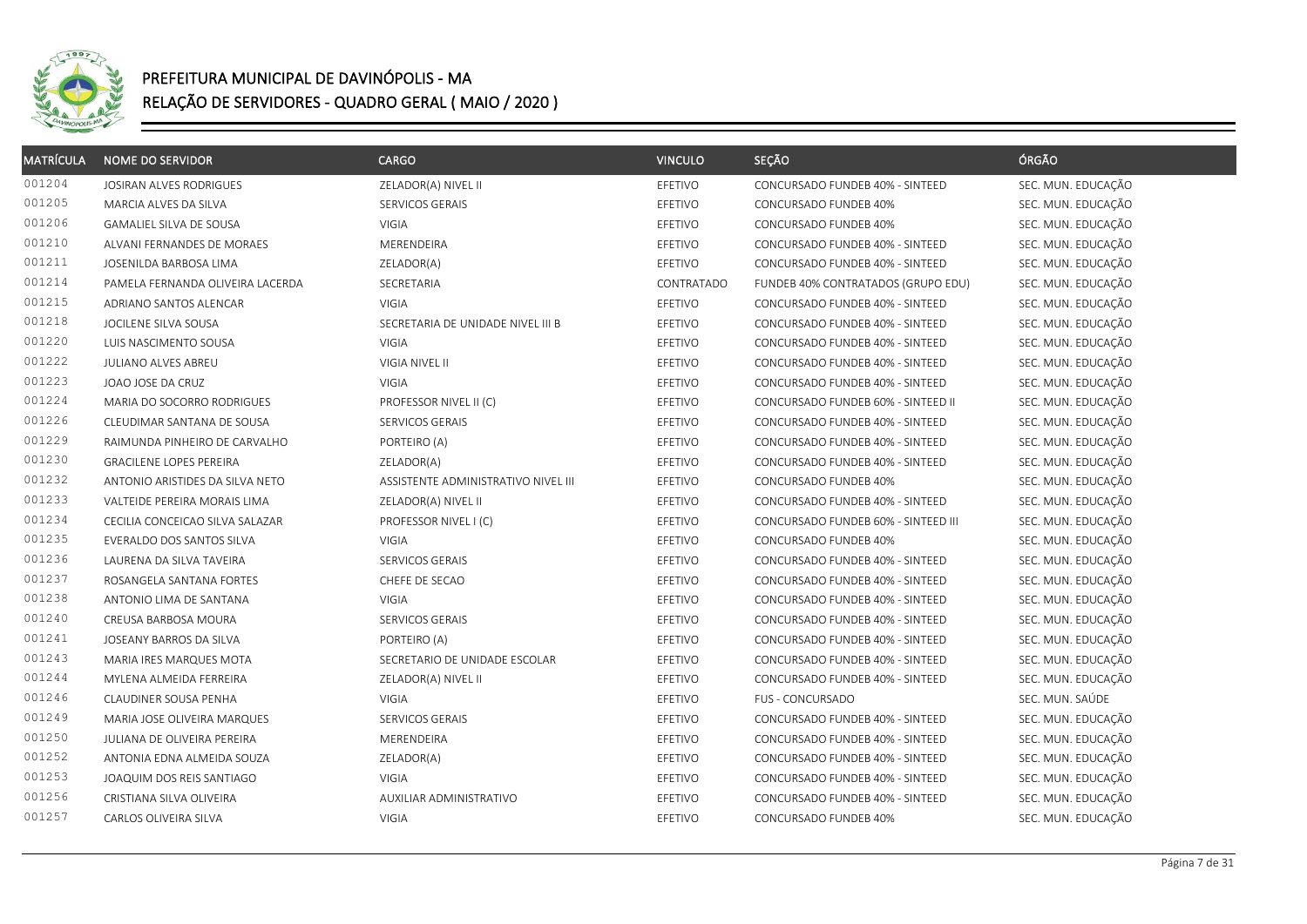# PREFEITURA MUNICIPAL DE DAVINÓPOLIS - MA

## RELAÇÃO DE SERVIDORES - QUADRO GERAL ( MAIO / 2020 )

| MATRÍCULA | NOME DO SERVIDOR | CARGO | VINCULO | SEÇÃO | ÓRGÃO |
|---|---|---|---|---|---|
| 001204 | JOSIRAN ALVES RODRIGUES | ZELADOR(A) NIVEL II | EFETIVO | CONCURSADO FUNDEB 40% - SINTEED | SEC. MUN. EDUCAÇÃO |
| 001205 | MARCIA ALVES DA SILVA | SERVICOS GERAIS | EFETIVO | CONCURSADO FUNDEB 40% | SEC. MUN. EDUCAÇÃO |
| 001206 | GAMALIEL SILVA DE SOUSA | VIGIA | EFETIVO | CONCURSADO FUNDEB 40% | SEC. MUN. EDUCAÇÃO |
| 001210 | ALVANI FERNANDES DE MORAES | MERENDEIRA | EFETIVO | CONCURSADO FUNDEB 40% - SINTEED | SEC. MUN. EDUCAÇÃO |
| 001211 | JOSENILDA BARBOSA LIMA | ZELADOR(A) | EFETIVO | CONCURSADO FUNDEB 40% - SINTEED | SEC. MUN. EDUCAÇÃO |
| 001214 | PAMELA FERNANDA OLIVEIRA LACERDA | SECRETARIA | CONTRATADO | FUNDEB 40% CONTRATADOS (GRUPO EDU) | SEC. MUN. EDUCAÇÃO |
| 001215 | ADRIANO SANTOS ALENCAR | VIGIA | EFETIVO | CONCURSADO FUNDEB 40% - SINTEED | SEC. MUN. EDUCAÇÃO |
| 001218 | JOCILENE SILVA SOUSA | SECRETARIA DE UNIDADE NIVEL III B | EFETIVO | CONCURSADO FUNDEB 40% - SINTEED | SEC. MUN. EDUCAÇÃO |
| 001220 | LUIS NASCIMENTO SOUSA | VIGIA | EFETIVO | CONCURSADO FUNDEB 40% - SINTEED | SEC. MUN. EDUCAÇÃO |
| 001222 | JULIANO ALVES ABREU | VIGIA NIVEL II | EFETIVO | CONCURSADO FUNDEB 40% - SINTEED | SEC. MUN. EDUCAÇÃO |
| 001223 | JOAO JOSE DA CRUZ | VIGIA | EFETIVO | CONCURSADO FUNDEB 40% - SINTEED | SEC. MUN. EDUCAÇÃO |
| 001224 | MARIA DO SOCORRO RODRIGUES | PROFESSOR NIVEL II (C) | EFETIVO | CONCURSADO FUNDEB 60% - SINTEED II | SEC. MUN. EDUCAÇÃO |
| 001226 | CLEUDIMAR SANTANA DE SOUSA | SERVICOS GERAIS | EFETIVO | CONCURSADO FUNDEB 40% - SINTEED | SEC. MUN. EDUCAÇÃO |
| 001229 | RAIMUNDA PINHEIRO DE CARVALHO | PORTEIRO (A) | EFETIVO | CONCURSADO FUNDEB 40% - SINTEED | SEC. MUN. EDUCAÇÃO |
| 001230 | GRACILENE LOPES PEREIRA | ZELADOR(A) | EFETIVO | CONCURSADO FUNDEB 40% - SINTEED | SEC. MUN. EDUCAÇÃO |
| 001232 | ANTONIO ARISTIDES DA SILVA NETO | ASSISTENTE ADMINISTRATIVO NIVEL III | EFETIVO | CONCURSADO FUNDEB 40% | SEC. MUN. EDUCAÇÃO |
| 001233 | VALTEIDE PEREIRA MORAIS LIMA | ZELADOR(A) NIVEL II | EFETIVO | CONCURSADO FUNDEB 40% - SINTEED | SEC. MUN. EDUCAÇÃO |
| 001234 | CECILIA CONCEICAO SILVA SALAZAR | PROFESSOR NIVEL I (C) | EFETIVO | CONCURSADO FUNDEB 60% - SINTEED III | SEC. MUN. EDUCAÇÃO |
| 001235 | EVERALDO DOS SANTOS SILVA | VIGIA | EFETIVO | CONCURSADO FUNDEB 40% | SEC. MUN. EDUCAÇÃO |
| 001236 | LAURENA DA SILVA TAVEIRA | SERVICOS GERAIS | EFETIVO | CONCURSADO FUNDEB 40% - SINTEED | SEC. MUN. EDUCAÇÃO |
| 001237 | ROSANGELA SANTANA FORTES | CHEFE DE SECAO | EFETIVO | CONCURSADO FUNDEB 40% - SINTEED | SEC. MUN. EDUCAÇÃO |
| 001238 | ANTONIO LIMA DE SANTANA | VIGIA | EFETIVO | CONCURSADO FUNDEB 40% - SINTEED | SEC. MUN. EDUCAÇÃO |
| 001240 | CREUSA BARBOSA MOURA | SERVICOS GERAIS | EFETIVO | CONCURSADO FUNDEB 40% - SINTEED | SEC. MUN. EDUCAÇÃO |
| 001241 | JOSEANY BARROS DA SILVA | PORTEIRO (A) | EFETIVO | CONCURSADO FUNDEB 40% - SINTEED | SEC. MUN. EDUCAÇÃO |
| 001243 | MARIA IRES MARQUES MOTA | SECRETARIO DE UNIDADE ESCOLAR | EFETIVO | CONCURSADO FUNDEB 40% - SINTEED | SEC. MUN. EDUCAÇÃO |
| 001244 | MYLENA ALMEIDA FERREIRA | ZELADOR(A) NIVEL II | EFETIVO | CONCURSADO FUNDEB 40% - SINTEED | SEC. MUN. EDUCAÇÃO |
| 001246 | CLAUDINER SOUSA PENHA | VIGIA | EFETIVO | FUS - CONCURSADO | SEC. MUN. SAÚDE |
| 001249 | MARIA JOSE OLIVEIRA MARQUES | SERVICOS GERAIS | EFETIVO | CONCURSADO FUNDEB 40% - SINTEED | SEC. MUN. EDUCAÇÃO |
| 001250 | JULIANA DE OLIVEIRA PEREIRA | MERENDEIRA | EFETIVO | CONCURSADO FUNDEB 40% - SINTEED | SEC. MUN. EDUCAÇÃO |
| 001252 | ANTONIA EDNA ALMEIDA SOUZA | ZELADOR(A) | EFETIVO | CONCURSADO FUNDEB 40% - SINTEED | SEC. MUN. EDUCAÇÃO |
| 001253 | JOAQUIM DOS REIS SANTIAGO | VIGIA | EFETIVO | CONCURSADO FUNDEB 40% - SINTEED | SEC. MUN. EDUCAÇÃO |
| 001256 | CRISTIANA SILVA OLIVEIRA | AUXILIAR ADMINISTRATIVO | EFETIVO | CONCURSADO FUNDEB 40% - SINTEED | SEC. MUN. EDUCAÇÃO |
| 001257 | CARLOS OLIVEIRA SILVA | VIGIA | EFETIVO | CONCURSADO FUNDEB 40% | SEC. MUN. EDUCAÇÃO |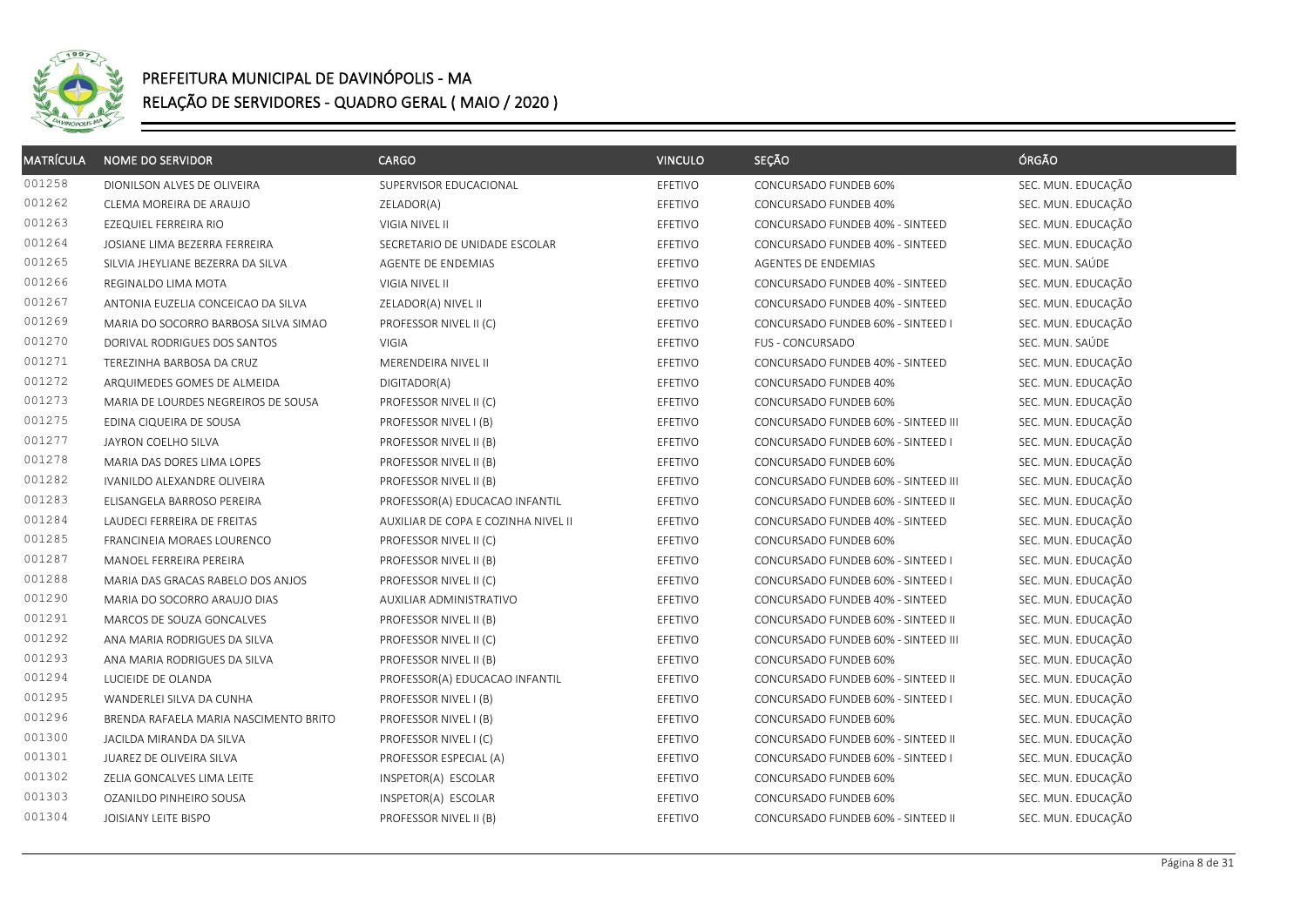# PREFEITURA MUNICIPAL DE DAVINÓPOLIS - MA

## RELAÇÃO DE SERVIDORES - QUADRO GERAL ( MAIO / 2020 )

| MATRÍCULA | NOME DO SERVIDOR | CARGO | VINCULO | SEÇÃO | ÓRGÃO |
|---|---|---|---|---|---|
| 001258 | DIONILSON ALVES DE OLIVEIRA | SUPERVISOR EDUCACIONAL | EFETIVO | CONCURSADO FUNDEB 60% | SEC. MUN. EDUCAÇÃO |
| 001262 | CLEMA MOREIRA DE ARAUJO | ZELADOR(A) | EFETIVO | CONCURSADO FUNDEB 40% | SEC. MUN. EDUCAÇÃO |
| 001263 | EZEQUIEL FERREIRA RIO | VIGIA NIVEL II | EFETIVO | CONCURSADO FUNDEB 40% - SINTEED | SEC. MUN. EDUCAÇÃO |
| 001264 | JOSIANE LIMA BEZERRA FERREIRA | SECRETARIO DE UNIDADE ESCOLAR | EFETIVO | CONCURSADO FUNDEB 40% - SINTEED | SEC. MUN. EDUCAÇÃO |
| 001265 | SILVIA JHEYLIANE BEZERRA DA SILVA | AGENTE DE ENDEMIAS | EFETIVO | AGENTES DE ENDEMIAS | SEC. MUN. SAÚDE |
| 001266 | REGINALDO LIMA MOTA | VIGIA NIVEL II | EFETIVO | CONCURSADO FUNDEB 40% - SINTEED | SEC. MUN. EDUCAÇÃO |
| 001267 | ANTONIA EUZELIA CONCEICAO DA SILVA | ZELADOR(A) NIVEL II | EFETIVO | CONCURSADO FUNDEB 40% - SINTEED | SEC. MUN. EDUCAÇÃO |
| 001269 | MARIA DO SOCORRO BARBOSA SILVA SIMAO | PROFESSOR NIVEL II (C) | EFETIVO | CONCURSADO FUNDEB 60% - SINTEED I | SEC. MUN. EDUCAÇÃO |
| 001270 | DORIVAL RODRIGUES DOS SANTOS | VIGIA | EFETIVO | FUS - CONCURSADO | SEC. MUN. SAÚDE |
| 001271 | TEREZINHA BARBOSA DA CRUZ | MERENDEIRA NIVEL II | EFETIVO | CONCURSADO FUNDEB 40% - SINTEED | SEC. MUN. EDUCAÇÃO |
| 001272 | ARQUIMEDES GOMES DE ALMEIDA | DIGITADOR(A) | EFETIVO | CONCURSADO FUNDEB 40% | SEC. MUN. EDUCAÇÃO |
| 001273 | MARIA DE LOURDES NEGREIROS DE SOUSA | PROFESSOR NIVEL II (C) | EFETIVO | CONCURSADO FUNDEB 60% | SEC. MUN. EDUCAÇÃO |
| 001275 | EDINA CIQUEIRA DE SOUSA | PROFESSOR NIVEL I (B) | EFETIVO | CONCURSADO FUNDEB 60% - SINTEED III | SEC. MUN. EDUCAÇÃO |
| 001277 | JAYRON COELHO SILVA | PROFESSOR NIVEL II (B) | EFETIVO | CONCURSADO FUNDEB 60% - SINTEED I | SEC. MUN. EDUCAÇÃO |
| 001278 | MARIA DAS DORES LIMA LOPES | PROFESSOR NIVEL II (B) | EFETIVO | CONCURSADO FUNDEB 60% | SEC. MUN. EDUCAÇÃO |
| 001282 | IVANILDO ALEXANDRE OLIVEIRA | PROFESSOR NIVEL II (B) | EFETIVO | CONCURSADO FUNDEB 60% - SINTEED III | SEC. MUN. EDUCAÇÃO |
| 001283 | ELISANGELA BARROSO PEREIRA | PROFESSOR(A) EDUCACAO INFANTIL | EFETIVO | CONCURSADO FUNDEB 60% - SINTEED II | SEC. MUN. EDUCAÇÃO |
| 001284 | LAUDECI FERREIRA DE FREITAS | AUXILIAR DE COPA E COZINHA NIVEL II | EFETIVO | CONCURSADO FUNDEB 40% - SINTEED | SEC. MUN. EDUCAÇÃO |
| 001285 | FRANCINEIA MORAES LOURENCO | PROFESSOR NIVEL II (C) | EFETIVO | CONCURSADO FUNDEB 60% | SEC. MUN. EDUCAÇÃO |
| 001287 | MANOEL FERREIRA PEREIRA | PROFESSOR NIVEL II (B) | EFETIVO | CONCURSADO FUNDEB 60% - SINTEED I | SEC. MUN. EDUCAÇÃO |
| 001288 | MARIA DAS GRACAS RABELO DOS ANJOS | PROFESSOR NIVEL II (C) | EFETIVO | CONCURSADO FUNDEB 60% - SINTEED I | SEC. MUN. EDUCAÇÃO |
| 001290 | MARIA DO SOCORRO ARAUJO DIAS | AUXILIAR ADMINISTRATIVO | EFETIVO | CONCURSADO FUNDEB 40% - SINTEED | SEC. MUN. EDUCAÇÃO |
| 001291 | MARCOS DE SOUZA GONCALVES | PROFESSOR NIVEL II (B) | EFETIVO | CONCURSADO FUNDEB 60% - SINTEED II | SEC. MUN. EDUCAÇÃO |
| 001292 | ANA MARIA RODRIGUES DA SILVA | PROFESSOR NIVEL II (C) | EFETIVO | CONCURSADO FUNDEB 60% - SINTEED III | SEC. MUN. EDUCAÇÃO |
| 001293 | ANA MARIA RODRIGUES DA SILVA | PROFESSOR NIVEL II (B) | EFETIVO | CONCURSADO FUNDEB 60% | SEC. MUN. EDUCAÇÃO |
| 001294 | LUCIEIDE DE OLANDA | PROFESSOR(A) EDUCACAO INFANTIL | EFETIVO | CONCURSADO FUNDEB 60% - SINTEED II | SEC. MUN. EDUCAÇÃO |
| 001295 | WANDERLEI SILVA DA CUNHA | PROFESSOR NIVEL I (B) | EFETIVO | CONCURSADO FUNDEB 60% - SINTEED I | SEC. MUN. EDUCAÇÃO |
| 001296 | BRENDA RAFAELA MARIA NASCIMENTO BRITO | PROFESSOR NIVEL I (B) | EFETIVO | CONCURSADO FUNDEB 60% | SEC. MUN. EDUCAÇÃO |
| 001300 | JACILDA MIRANDA DA SILVA | PROFESSOR NIVEL I (C) | EFETIVO | CONCURSADO FUNDEB 60% - SINTEED II | SEC. MUN. EDUCAÇÃO |
| 001301 | JUAREZ DE OLIVEIRA SILVA | PROFESSOR ESPECIAL (A) | EFETIVO | CONCURSADO FUNDEB 60% - SINTEED I | SEC. MUN. EDUCAÇÃO |
| 001302 | ZELIA GONCALVES LIMA LEITE | INSPETOR(A) ESCOLAR | EFETIVO | CONCURSADO FUNDEB 60% | SEC. MUN. EDUCAÇÃO |
| 001303 | OZANILDO PINHEIRO SOUSA | INSPETOR(A) ESCOLAR | EFETIVO | CONCURSADO FUNDEB 60% | SEC. MUN. EDUCAÇÃO |
| 001304 | JOISIANY LEITE BISPO | PROFESSOR NIVEL II (B) | EFETIVO | CONCURSADO FUNDEB 60% - SINTEED II | SEC. MUN. EDUCAÇÃO |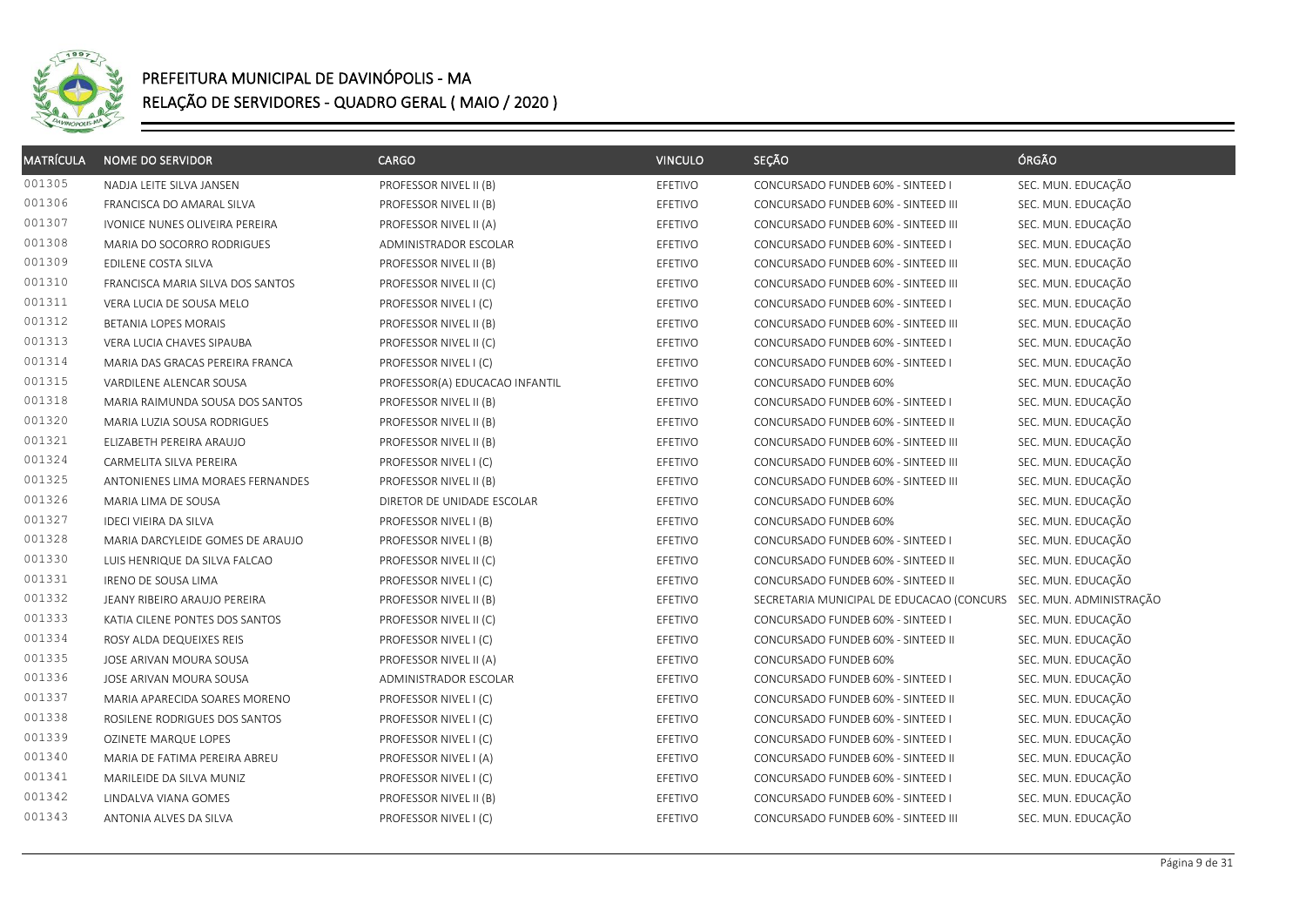# PREFEITURA MUNICIPAL DE DAVINÓPOLIS - MA

## RELAÇÃO DE SERVIDORES - QUADRO GERAL ( MAIO / 2020 )

| MATRÍCULA | NOME DO SERVIDOR | CARGO | VINCULO | SEÇÃO | ÓRGÃO |
|---|---|---|---|---|---|
| 001305 | NADJA LEITE SILVA JANSEN | PROFESSOR NIVEL II (B) | EFETIVO | CONCURSADO FUNDEB 60% - SINTEED I | SEC. MUN. EDUCAÇÃO |
| 001306 | FRANCISCA DO AMARAL SILVA | PROFESSOR NIVEL II (B) | EFETIVO | CONCURSADO FUNDEB 60% - SINTEED III | SEC. MUN. EDUCAÇÃO |
| 001307 | IVONICE NUNES OLIVEIRA PEREIRA | PROFESSOR NIVEL II (A) | EFETIVO | CONCURSADO FUNDEB 60% - SINTEED III | SEC. MUN. EDUCAÇÃO |
| 001308 | MARIA DO SOCORRO RODRIGUES | ADMINISTRADOR ESCOLAR | EFETIVO | CONCURSADO FUNDEB 60% - SINTEED I | SEC. MUN. EDUCAÇÃO |
| 001309 | EDILENE COSTA SILVA | PROFESSOR NIVEL II (B) | EFETIVO | CONCURSADO FUNDEB 60% - SINTEED III | SEC. MUN. EDUCAÇÃO |
| 001310 | FRANCISCA MARIA SILVA DOS SANTOS | PROFESSOR NIVEL II (C) | EFETIVO | CONCURSADO FUNDEB 60% - SINTEED III | SEC. MUN. EDUCAÇÃO |
| 001311 | VERA LUCIA DE SOUSA MELO | PROFESSOR NIVEL I (C) | EFETIVO | CONCURSADO FUNDEB 60% - SINTEED I | SEC. MUN. EDUCAÇÃO |
| 001312 | BETANIA LOPES MORAIS | PROFESSOR NIVEL II (B) | EFETIVO | CONCURSADO FUNDEB 60% - SINTEED III | SEC. MUN. EDUCAÇÃO |
| 001313 | VERA LUCIA CHAVES SIPAUBA | PROFESSOR NIVEL II (C) | EFETIVO | CONCURSADO FUNDEB 60% - SINTEED I | SEC. MUN. EDUCAÇÃO |
| 001314 | MARIA DAS GRACAS PEREIRA FRANCA | PROFESSOR NIVEL I (C) | EFETIVO | CONCURSADO FUNDEB 60% - SINTEED I | SEC. MUN. EDUCAÇÃO |
| 001315 | VARDILENE ALENCAR SOUSA | PROFESSOR(A) EDUCACAO INFANTIL | EFETIVO | CONCURSADO FUNDEB 60% | SEC. MUN. EDUCAÇÃO |
| 001318 | MARIA RAIMUNDA SOUSA DOS SANTOS | PROFESSOR NIVEL II (B) | EFETIVO | CONCURSADO FUNDEB 60% - SINTEED I | SEC. MUN. EDUCAÇÃO |
| 001320 | MARIA LUZIA SOUSA RODRIGUES | PROFESSOR NIVEL II (B) | EFETIVO | CONCURSADO FUNDEB 60% - SINTEED II | SEC. MUN. EDUCAÇÃO |
| 001321 | ELIZABETH PEREIRA ARAUJO | PROFESSOR NIVEL II (B) | EFETIVO | CONCURSADO FUNDEB 60% - SINTEED III | SEC. MUN. EDUCAÇÃO |
| 001324 | CARMELITA SILVA PEREIRA | PROFESSOR NIVEL I (C) | EFETIVO | CONCURSADO FUNDEB 60% - SINTEED III | SEC. MUN. EDUCAÇÃO |
| 001325 | ANTONIENES LIMA MORAES FERNANDES | PROFESSOR NIVEL II (B) | EFETIVO | CONCURSADO FUNDEB 60% - SINTEED III | SEC. MUN. EDUCAÇÃO |
| 001326 | MARIA LIMA DE SOUSA | DIRETOR DE UNIDADE ESCOLAR | EFETIVO | CONCURSADO FUNDEB 60% | SEC. MUN. EDUCAÇÃO |
| 001327 | IDECI VIEIRA DA SILVA | PROFESSOR NIVEL I (B) | EFETIVO | CONCURSADO FUNDEB 60% | SEC. MUN. EDUCAÇÃO |
| 001328 | MARIA DARCYLEIDE GOMES DE ARAUJO | PROFESSOR NIVEL I (B) | EFETIVO | CONCURSADO FUNDEB 60% - SINTEED I | SEC. MUN. EDUCAÇÃO |
| 001330 | LUIS HENRIQUE DA SILVA FALCAO | PROFESSOR NIVEL II (C) | EFETIVO | CONCURSADO FUNDEB 60% - SINTEED II | SEC. MUN. EDUCAÇÃO |
| 001331 | IRENO DE SOUSA LIMA | PROFESSOR NIVEL I (C) | EFETIVO | CONCURSADO FUNDEB 60% - SINTEED II | SEC. MUN. EDUCAÇÃO |
| 001332 | JEANY RIBEIRO ARAUJO PEREIRA | PROFESSOR NIVEL II (B) | EFETIVO | SECRETARIA MUNICIPAL DE EDUCACAO (CONCURS | SEC. MUN. ADMINISTRAÇÃO |
| 001333 | KATIA CILENE PONTES DOS SANTOS | PROFESSOR NIVEL II (C) | EFETIVO | CONCURSADO FUNDEB 60% - SINTEED I | SEC. MUN. EDUCAÇÃO |
| 001334 | ROSY ALDA DEQUEIXES REIS | PROFESSOR NIVEL I (C) | EFETIVO | CONCURSADO FUNDEB 60% - SINTEED II | SEC. MUN. EDUCAÇÃO |
| 001335 | JOSE ARIVAN MOURA SOUSA | PROFESSOR NIVEL II (A) | EFETIVO | CONCURSADO FUNDEB 60% | SEC. MUN. EDUCAÇÃO |
| 001336 | JOSE ARIVAN MOURA SOUSA | ADMINISTRADOR ESCOLAR | EFETIVO | CONCURSADO FUNDEB 60% - SINTEED I | SEC. MUN. EDUCAÇÃO |
| 001337 | MARIA APARECIDA SOARES MORENO | PROFESSOR NIVEL I (C) | EFETIVO | CONCURSADO FUNDEB 60% - SINTEED II | SEC. MUN. EDUCAÇÃO |
| 001338 | ROSILENE RODRIGUES DOS SANTOS | PROFESSOR NIVEL I (C) | EFETIVO | CONCURSADO FUNDEB 60% - SINTEED I | SEC. MUN. EDUCAÇÃO |
| 001339 | OZINETE MARQUE LOPES | PROFESSOR NIVEL I (C) | EFETIVO | CONCURSADO FUNDEB 60% - SINTEED I | SEC. MUN. EDUCAÇÃO |
| 001340 | MARIA DE FATIMA PEREIRA ABREU | PROFESSOR NIVEL I (A) | EFETIVO | CONCURSADO FUNDEB 60% - SINTEED II | SEC. MUN. EDUCAÇÃO |
| 001341 | MARILEIDE DA SILVA MUNIZ | PROFESSOR NIVEL I (C) | EFETIVO | CONCURSADO FUNDEB 60% - SINTEED I | SEC. MUN. EDUCAÇÃO |
| 001342 | LINDALVA VIANA GOMES | PROFESSOR NIVEL II (B) | EFETIVO | CONCURSADO FUNDEB 60% - SINTEED I | SEC. MUN. EDUCAÇÃO |
| 001343 | ANTONIA ALVES DA SILVA | PROFESSOR NIVEL I (C) | EFETIVO | CONCURSADO FUNDEB 60% - SINTEED III | SEC. MUN. EDUCAÇÃO |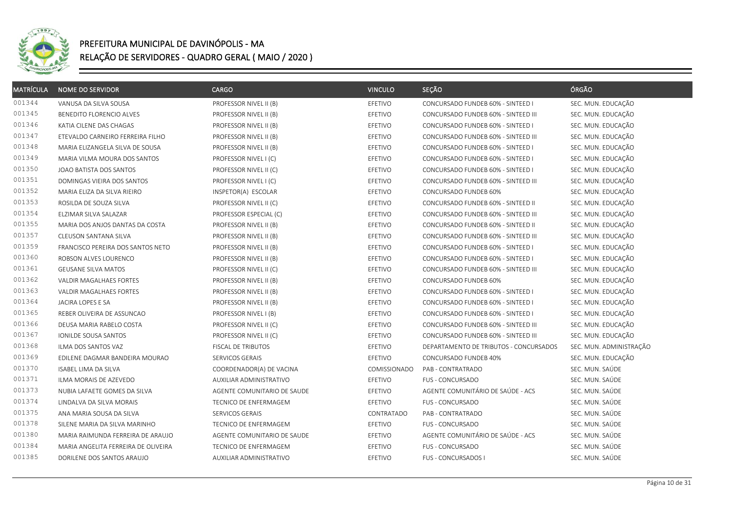# PREFEITURA MUNICIPAL DE DAVINÓPOLIS - MA

## RELAÇÃO DE SERVIDORES - QUADRO GERAL ( MAIO / 2020 )

| MATRÍCULA | NOME DO SERVIDOR | CARGO | VINCULO | SEÇÃO | ÓRGÃO |
|---|---|---|---|---|---|
| 001344 | VANUSA DA SILVA SOUSA | PROFESSOR NIVEL II (B) | EFETIVO | CONCURSADO FUNDEB 60% - SINTEED I | SEC. MUN. EDUCAÇÃO |
| 001345 | BENEDITO FLORENCIO ALVES | PROFESSOR NIVEL II (B) | EFETIVO | CONCURSADO FUNDEB 60% - SINTEED III | SEC. MUN. EDUCAÇÃO |
| 001346 | KATIA CILENE DAS CHAGAS | PROFESSOR NIVEL II (B) | EFETIVO | CONCURSADO FUNDEB 60% - SINTEED I | SEC. MUN. EDUCAÇÃO |
| 001347 | ETEVALDO CARNEIRO FERREIRA FILHO | PROFESSOR NIVEL II (B) | EFETIVO | CONCURSADO FUNDEB 60% - SINTEED III | SEC. MUN. EDUCAÇÃO |
| 001348 | MARIA ELIZANGELA SILVA DE SOUSA | PROFESSOR NIVEL II (B) | EFETIVO | CONCURSADO FUNDEB 60% - SINTEED I | SEC. MUN. EDUCAÇÃO |
| 001349 | MARIA VILMA MOURA DOS SANTOS | PROFESSOR NIVEL I (C) | EFETIVO | CONCURSADO FUNDEB 60% - SINTEED I | SEC. MUN. EDUCAÇÃO |
| 001350 | JOAO BATISTA DOS SANTOS | PROFESSOR NIVEL II (C) | EFETIVO | CONCURSADO FUNDEB 60% - SINTEED I | SEC. MUN. EDUCAÇÃO |
| 001351 | DOMINGAS VIEIRA DOS SANTOS | PROFESSOR NIVEL I (C) | EFETIVO | CONCURSADO FUNDEB 60% - SINTEED III | SEC. MUN. EDUCAÇÃO |
| 001352 | MARIA ELIZA DA SILVA RIEIRO | INSPETOR(A) ESCOLAR | EFETIVO | CONCURSADO FUNDEB 60% | SEC. MUN. EDUCAÇÃO |
| 001353 | ROSILDA DE SOUZA SILVA | PROFESSOR NIVEL II (C) | EFETIVO | CONCURSADO FUNDEB 60% - SINTEED II | SEC. MUN. EDUCAÇÃO |
| 001354 | ELZIMAR SILVA SALAZAR | PROFESSOR ESPECIAL (C) | EFETIVO | CONCURSADO FUNDEB 60% - SINTEED III | SEC. MUN. EDUCAÇÃO |
| 001355 | MARIA DOS ANJOS DANTAS DA COSTA | PROFESSOR NIVEL II (B) | EFETIVO | CONCURSADO FUNDEB 60% - SINTEED II | SEC. MUN. EDUCAÇÃO |
| 001357 | CLEUSON SANTANA SILVA | PROFESSOR NIVEL II (B) | EFETIVO | CONCURSADO FUNDEB 60% - SINTEED III | SEC. MUN. EDUCAÇÃO |
| 001359 | FRANCISCO PEREIRA DOS SANTOS NETO | PROFESSOR NIVEL II (B) | EFETIVO | CONCURSADO FUNDEB 60% - SINTEED I | SEC. MUN. EDUCAÇÃO |
| 001360 | ROBSON ALVES LOURENCO | PROFESSOR NIVEL II (B) | EFETIVO | CONCURSADO FUNDEB 60% - SINTEED I | SEC. MUN. EDUCAÇÃO |
| 001361 | GEUSANE SILVA MATOS | PROFESSOR NIVEL II (C) | EFETIVO | CONCURSADO FUNDEB 60% - SINTEED III | SEC. MUN. EDUCAÇÃO |
| 001362 | VALDIR MAGALHAES FORTES | PROFESSOR NIVEL II (B) | EFETIVO | CONCURSADO FUNDEB 60% | SEC. MUN. EDUCAÇÃO |
| 001363 | VALDIR MAGALHAES FORTES | PROFESSOR NIVEL II (B) | EFETIVO | CONCURSADO FUNDEB 60% - SINTEED I | SEC. MUN. EDUCAÇÃO |
| 001364 | JACIRA LOPES E SA | PROFESSOR NIVEL II (B) | EFETIVO | CONCURSADO FUNDEB 60% - SINTEED I | SEC. MUN. EDUCAÇÃO |
| 001365 | REBER OLIVEIRA DE ASSUNCAO | PROFESSOR NIVEL I (B) | EFETIVO | CONCURSADO FUNDEB 60% - SINTEED I | SEC. MUN. EDUCAÇÃO |
| 001366 | DEUSA MARIA RABELO COSTA | PROFESSOR NIVEL II (C) | EFETIVO | CONCURSADO FUNDEB 60% - SINTEED III | SEC. MUN. EDUCAÇÃO |
| 001367 | IONILDE SOUSA SANTOS | PROFESSOR NIVEL II (C) | EFETIVO | CONCURSADO FUNDEB 60% - SINTEED III | SEC. MUN. EDUCAÇÃO |
| 001368 | ILMA DOS SANTOS VAZ | FISCAL DE TRIBUTOS | EFETIVO | DEPARTAMENTO DE TRIBUTOS - CONCURSADOS | SEC. MUN. ADMINISTRAÇÃO |
| 001369 | EDILENE DAGMAR BANDEIRA MOURAO | SERVICOS GERAIS | EFETIVO | CONCURSADO FUNDEB 40% | SEC. MUN. EDUCAÇÃO |
| 001370 | ISABEL LIMA DA SILVA | COORDENADOR(A) DE VACINA | COMISSIONADO | PAB - CONTRATRADO | SEC. MUN. SAÚDE |
| 001371 | ILMA MORAIS DE AZEVEDO | AUXILIAR ADMINISTRATIVO | EFETIVO | FUS - CONCURSADO | SEC. MUN. SAÚDE |
| 001373 | NUBIA LAFAETE GOMES DA SILVA | AGENTE COMUNITARIO DE SAUDE | EFETIVO | AGENTE COMUNITÁRIO DE SAÚDE - ACS | SEC. MUN. SAÚDE |
| 001374 | LINDALVA DA SILVA MORAIS | TECNICO DE ENFERMAGEM | EFETIVO | FUS - CONCURSADO | SEC. MUN. SAÚDE |
| 001375 | ANA MARIA SOUSA DA SILVA | SERVICOS GERAIS | CONTRATADO | PAB - CONTRATRADO | SEC. MUN. SAÚDE |
| 001378 | SILENE MARIA DA SILVA MARINHO | TECNICO DE ENFERMAGEM | EFETIVO | FUS - CONCURSADO | SEC. MUN. SAÚDE |
| 001380 | MARIA RAIMUNDA FERREIRA DE ARAUJO | AGENTE COMUNITARIO DE SAUDE | EFETIVO | AGENTE COMUNITÁRIO DE SAÚDE - ACS | SEC. MUN. SAÚDE |
| 001384 | MARIA ANGELITA FERREIRA DE OLIVEIRA | TECNICO DE ENFERMAGEM | EFETIVO | FUS - CONCURSADO | SEC. MUN. SAÚDE |
| 001385 | DORILENE DOS SANTOS ARAUJO | AUXILIAR ADMINISTRATIVO | EFETIVO | FUS - CONCURSADOS I | SEC. MUN. SAÚDE |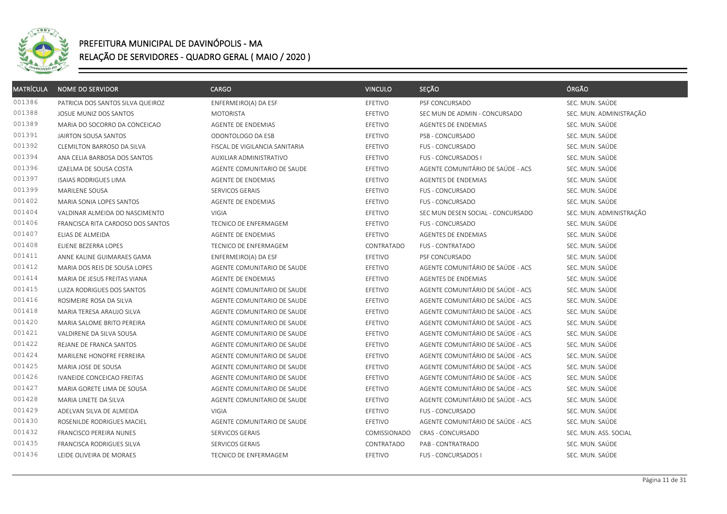# PREFEITURA MUNICIPAL DE DAVINÓPOLIS - MA
## RELAÇÃO DE SERVIDORES - QUADRO GERAL ( MAIO / 2020 )

| MATRÍCULA | NOME DO SERVIDOR | CARGO | VINCULO | SEÇÃO | ÓRGÃO |
|---|---|---|---|---|---|
| 001386 | PATRICIA DOS SANTOS SILVA QUEIROZ | ENFERMEIRO(A) DA ESF | EFETIVO | PSF CONCURSADO | SEC. MUN. SAÚDE |
| 001388 | JOSUE MUNIZ DOS SANTOS | MOTORISTA | EFETIVO | SEC MUN DE ADMIN - CONCURSADO | SEC. MUN. ADMINISTRAÇÃO |
| 001389 | MARIA DO SOCORRO DA CONCEICAO | AGENTE DE ENDEMIAS | EFETIVO | AGENTES DE ENDEMIAS | SEC. MUN. SAÚDE |
| 001391 | JAIRTON SOUSA SANTOS | ODONTOLOGO DA ESB | EFETIVO | PSB - CONCURSADO | SEC. MUN. SAÚDE |
| 001392 | CLEMILTON BARROSO DA SILVA | FISCAL DE VIGILANCIA SANITARIA | EFETIVO | FUS - CONCURSADO | SEC. MUN. SAÚDE |
| 001394 | ANA CELIA BARBOSA DOS SANTOS | AUXILIAR ADMINISTRATIVO | EFETIVO | FUS - CONCURSADOS I | SEC. MUN. SAÚDE |
| 001396 | IZAELMA DE SOUSA COSTA | AGENTE COMUNITARIO DE SAUDE | EFETIVO | AGENTE COMUNITÁRIO DE SAÚDE - ACS | SEC. MUN. SAÚDE |
| 001397 | ISAIAS RODRIGUES LIMA | AGENTE DE ENDEMIAS | EFETIVO | AGENTES DE ENDEMIAS | SEC. MUN. SAÚDE |
| 001399 | MARILENE SOUSA | SERVICOS GERAIS | EFETIVO | FUS - CONCURSADO | SEC. MUN. SAÚDE |
| 001402 | MARIA SONIA LOPES SANTOS | AGENTE DE ENDEMIAS | EFETIVO | FUS - CONCURSADO | SEC. MUN. SAÚDE |
| 001404 | VALDINAR ALMEIDA DO NASCIMENTO | VIGIA | EFETIVO | SEC MUN DESEN SOCIAL - CONCURSADO | SEC. MUN. ADMINISTRAÇÃO |
| 001406 | FRANCISCA RITA CARDOSO DOS SANTOS | TECNICO DE ENFERMAGEM | EFETIVO | FUS - CONCURSADO | SEC. MUN. SAÚDE |
| 001407 | ELIAS DE ALMEIDA | AGENTE DE ENDEMIAS | EFETIVO | AGENTES DE ENDEMIAS | SEC. MUN. SAÚDE |
| 001408 | ELIENE BEZERRA LOPES | TECNICO DE ENFERMAGEM | CONTRATADO | FUS - CONTRATADO | SEC. MUN. SAÚDE |
| 001411 | ANNE KALINE GUIMARAES GAMA | ENFERMEIRO(A) DA ESF | EFETIVO | PSF CONCURSADO | SEC. MUN. SAÚDE |
| 001412 | MARIA DOS REIS DE SOUSA LOPES | AGENTE COMUNITARIO DE SAUDE | EFETIVO | AGENTE COMUNITÁRIO DE SAÚDE - ACS | SEC. MUN. SAÚDE |
| 001414 | MARIA DE JESUS FREITAS VIANA | AGENTE DE ENDEMIAS | EFETIVO | AGENTES DE ENDEMIAS | SEC. MUN. SAÚDE |
| 001415 | LUIZA RODRIGUES DOS SANTOS | AGENTE COMUNITARIO DE SAUDE | EFETIVO | AGENTE COMUNITÁRIO DE SAÚDE - ACS | SEC. MUN. SAÚDE |
| 001416 | ROSIMEIRE ROSA DA SILVA | AGENTE COMUNITARIO DE SAUDE | EFETIVO | AGENTE COMUNITÁRIO DE SAÚDE - ACS | SEC. MUN. SAÚDE |
| 001418 | MARIA TERESA ARAUJO SILVA | AGENTE COMUNITARIO DE SAUDE | EFETIVO | AGENTE COMUNITÁRIO DE SAÚDE - ACS | SEC. MUN. SAÚDE |
| 001420 | MARIA SALOME BRITO PEREIRA | AGENTE COMUNITARIO DE SAUDE | EFETIVO | AGENTE COMUNITÁRIO DE SAÚDE - ACS | SEC. MUN. SAÚDE |
| 001421 | VALDIRENE DA SILVA SOUSA | AGENTE COMUNITARIO DE SAUDE | EFETIVO | AGENTE COMUNITÁRIO DE SAÚDE - ACS | SEC. MUN. SAÚDE |
| 001422 | REJANE DE FRANCA SANTOS | AGENTE COMUNITARIO DE SAUDE | EFETIVO | AGENTE COMUNITÁRIO DE SAÚDE - ACS | SEC. MUN. SAÚDE |
| 001424 | MARILENE HONOFRE FERREIRA | AGENTE COMUNITARIO DE SAUDE | EFETIVO | AGENTE COMUNITÁRIO DE SAÚDE - ACS | SEC. MUN. SAÚDE |
| 001425 | MARIA JOSE DE SOUSA | AGENTE COMUNITARIO DE SAUDE | EFETIVO | AGENTE COMUNITÁRIO DE SAÚDE - ACS | SEC. MUN. SAÚDE |
| 001426 | IVANEIDE CONCEICAO FREITAS | AGENTE COMUNITARIO DE SAUDE | EFETIVO | AGENTE COMUNITÁRIO DE SAÚDE - ACS | SEC. MUN. SAÚDE |
| 001427 | MARIA GORETE LIMA DE SOUSA | AGENTE COMUNITARIO DE SAUDE | EFETIVO | AGENTE COMUNITÁRIO DE SAÚDE - ACS | SEC. MUN. SAÚDE |
| 001428 | MARIA LINETE DA SILVA | AGENTE COMUNITARIO DE SAUDE | EFETIVO | AGENTE COMUNITÁRIO DE SAÚDE - ACS | SEC. MUN. SAÚDE |
| 001429 | ADELVAN SILVA DE ALMEIDA | VIGIA | EFETIVO | FUS - CONCURSADO | SEC. MUN. SAÚDE |
| 001430 | ROSENILDE RODRIGUES MACIEL | AGENTE COMUNITARIO DE SAUDE | EFETIVO | AGENTE COMUNITÁRIO DE SAÚDE - ACS | SEC. MUN. SAÚDE |
| 001432 | FRANCISCO PEREIRA NUNES | SERVICOS GERAIS | COMISSIONADO | CRAS - CONCURSADO | SEC. MUN. ASS. SOCIAL |
| 001435 | FRANCISCA RODRIGUES SILVA | SERVICOS GERAIS | CONTRATADO | PAB - CONTRATRADO | SEC. MUN. SAÚDE |
| 001436 | LEIDE OLIVEIRA DE MORAES | TECNICO DE ENFERMAGEM | EFETIVO | FUS - CONCURSADOS I | SEC. MUN. SAÚDE |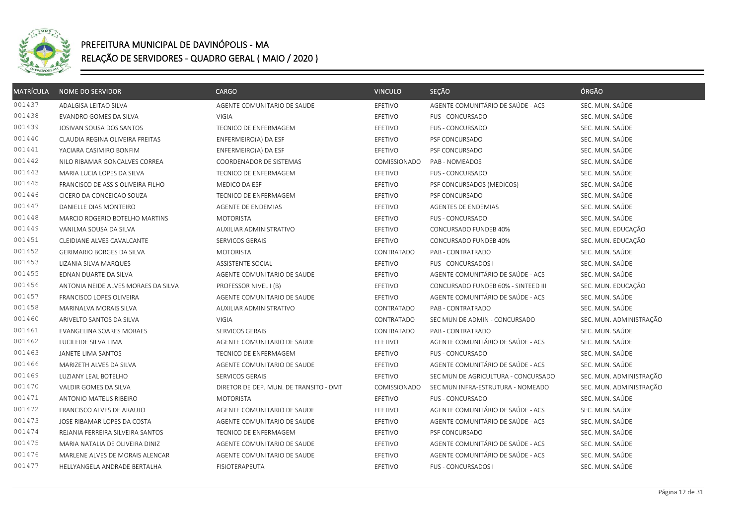# PREFEITURA MUNICIPAL DE DAVINÓPOLIS - MA

## RELAÇÃO DE SERVIDORES - QUADRO GERAL ( MAIO / 2020 )

| MATRÍCULA | NOME DO SERVIDOR | CARGO | VINCULO | SEÇÃO | ÓRGÃO |
|---|---|---|---|---|---|
| 001437 | ADALGISA LEITAO SILVA | AGENTE COMUNITARIO DE SAUDE | EFETIVO | AGENTE COMUNITÁRIO DE SAÚDE - ACS | SEC. MUN. SAÚDE |
| 001438 | EVANDRO GOMES DA SILVA | VIGIA | EFETIVO | FUS - CONCURSADO | SEC. MUN. SAÚDE |
| 001439 | JOSIVAN SOUSA DOS SANTOS | TECNICO DE ENFERMAGEM | EFETIVO | FUS - CONCURSADO | SEC. MUN. SAÚDE |
| 001440 | CLAUDIA REGINA OLIVEIRA FREITAS | ENFERMEIRO(A) DA ESF | EFETIVO | PSF CONCURSADO | SEC. MUN. SAÚDE |
| 001441 | YACIARA CASIMIRO BONFIM | ENFERMEIRO(A) DA ESF | EFETIVO | PSF CONCURSADO | SEC. MUN. SAÚDE |
| 001442 | NILO RIBAMAR GONCALVES CORREA | COORDENADOR DE SISTEMAS | COMISSIONADO | PAB - NOMEADOS | SEC. MUN. SAÚDE |
| 001443 | MARIA LUCIA LOPES DA SILVA | TECNICO DE ENFERMAGEM | EFETIVO | FUS - CONCURSADO | SEC. MUN. SAÚDE |
| 001445 | FRANCISCO DE ASSIS OLIVEIRA FILHO | MEDICO DA ESF | EFETIVO | PSF CONCURSADOS (MEDICOS) | SEC. MUN. SAÚDE |
| 001446 | CICERO DA CONCEICAO SOUZA | TECNICO DE ENFERMAGEM | EFETIVO | PSF CONCURSADO | SEC. MUN. SAÚDE |
| 001447 | DANIELLE DIAS MONTEIRO | AGENTE DE ENDEMIAS | EFETIVO | AGENTES DE ENDEMIAS | SEC. MUN. SAÚDE |
| 001448 | MARCIO ROGERIO BOTELHO MARTINS | MOTORISTA | EFETIVO | FUS - CONCURSADO | SEC. MUN. SAÚDE |
| 001449 | VANILMA SOUSA DA SILVA | AUXILIAR ADMINISTRATIVO | EFETIVO | CONCURSADO FUNDEB 40% | SEC. MUN. EDUCAÇÃO |
| 001451 | CLEIDIANE ALVES CAVALCANTE | SERVICOS GERAIS | EFETIVO | CONCURSADO FUNDEB 40% | SEC. MUN. EDUCAÇÃO |
| 001452 | GERIMARIO BORGES DA SILVA | MOTORISTA | CONTRATADO | PAB - CONTRATRADO | SEC. MUN. SAÚDE |
| 001453 | LIZANIA SILVA MARQUES | ASSISTENTE SOCIAL | EFETIVO | FUS - CONCURSADOS I | SEC. MUN. SAÚDE |
| 001455 | EDNAN DUARTE DA SILVA | AGENTE COMUNITARIO DE SAUDE | EFETIVO | AGENTE COMUNITÁRIO DE SAÚDE - ACS | SEC. MUN. SAÚDE |
| 001456 | ANTONIA NEIDE ALVES MORAES DA SILVA | PROFESSOR NIVEL I (B) | EFETIVO | CONCURSADO FUNDEB 60% - SINTEED III | SEC. MUN. EDUCAÇÃO |
| 001457 | FRANCISCO LOPES OLIVEIRA | AGENTE COMUNITARIO DE SAUDE | EFETIVO | AGENTE COMUNITÁRIO DE SAÚDE - ACS | SEC. MUN. SAÚDE |
| 001458 | MARINALVA MORAIS SILVA | AUXILIAR ADMINISTRATIVO | CONTRATADO | PAB - CONTRATRADO | SEC. MUN. SAÚDE |
| 001460 | ARIVELTO SANTOS DA SILVA | VIGIA | CONTRATADO | SEC MUN DE ADMIN - CONCURSADO | SEC. MUN. ADMINISTRAÇÃO |
| 001461 | EVANGELINA SOARES MORAES | SERVICOS GERAIS | CONTRATADO | PAB - CONTRATRADO | SEC. MUN. SAÚDE |
| 001462 | LUCILEIDE SILVA LIMA | AGENTE COMUNITARIO DE SAUDE | EFETIVO | AGENTE COMUNITÁRIO DE SAÚDE - ACS | SEC. MUN. SAÚDE |
| 001463 | JANETE LIMA SANTOS | TECNICO DE ENFERMAGEM | EFETIVO | FUS - CONCURSADO | SEC. MUN. SAÚDE |
| 001466 | MARIZETH ALVES DA SILVA | AGENTE COMUNITARIO DE SAUDE | EFETIVO | AGENTE COMUNITÁRIO DE SAÚDE - ACS | SEC. MUN. SAÚDE |
| 001469 | LUZIANY LEAL BOTELHO | SERVICOS GERAIS | EFETIVO | SEC MUN DE AGRICULTURA - CONCURSADO | SEC. MUN. ADMINISTRAÇÃO |
| 001470 | VALDIR GOMES DA SILVA | DIRETOR DE DEP. MUN. DE TRANSITO - DMT | COMISSIONADO | SEC MUN INFRA-ESTRUTURA - NOMEADO | SEC. MUN. ADMINISTRAÇÃO |
| 001471 | ANTONIO MATEUS RIBEIRO | MOTORISTA | EFETIVO | FUS - CONCURSADO | SEC. MUN. SAÚDE |
| 001472 | FRANCISCO ALVES DE ARAUJO | AGENTE COMUNITARIO DE SAUDE | EFETIVO | AGENTE COMUNITÁRIO DE SAÚDE - ACS | SEC. MUN. SAÚDE |
| 001473 | JOSE RIBAMAR LOPES DA COSTA | AGENTE COMUNITARIO DE SAUDE | EFETIVO | AGENTE COMUNITÁRIO DE SAÚDE - ACS | SEC. MUN. SAÚDE |
| 001474 | REJANIA FERREIRA SILVEIRA SANTOS | TECNICO DE ENFERMAGEM | EFETIVO | PSF CONCURSADO | SEC. MUN. SAÚDE |
| 001475 | MARIA NATALIA DE OLIVEIRA DINIZ | AGENTE COMUNITARIO DE SAUDE | EFETIVO | AGENTE COMUNITÁRIO DE SAÚDE - ACS | SEC. MUN. SAÚDE |
| 001476 | MARLENE ALVES DE MORAIS ALENCAR | AGENTE COMUNITARIO DE SAUDE | EFETIVO | AGENTE COMUNITÁRIO DE SAÚDE - ACS | SEC. MUN. SAÚDE |
| 001477 | HELLYANGELA ANDRADE BERTALHA | FISIOTERAPEUTA | EFETIVO | FUS - CONCURSADOS I | SEC. MUN. SAÚDE |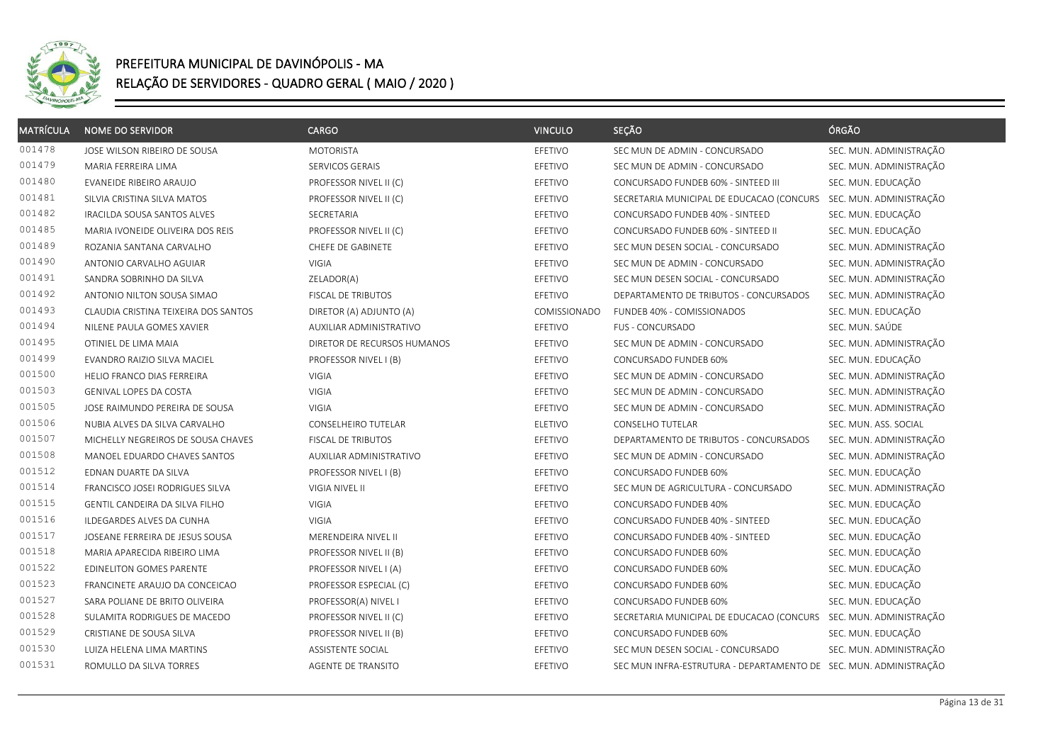# PREFEITURA MUNICIPAL DE DAVINÓPOLIS - MA

## RELAÇÃO DE SERVIDORES - QUADRO GERAL ( MAIO / 2020 )

| MATRÍCULA | NOME DO SERVIDOR | CARGO | VINCULO | SEÇÃO | ÓRGÃO |
|---|---|---|---|---|---|
| 001478 | JOSE WILSON RIBEIRO DE SOUSA | MOTORISTA | EFETIVO | SEC MUN DE ADMIN - CONCURSADO | SEC. MUN. ADMINISTRAÇÃO |
| 001479 | MARIA FERREIRA LIMA | SERVICOS GERAIS | EFETIVO | SEC MUN DE ADMIN - CONCURSADO | SEC. MUN. ADMINISTRAÇÃO |
| 001480 | EVANEIDE RIBEIRO ARAUJO | PROFESSOR NIVEL II (C) | EFETIVO | CONCURSADO FUNDEB 60% - SINTEED III | SEC. MUN. EDUCAÇÃO |
| 001481 | SILVIA CRISTINA SILVA MATOS | PROFESSOR NIVEL II (C) | EFETIVO | SECRETARIA MUNICIPAL DE EDUCACAO (CONCURS | SEC. MUN. ADMINISTRAÇÃO |
| 001482 | IRACILDA SOUSA SANTOS ALVES | SECRETARIA | EFETIVO | CONCURSADO FUNDEB 40% - SINTEED | SEC. MUN. EDUCAÇÃO |
| 001485 | MARIA IVONEIDE OLIVEIRA DOS REIS | PROFESSOR NIVEL II (C) | EFETIVO | CONCURSADO FUNDEB 60% - SINTEED II | SEC. MUN. EDUCAÇÃO |
| 001489 | ROZANIA SANTANA CARVALHO | CHEFE DE GABINETE | EFETIVO | SEC MUN DESEN SOCIAL - CONCURSADO | SEC. MUN. ADMINISTRAÇÃO |
| 001490 | ANTONIO CARVALHO AGUIAR | VIGIA | EFETIVO | SEC MUN DE ADMIN - CONCURSADO | SEC. MUN. ADMINISTRAÇÃO |
| 001491 | SANDRA SOBRINHO DA SILVA | ZELADOR(A) | EFETIVO | SEC MUN DESEN SOCIAL - CONCURSADO | SEC. MUN. ADMINISTRAÇÃO |
| 001492 | ANTONIO NILTON SOUSA SIMAO | FISCAL DE TRIBUTOS | EFETIVO | DEPARTAMENTO DE TRIBUTOS - CONCURSADOS | SEC. MUN. ADMINISTRAÇÃO |
| 001493 | CLAUDIA CRISTINA TEIXEIRA DOS SANTOS | DIRETOR (A) ADJUNTO (A) | COMISSIONADO | FUNDEB 40% - COMISSIONADOS | SEC. MUN. EDUCAÇÃO |
| 001494 | NILENE PAULA GOMES XAVIER | AUXILIAR ADMINISTRATIVO | EFETIVO | FUS - CONCURSADO | SEC. MUN. SAÚDE |
| 001495 | OTINIEL DE LIMA MAIA | DIRETOR DE RECURSOS HUMANOS | EFETIVO | SEC MUN DE ADMIN - CONCURSADO | SEC. MUN. ADMINISTRAÇÃO |
| 001499 | EVANDRO RAIZIO SILVA MACIEL | PROFESSOR NIVEL I (B) | EFETIVO | CONCURSADO FUNDEB 60% | SEC. MUN. EDUCAÇÃO |
| 001500 | HELIO FRANCO DIAS FERREIRA | VIGIA | EFETIVO | SEC MUN DE ADMIN - CONCURSADO | SEC. MUN. ADMINISTRAÇÃO |
| 001503 | GENIVAL LOPES DA COSTA | VIGIA | EFETIVO | SEC MUN DE ADMIN - CONCURSADO | SEC. MUN. ADMINISTRAÇÃO |
| 001505 | JOSE RAIMUNDO PEREIRA DE SOUSA | VIGIA | EFETIVO | SEC MUN DE ADMIN - CONCURSADO | SEC. MUN. ADMINISTRAÇÃO |
| 001506 | NUBIA ALVES DA SILVA CARVALHO | CONSELHEIRO TUTELAR | ELETIVO | CONSELHO TUTELAR | SEC. MUN. ASS. SOCIAL |
| 001507 | MICHELLY NEGREIROS DE SOUSA CHAVES | FISCAL DE TRIBUTOS | EFETIVO | DEPARTAMENTO DE TRIBUTOS - CONCURSADOS | SEC. MUN. ADMINISTRAÇÃO |
| 001508 | MANOEL EDUARDO CHAVES SANTOS | AUXILIAR ADMINISTRATIVO | EFETIVO | SEC MUN DE ADMIN - CONCURSADO | SEC. MUN. ADMINISTRAÇÃO |
| 001512 | EDNAN DUARTE DA SILVA | PROFESSOR NIVEL I (B) | EFETIVO | CONCURSADO FUNDEB 60% | SEC. MUN. EDUCAÇÃO |
| 001514 | FRANCISCO JOSEI RODRIGUES SILVA | VIGIA NIVEL II | EFETIVO | SEC MUN DE AGRICULTURA - CONCURSADO | SEC. MUN. ADMINISTRAÇÃO |
| 001515 | GENTIL CANDEIRA DA SILVA FILHO | VIGIA | EFETIVO | CONCURSADO FUNDEB 40% | SEC. MUN. EDUCAÇÃO |
| 001516 | ILDEGARDES ALVES DA CUNHA | VIGIA | EFETIVO | CONCURSADO FUNDEB 40% - SINTEED | SEC. MUN. EDUCAÇÃO |
| 001517 | JOSEANE FERREIRA DE JESUS SOUSA | MERENDEIRA NIVEL II | EFETIVO | CONCURSADO FUNDEB 40% - SINTEED | SEC. MUN. EDUCAÇÃO |
| 001518 | MARIA APARECIDA RIBEIRO LIMA | PROFESSOR NIVEL II (B) | EFETIVO | CONCURSADO FUNDEB 60% | SEC. MUN. EDUCAÇÃO |
| 001522 | EDINELITON GOMES PARENTE | PROFESSOR NIVEL I (A) | EFETIVO | CONCURSADO FUNDEB 60% | SEC. MUN. EDUCAÇÃO |
| 001523 | FRANCINETE ARAUJO DA CONCEICAO | PROFESSOR ESPECIAL (C) | EFETIVO | CONCURSADO FUNDEB 60% | SEC. MUN. EDUCAÇÃO |
| 001527 | SARA POLIANE DE BRITO OLIVEIRA | PROFESSOR(A) NIVEL I | EFETIVO | CONCURSADO FUNDEB 60% | SEC. MUN. EDUCAÇÃO |
| 001528 | SULAMITA RODRIGUES DE MACEDO | PROFESSOR NIVEL II (C) | EFETIVO | SECRETARIA MUNICIPAL DE EDUCACAO (CONCURS | SEC. MUN. ADMINISTRAÇÃO |
| 001529 | CRISTIANE DE SOUSA SILVA | PROFESSOR NIVEL II (B) | EFETIVO | CONCURSADO FUNDEB 60% | SEC. MUN. EDUCAÇÃO |
| 001530 | LUIZA HELENA LIMA MARTINS | ASSISTENTE SOCIAL | EFETIVO | SEC MUN DESEN SOCIAL - CONCURSADO | SEC. MUN. ADMINISTRAÇÃO |
| 001531 | ROMULLO DA SILVA TORRES | AGENTE DE TRANSITO | EFETIVO | SEC MUN INFRA-ESTRUTURA - DEPARTAMENTO DE | SEC. MUN. ADMINISTRAÇÃO |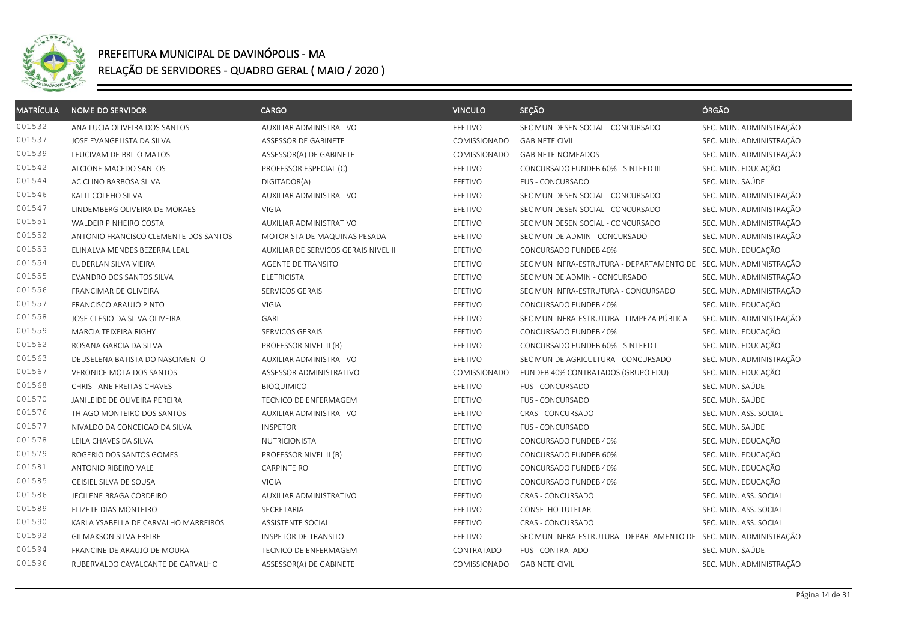# PREFEITURA MUNICIPAL DE DAVINÓPOLIS - MA

## RELAÇÃO DE SERVIDORES - QUADRO GERAL ( MAIO / 2020 )

| MATRÍCULA | NOME DO SERVIDOR | CARGO | VINCULO | SEÇÃO | ÓRGÃO |
|---|---|---|---|---|---|
| 001532 | ANA LUCIA OLIVEIRA DOS SANTOS | AUXILIAR ADMINISTRATIVO | EFETIVO | SEC MUN DESEN SOCIAL - CONCURSADO | SEC. MUN. ADMINISTRAÇÃO |
| 001537 | JOSE EVANGELISTA DA SILVA | ASSESSOR DE GABINETE | COMISSIONADO | GABINETE CIVIL | SEC. MUN. ADMINISTRAÇÃO |
| 001539 | LEUCIVAM DE BRITO MATOS | ASSESSOR(A) DE GABINETE | COMISSIONADO | GABINETE NOMEADOS | SEC. MUN. ADMINISTRAÇÃO |
| 001542 | ALCIONE MACEDO SANTOS | PROFESSOR ESPECIAL (C) | EFETIVO | CONCURSADO FUNDEB 60% - SINTEED III | SEC. MUN. EDUCAÇÃO |
| 001544 | ACICLINO BARBOSA SILVA | DIGITADOR(A) | EFETIVO | FUS - CONCURSADO | SEC. MUN. SAÚDE |
| 001546 | KALLI COLEHO SILVA | AUXILIAR ADMINISTRATIVO | EFETIVO | SEC MUN DESEN SOCIAL - CONCURSADO | SEC. MUN. ADMINISTRAÇÃO |
| 001547 | LINDEMBERG OLIVEIRA DE MORAES | VIGIA | EFETIVO | SEC MUN DESEN SOCIAL - CONCURSADO | SEC. MUN. ADMINISTRAÇÃO |
| 001551 | WALDEIR PINHEIRO COSTA | AUXILIAR ADMINISTRATIVO | EFETIVO | SEC MUN DESEN SOCIAL - CONCURSADO | SEC. MUN. ADMINISTRAÇÃO |
| 001552 | ANTONIO FRANCISCO CLEMENTE DOS SANTOS | MOTORISTA DE MAQUINAS PESADA | EFETIVO | SEC MUN DE ADMIN - CONCURSADO | SEC. MUN. ADMINISTRAÇÃO |
| 001553 | ELINALVA MENDES BEZERRA LEAL | AUXILIAR DE SERVICOS GERAIS NIVEL II | EFETIVO | CONCURSADO FUNDEB 40% | SEC. MUN. EDUCAÇÃO |
| 001554 | EUDERLAN SILVA VIEIRA | AGENTE DE TRANSITO | EFETIVO | SEC MUN INFRA-ESTRUTURA - DEPARTAMENTO DE | SEC. MUN. ADMINISTRAÇÃO |
| 001555 | EVANDRO DOS SANTOS SILVA | ELETRICISTA | EFETIVO | SEC MUN DE ADMIN - CONCURSADO | SEC. MUN. ADMINISTRAÇÃO |
| 001556 | FRANCIMAR DE OLIVEIRA | SERVICOS GERAIS | EFETIVO | SEC MUN INFRA-ESTRUTURA - CONCURSADO | SEC. MUN. ADMINISTRAÇÃO |
| 001557 | FRANCISCO ARAUJO PINTO | VIGIA | EFETIVO | CONCURSADO FUNDEB 40% | SEC. MUN. EDUCAÇÃO |
| 001558 | JOSE CLESIO DA SILVA OLIVEIRA | GARI | EFETIVO | SEC MUN INFRA-ESTRUTURA - LIMPEZA PÚBLICA | SEC. MUN. ADMINISTRAÇÃO |
| 001559 | MARCIA TEIXEIRA RIGHY | SERVICOS GERAIS | EFETIVO | CONCURSADO FUNDEB 40% | SEC. MUN. EDUCAÇÃO |
| 001562 | ROSANA GARCIA DA SILVA | PROFESSOR NIVEL II (B) | EFETIVO | CONCURSADO FUNDEB 60% - SINTEED I | SEC. MUN. EDUCAÇÃO |
| 001563 | DEUSELENA BATISTA DO NASCIMENTO | AUXILIAR ADMINISTRATIVO | EFETIVO | SEC MUN DE AGRICULTURA - CONCURSADO | SEC. MUN. ADMINISTRAÇÃO |
| 001567 | VERONICE MOTA DOS SANTOS | ASSESSOR ADMINISTRATIVO | COMISSIONADO | FUNDEB 40% CONTRATADOS (GRUPO EDU) | SEC. MUN. EDUCAÇÃO |
| 001568 | CHRISTIANE FREITAS CHAVES | BIOQUIMICO | EFETIVO | FUS - CONCURSADO | SEC. MUN. SAÚDE |
| 001570 | JANILEIDE DE OLIVEIRA PEREIRA | TECNICO DE ENFERMAGEM | EFETIVO | FUS - CONCURSADO | SEC. MUN. SAÚDE |
| 001576 | THIAGO MONTEIRO DOS SANTOS | AUXILIAR ADMINISTRATIVO | EFETIVO | CRAS - CONCURSADO | SEC. MUN. ASS. SOCIAL |
| 001577 | NIVALDO DA CONCEICAO DA SILVA | INSPETOR | EFETIVO | FUS - CONCURSADO | SEC. MUN. SAÚDE |
| 001578 | LEILA CHAVES DA SILVA | NUTRICIONISTA | EFETIVO | CONCURSADO FUNDEB 40% | SEC. MUN. EDUCAÇÃO |
| 001579 | ROGERIO DOS SANTOS GOMES | PROFESSOR NIVEL II (B) | EFETIVO | CONCURSADO FUNDEB 60% | SEC. MUN. EDUCAÇÃO |
| 001581 | ANTONIO RIBEIRO VALE | CARPINTEIRO | EFETIVO | CONCURSADO FUNDEB 40% | SEC. MUN. EDUCAÇÃO |
| 001585 | GEISIEL SILVA DE SOUSA | VIGIA | EFETIVO | CONCURSADO FUNDEB 40% | SEC. MUN. EDUCAÇÃO |
| 001586 | JECILENE BRAGA CORDEIRO | AUXILIAR ADMINISTRATIVO | EFETIVO | CRAS - CONCURSADO | SEC. MUN. ASS. SOCIAL |
| 001589 | ELIZETE DIAS MONTEIRO | SECRETARIA | EFETIVO | CONSELHO TUTELAR | SEC. MUN. ASS. SOCIAL |
| 001590 | KARLA YSABELLA DE CARVALHO MARREIROS | ASSISTENTE SOCIAL | EFETIVO | CRAS - CONCURSADO | SEC. MUN. ASS. SOCIAL |
| 001592 | GILMAKSON SILVA FREIRE | INSPETOR DE TRANSITO | EFETIVO | SEC MUN INFRA-ESTRUTURA - DEPARTAMENTO DE | SEC. MUN. ADMINISTRAÇÃO |
| 001594 | FRANCINEIDE ARAUJO DE MOURA | TECNICO DE ENFERMAGEM | CONTRATADO | FUS - CONTRATADO | SEC. MUN. SAÚDE |
| 001596 | RUBERVALDO CAVALCANTE DE CARVALHO | ASSESSOR(A) DE GABINETE | COMISSIONADO | GABINETE CIVIL | SEC. MUN. ADMINISTRAÇÃO |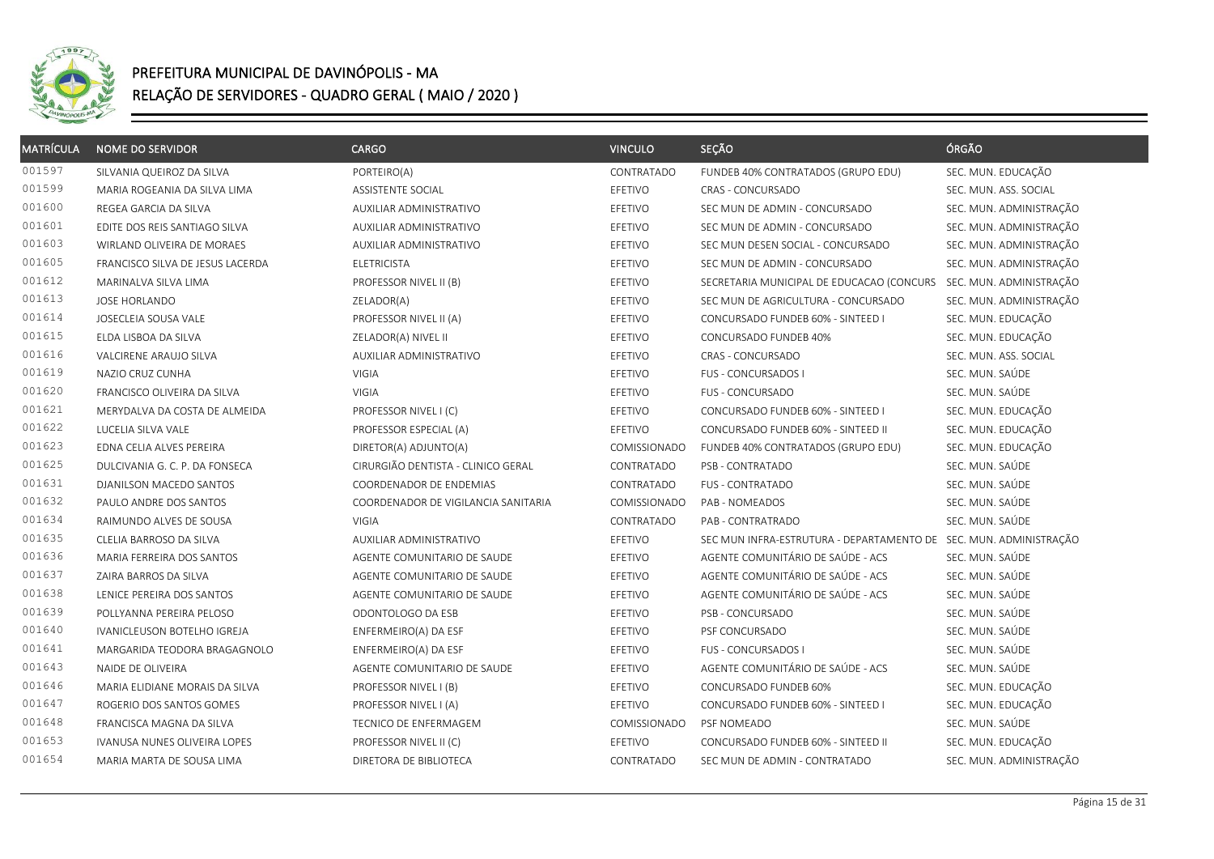# PREFEITURA MUNICIPAL DE DAVINÓPOLIS - MA

## RELAÇÃO DE SERVIDORES - QUADRO GERAL ( MAIO / 2020 )

| MATRÍCULA | NOME DO SERVIDOR | CARGO | VINCULO | SEÇÃO | ÓRGÃO |
|---|---|---|---|---|---|
| 001597 | SILVANIA QUEIROZ DA SILVA | PORTEIRO(A) | CONTRATADO | FUNDEB 40% CONTRATADOS (GRUPO EDU) | SEC. MUN. EDUCAÇÃO |
| 001599 | MARIA ROGEANIA DA SILVA LIMA | ASSISTENTE SOCIAL | EFETIVO | CRAS - CONCURSADO | SEC. MUN. ASS. SOCIAL |
| 001600 | REGEA GARCIA DA SILVA | AUXILIAR ADMINISTRATIVO | EFETIVO | SEC MUN DE ADMIN - CONCURSADO | SEC. MUN. ADMINISTRAÇÃO |
| 001601 | EDITE DOS REIS SANTIAGO SILVA | AUXILIAR ADMINISTRATIVO | EFETIVO | SEC MUN DE ADMIN - CONCURSADO | SEC. MUN. ADMINISTRAÇÃO |
| 001603 | WIRLAND OLIVEIRA DE MORAES | AUXILIAR ADMINISTRATIVO | EFETIVO | SEC MUN DESEN SOCIAL - CONCURSADO | SEC. MUN. ADMINISTRAÇÃO |
| 001605 | FRANCISCO SILVA DE JESUS LACERDA | ELETRICISTA | EFETIVO | SEC MUN DE ADMIN - CONCURSADO | SEC. MUN. ADMINISTRAÇÃO |
| 001612 | MARINALVA SILVA LIMA | PROFESSOR NIVEL II (B) | EFETIVO | SECRETARIA MUNICIPAL DE EDUCACAO (CONCURS | SEC. MUN. ADMINISTRAÇÃO |
| 001613 | JOSE HORLANDO | ZELADOR(A) | EFETIVO | SEC MUN DE AGRICULTURA - CONCURSADO | SEC. MUN. ADMINISTRAÇÃO |
| 001614 | JOSECLEIA SOUSA VALE | PROFESSOR NIVEL II (A) | EFETIVO | CONCURSADO FUNDEB 60% - SINTEED I | SEC. MUN. EDUCAÇÃO |
| 001615 | ELDA LISBOA DA SILVA | ZELADOR(A) NIVEL II | EFETIVO | CONCURSADO FUNDEB 40% | SEC. MUN. EDUCAÇÃO |
| 001616 | VALCIRENE ARAUJO SILVA | AUXILIAR ADMINISTRATIVO | EFETIVO | CRAS - CONCURSADO | SEC. MUN. ASS. SOCIAL |
| 001619 | NAZIO CRUZ CUNHA | VIGIA | EFETIVO | FUS - CONCURSADOS I | SEC. MUN. SAÚDE |
| 001620 | FRANCISCO OLIVEIRA DA SILVA | VIGIA | EFETIVO | FUS - CONCURSADO | SEC. MUN. SAÚDE |
| 001621 | MERYDALVA DA COSTA DE ALMEIDA | PROFESSOR NIVEL I (C) | EFETIVO | CONCURSADO FUNDEB 60% - SINTEED I | SEC. MUN. EDUCAÇÃO |
| 001622 | LUCELIA SILVA VALE | PROFESSOR ESPECIAL (A) | EFETIVO | CONCURSADO FUNDEB 60% - SINTEED II | SEC. MUN. EDUCAÇÃO |
| 001623 | EDNA CELIA ALVES PEREIRA | DIRETOR(A) ADJUNTO(A) | COMISSIONADO | FUNDEB 40% CONTRATADOS (GRUPO EDU) | SEC. MUN. EDUCAÇÃO |
| 001625 | DULCIVANIA G. C. P. DA FONSECA | CIRURGIÃO DENTISTA - CLINICO GERAL | CONTRATADO | PSB - CONTRATADO | SEC. MUN. SAÚDE |
| 001631 | DJANILSON MACEDO SANTOS | COORDENADOR DE ENDEMIAS | CONTRATADO | FUS - CONTRATADO | SEC. MUN. SAÚDE |
| 001632 | PAULO ANDRE DOS SANTOS | COORDENADOR DE VIGILANCIA SANITARIA | COMISSIONADO | PAB - NOMEADOS | SEC. MUN. SAÚDE |
| 001634 | RAIMUNDO ALVES DE SOUSA | VIGIA | CONTRATADO | PAB - CONTRATRADO | SEC. MUN. SAÚDE |
| 001635 | CLELIA BARROSO DA SILVA | AUXILIAR ADMINISTRATIVO | EFETIVO | SEC MUN INFRA-ESTRUTURA - DEPARTAMENTO DE | SEC. MUN. ADMINISTRAÇÃO |
| 001636 | MARIA FERREIRA DOS SANTOS | AGENTE COMUNITARIO DE SAUDE | EFETIVO | AGENTE COMUNITÁRIO DE SAÚDE - ACS | SEC. MUN. SAÚDE |
| 001637 | ZAIRA BARROS DA SILVA | AGENTE COMUNITARIO DE SAUDE | EFETIVO | AGENTE COMUNITÁRIO DE SAÚDE - ACS | SEC. MUN. SAÚDE |
| 001638 | LENICE PEREIRA DOS SANTOS | AGENTE COMUNITARIO DE SAUDE | EFETIVO | AGENTE COMUNITÁRIO DE SAÚDE - ACS | SEC. MUN. SAÚDE |
| 001639 | POLLYANNA PEREIRA PELOSO | ODONTOLOGO DA ESB | EFETIVO | PSB - CONCURSADO | SEC. MUN. SAÚDE |
| 001640 | IVANICLEUSON BOTELHO IGREJA | ENFERMEIRO(A) DA ESF | EFETIVO | PSF CONCURSADO | SEC. MUN. SAÚDE |
| 001641 | MARGARIDA TEODORA BRAGAGNOLO | ENFERMEIRO(A) DA ESF | EFETIVO | FUS - CONCURSADOS I | SEC. MUN. SAÚDE |
| 001643 | NAIDE DE OLIVEIRA | AGENTE COMUNITARIO DE SAUDE | EFETIVO | AGENTE COMUNITÁRIO DE SAÚDE - ACS | SEC. MUN. SAÚDE |
| 001646 | MARIA ELIDIANE MORAIS DA SILVA | PROFESSOR NIVEL I (B) | EFETIVO | CONCURSADO FUNDEB 60% | SEC. MUN. EDUCAÇÃO |
| 001647 | ROGERIO DOS SANTOS GOMES | PROFESSOR NIVEL I (A) | EFETIVO | CONCURSADO FUNDEB 60% - SINTEED I | SEC. MUN. EDUCAÇÃO |
| 001648 | FRANCISCA MAGNA DA SILVA | TECNICO DE ENFERMAGEM | COMISSIONADO | PSF NOMEADO | SEC. MUN. SAÚDE |
| 001653 | IVANUSA NUNES OLIVEIRA LOPES | PROFESSOR NIVEL II (C) | EFETIVO | CONCURSADO FUNDEB 60% - SINTEED II | SEC. MUN. EDUCAÇÃO |
| 001654 | MARIA MARTA DE SOUSA LIMA | DIRETORA DE BIBLIOTECA | CONTRATADO | SEC MUN DE ADMIN - CONTRATADO | SEC. MUN. ADMINISTRAÇÃO |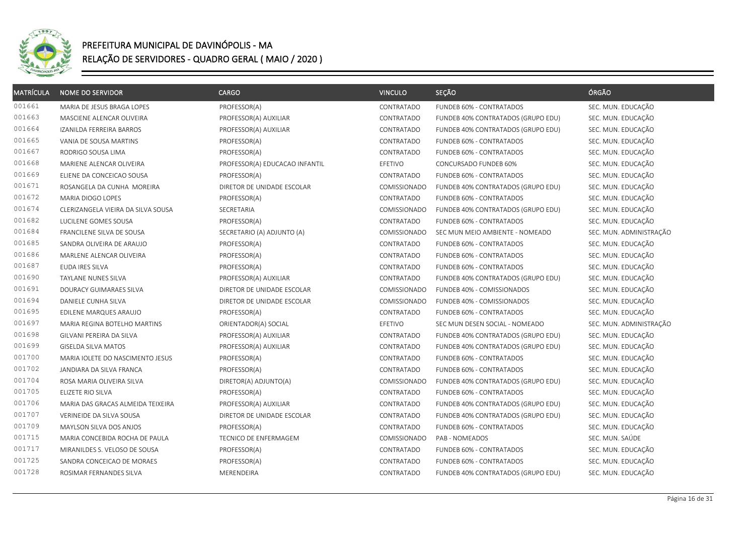# PREFEITURA MUNICIPAL DE DAVINÓPOLIS - MA

## RELAÇÃO DE SERVIDORES - QUADRO GERAL ( MAIO / 2020 )

| MATRÍCULA | NOME DO SERVIDOR | CARGO | VINCULO | SEÇÃO | ÓRGÃO |
|---|---|---|---|---|---|
| 001661 | MARIA DE JESUS BRAGA LOPES | PROFESSOR(A) | CONTRATADO | FUNDEB 60% - CONTRATADOS | SEC. MUN. EDUCAÇÃO |
| 001663 | MASCIENE ALENCAR OLIVEIRA | PROFESSOR(A) AUXILIAR | CONTRATADO | FUNDEB 40% CONTRATADOS (GRUPO EDU) | SEC. MUN. EDUCAÇÃO |
| 001664 | IZANILDA FERREIRA BARROS | PROFESSOR(A) AUXILIAR | CONTRATADO | FUNDEB 40% CONTRATADOS (GRUPO EDU) | SEC. MUN. EDUCAÇÃO |
| 001665 | VANIA DE SOUSA MARTINS | PROFESSOR(A) | CONTRATADO | FUNDEB 60% - CONTRATADOS | SEC. MUN. EDUCAÇÃO |
| 001667 | RODRIGO SOUSA LIMA | PROFESSOR(A) | CONTRATADO | FUNDEB 60% - CONTRATADOS | SEC. MUN. EDUCAÇÃO |
| 001668 | MARIENE ALENCAR OLIVEIRA | PROFESSOR(A) EDUCACAO INFANTIL | EFETIVO | CONCURSADO FUNDEB 60% | SEC. MUN. EDUCAÇÃO |
| 001669 | ELIENE DA CONCEICAO SOUSA | PROFESSOR(A) | CONTRATADO | FUNDEB 60% - CONTRATADOS | SEC. MUN. EDUCAÇÃO |
| 001671 | ROSANGELA DA CUNHA MOREIRA | DIRETOR DE UNIDADE ESCOLAR | COMISSIONADO | FUNDEB 40% CONTRATADOS (GRUPO EDU) | SEC. MUN. EDUCAÇÃO |
| 001672 | MARIA DIOGO LOPES | PROFESSOR(A) | CONTRATADO | FUNDEB 60% - CONTRATADOS | SEC. MUN. EDUCAÇÃO |
| 001674 | CLERIZANGELA VIEIRA DA SILVA SOUSA | SECRETARIA | COMISSIONADO | FUNDEB 40% CONTRATADOS (GRUPO EDU) | SEC. MUN. EDUCAÇÃO |
| 001682 | LUCILENE GOMES SOUSA | PROFESSOR(A) | CONTRATADO | FUNDEB 60% - CONTRATADOS | SEC. MUN. EDUCAÇÃO |
| 001684 | FRANCILENE SILVA DE SOUSA | SECRETARIO (A) ADJUNTO (A) | COMISSIONADO | SEC MUN MEIO AMBIENTE - NOMEADO | SEC. MUN. ADMINISTRAÇÃO |
| 001685 | SANDRA OLIVEIRA DE ARAUJO | PROFESSOR(A) | CONTRATADO | FUNDEB 60% - CONTRATADOS | SEC. MUN. EDUCAÇÃO |
| 001686 | MARLENE ALENCAR OLIVEIRA | PROFESSOR(A) | CONTRATADO | FUNDEB 60% - CONTRATADOS | SEC. MUN. EDUCAÇÃO |
| 001687 | EUDA IRES SILVA | PROFESSOR(A) | CONTRATADO | FUNDEB 60% - CONTRATADOS | SEC. MUN. EDUCAÇÃO |
| 001690 | TAYLANE NUNES SILVA | PROFESSOR(A) AUXILIAR | CONTRATADO | FUNDEB 40% CONTRATADOS (GRUPO EDU) | SEC. MUN. EDUCAÇÃO |
| 001691 | DOURACY GUIMARAES SILVA | DIRETOR DE UNIDADE ESCOLAR | COMISSIONADO | FUNDEB 40% - COMISSIONADOS | SEC. MUN. EDUCAÇÃO |
| 001694 | DANIELE CUNHA SILVA | DIRETOR DE UNIDADE ESCOLAR | COMISSIONADO | FUNDEB 40% - COMISSIONADOS | SEC. MUN. EDUCAÇÃO |
| 001695 | EDILENE MARQUES ARAUJO | PROFESSOR(A) | CONTRATADO | FUNDEB 60% - CONTRATADOS | SEC. MUN. EDUCAÇÃO |
| 001697 | MARIA REGINA BOTELHO MARTINS | ORIENTADOR(A) SOCIAL | EFETIVO | SEC MUN DESEN SOCIAL - NOMEADO | SEC. MUN. ADMINISTRAÇÃO |
| 001698 | GILVANI PEREIRA DA SILVA | PROFESSOR(A) AUXILIAR | CONTRATADO | FUNDEB 40% CONTRATADOS (GRUPO EDU) | SEC. MUN. EDUCAÇÃO |
| 001699 | GISELDA SILVA MATOS | PROFESSOR(A) AUXILIAR | CONTRATADO | FUNDEB 40% CONTRATADOS (GRUPO EDU) | SEC. MUN. EDUCAÇÃO |
| 001700 | MARIA IOLETE DO NASCIMENTO JESUS | PROFESSOR(A) | CONTRATADO | FUNDEB 60% - CONTRATADOS | SEC. MUN. EDUCAÇÃO |
| 001702 | JANDIARA DA SILVA FRANCA | PROFESSOR(A) | CONTRATADO | FUNDEB 60% - CONTRATADOS | SEC. MUN. EDUCAÇÃO |
| 001704 | ROSA MARIA OLIVEIRA SILVA | DIRETOR(A) ADJUNTO(A) | COMISSIONADO | FUNDEB 40% CONTRATADOS (GRUPO EDU) | SEC. MUN. EDUCAÇÃO |
| 001705 | ELIZETE RIO SILVA | PROFESSOR(A) | CONTRATADO | FUNDEB 60% - CONTRATADOS | SEC. MUN. EDUCAÇÃO |
| 001706 | MARIA DAS GRACAS ALMEIDA TEIXEIRA | PROFESSOR(A) AUXILIAR | CONTRATADO | FUNDEB 40% CONTRATADOS (GRUPO EDU) | SEC. MUN. EDUCAÇÃO |
| 001707 | VERINEIDE DA SILVA SOUSA | DIRETOR DE UNIDADE ESCOLAR | CONTRATADO | FUNDEB 40% CONTRATADOS (GRUPO EDU) | SEC. MUN. EDUCAÇÃO |
| 001709 | MAYLSON SILVA DOS ANJOS | PROFESSOR(A) | CONTRATADO | FUNDEB 60% - CONTRATADOS | SEC. MUN. EDUCAÇÃO |
| 001715 | MARIA CONCEBIDA ROCHA DE PAULA | TECNICO DE ENFERMAGEM | COMISSIONADO | PAB - NOMEADOS | SEC. MUN. SAÚDE |
| 001717 | MIRANILDES S. VELOSO DE SOUSA | PROFESSOR(A) | CONTRATADO | FUNDEB 60% - CONTRATADOS | SEC. MUN. EDUCAÇÃO |
| 001725 | SANDRA CONCEICAO DE MORAES | PROFESSOR(A) | CONTRATADO | FUNDEB 60% - CONTRATADOS | SEC. MUN. EDUCAÇÃO |
| 001728 | ROSIMAR FERNANDES SILVA | MERENDEIRA | CONTRATADO | FUNDEB 40% CONTRATADOS (GRUPO EDU) | SEC. MUN. EDUCAÇÃO |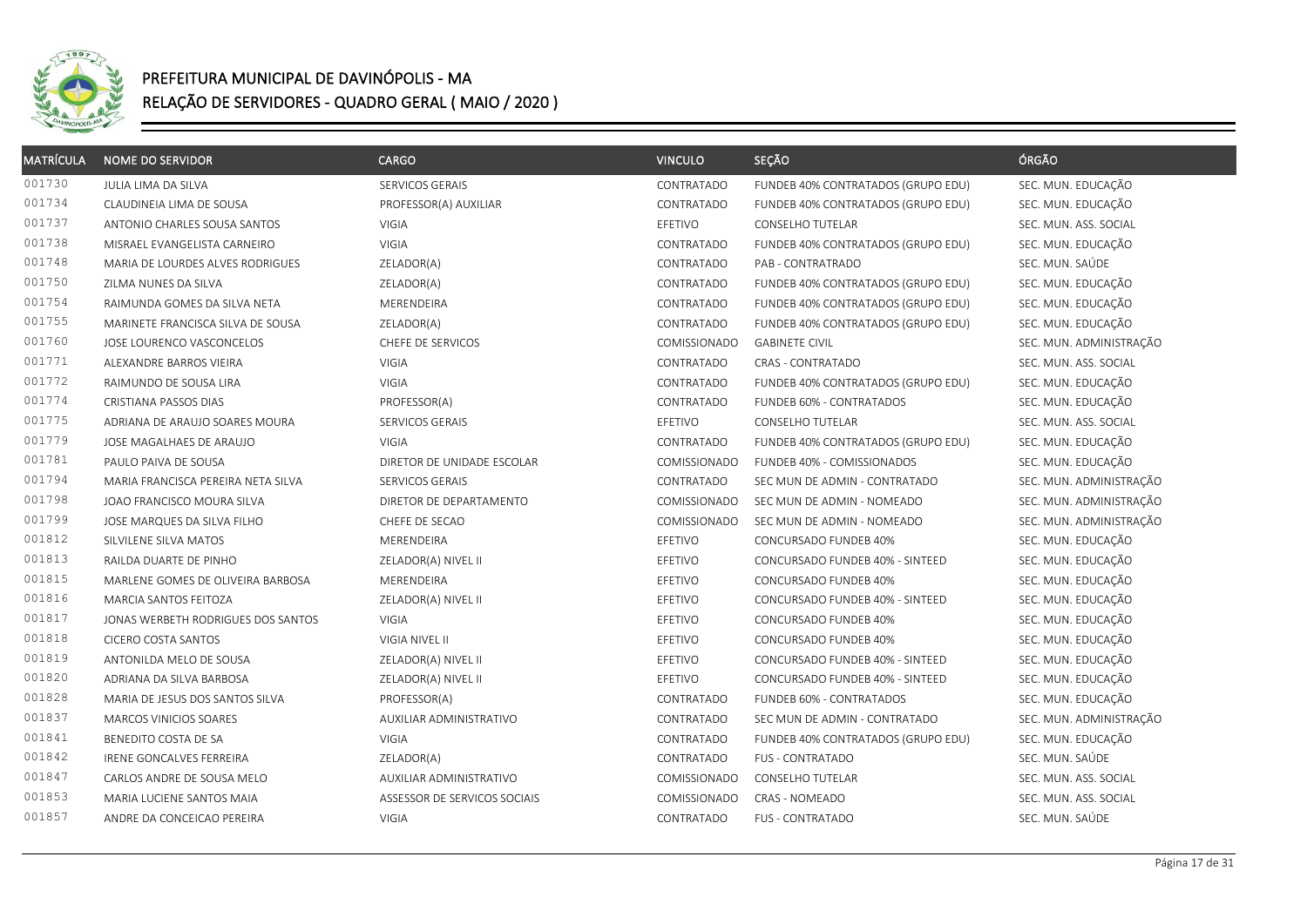# PREFEITURA MUNICIPAL DE DAVINÓPOLIS - MA
## RELAÇÃO DE SERVIDORES - QUADRO GERAL ( MAIO / 2020 )

| MATRÍCULA | NOME DO SERVIDOR | CARGO | VINCULO | SEÇÃO | ÓRGÃO |
|---|---|---|---|---|---|
| 001730 | JULIA LIMA DA SILVA | SERVICOS GERAIS | CONTRATADO | FUNDEB 40% CONTRATADOS (GRUPO EDU) | SEC. MUN. EDUCAÇÃO |
| 001734 | CLAUDINEIA LIMA DE SOUSA | PROFESSOR(A) AUXILIAR | CONTRATADO | FUNDEB 40% CONTRATADOS (GRUPO EDU) | SEC. MUN. EDUCAÇÃO |
| 001737 | ANTONIO CHARLES SOUSA SANTOS | VIGIA | EFETIVO | CONSELHO TUTELAR | SEC. MUN. ASS. SOCIAL |
| 001738 | MISRAEL EVANGELISTA CARNEIRO | VIGIA | CONTRATADO | FUNDEB 40% CONTRATADOS (GRUPO EDU) | SEC. MUN. EDUCAÇÃO |
| 001748 | MARIA DE LOURDES ALVES RODRIGUES | ZELADOR(A) | CONTRATADO | PAB - CONTRATRADO | SEC. MUN. SAÚDE |
| 001750 | ZILMA NUNES DA SILVA | ZELADOR(A) | CONTRATADO | FUNDEB 40% CONTRATADOS (GRUPO EDU) | SEC. MUN. EDUCAÇÃO |
| 001754 | RAIMUNDA GOMES DA SILVA NETA | MERENDEIRA | CONTRATADO | FUNDEB 40% CONTRATADOS (GRUPO EDU) | SEC. MUN. EDUCAÇÃO |
| 001755 | MARINETE FRANCISCA SILVA DE SOUSA | ZELADOR(A) | CONTRATADO | FUNDEB 40% CONTRATADOS (GRUPO EDU) | SEC. MUN. EDUCAÇÃO |
| 001760 | JOSE LOURENCO VASCONCELOS | CHEFE DE SERVICOS | COMISSIONADO | GABINETE CIVIL | SEC. MUN. ADMINISTRAÇÃO |
| 001771 | ALEXANDRE BARROS VIEIRA | VIGIA | CONTRATADO | CRAS - CONTRATADO | SEC. MUN. ASS. SOCIAL |
| 001772 | RAIMUNDO DE SOUSA LIRA | VIGIA | CONTRATADO | FUNDEB 40% CONTRATADOS (GRUPO EDU) | SEC. MUN. EDUCAÇÃO |
| 001774 | CRISTIANA PASSOS DIAS | PROFESSOR(A) | CONTRATADO | FUNDEB 60% - CONTRATADOS | SEC. MUN. EDUCAÇÃO |
| 001775 | ADRIANA DE ARAUJO SOARES MOURA | SERVICOS GERAIS | EFETIVO | CONSELHO TUTELAR | SEC. MUN. ASS. SOCIAL |
| 001779 | JOSE MAGALHAES DE ARAUJO | VIGIA | CONTRATADO | FUNDEB 40% CONTRATADOS (GRUPO EDU) | SEC. MUN. EDUCAÇÃO |
| 001781 | PAULO PAIVA DE SOUSA | DIRETOR DE UNIDADE ESCOLAR | COMISSIONADO | FUNDEB 40% - COMISSIONADOS | SEC. MUN. EDUCAÇÃO |
| 001794 | MARIA FRANCISCA PEREIRA NETA SILVA | SERVICOS GERAIS | CONTRATADO | SEC MUN DE ADMIN - CONTRATADO | SEC. MUN. ADMINISTRAÇÃO |
| 001798 | JOAO FRANCISCO MOURA SILVA | DIRETOR DE DEPARTAMENTO | COMISSIONADO | SEC MUN DE ADMIN - NOMEADO | SEC. MUN. ADMINISTRAÇÃO |
| 001799 | JOSE MARQUES DA SILVA FILHO | CHEFE DE SECAO | COMISSIONADO | SEC MUN DE ADMIN - NOMEADO | SEC. MUN. ADMINISTRAÇÃO |
| 001812 | SILVILENE SILVA MATOS | MERENDEIRA | EFETIVO | CONCURSADO FUNDEB 40% | SEC. MUN. EDUCAÇÃO |
| 001813 | RAILDA DUARTE DE PINHO | ZELADOR(A) NIVEL II | EFETIVO | CONCURSADO FUNDEB 40% - SINTEED | SEC. MUN. EDUCAÇÃO |
| 001815 | MARLENE GOMES DE OLIVEIRA BARBOSA | MERENDEIRA | EFETIVO | CONCURSADO FUNDEB 40% | SEC. MUN. EDUCAÇÃO |
| 001816 | MARCIA SANTOS FEITOZA | ZELADOR(A) NIVEL II | EFETIVO | CONCURSADO FUNDEB 40% - SINTEED | SEC. MUN. EDUCAÇÃO |
| 001817 | JONAS WERBETH RODRIGUES DOS SANTOS | VIGIA | EFETIVO | CONCURSADO FUNDEB 40% | SEC. MUN. EDUCAÇÃO |
| 001818 | CICERO COSTA SANTOS | VIGIA NIVEL II | EFETIVO | CONCURSADO FUNDEB 40% | SEC. MUN. EDUCAÇÃO |
| 001819 | ANTONILDA MELO DE SOUSA | ZELADOR(A) NIVEL II | EFETIVO | CONCURSADO FUNDEB 40% - SINTEED | SEC. MUN. EDUCAÇÃO |
| 001820 | ADRIANA DA SILVA BARBOSA | ZELADOR(A) NIVEL II | EFETIVO | CONCURSADO FUNDEB 40% - SINTEED | SEC. MUN. EDUCAÇÃO |
| 001828 | MARIA DE JESUS DOS SANTOS SILVA | PROFESSOR(A) | CONTRATADO | FUNDEB 60% - CONTRATADOS | SEC. MUN. EDUCAÇÃO |
| 001837 | MARCOS VINICIOS SOARES | AUXILIAR ADMINISTRATIVO | CONTRATADO | SEC MUN DE ADMIN - CONTRATADO | SEC. MUN. ADMINISTRAÇÃO |
| 001841 | BENEDITO COSTA DE SA | VIGIA | CONTRATADO | FUNDEB 40% CONTRATADOS (GRUPO EDU) | SEC. MUN. EDUCAÇÃO |
| 001842 | IRENE GONCALVES FERREIRA | ZELADOR(A) | CONTRATADO | FUS - CONTRATADO | SEC. MUN. SAÚDE |
| 001847 | CARLOS ANDRE DE SOUSA MELO | AUXILIAR ADMINISTRATIVO | COMISSIONADO | CONSELHO TUTELAR | SEC. MUN. ASS. SOCIAL |
| 001853 | MARIA LUCIENE SANTOS MAIA | ASSESSOR DE SERVICOS SOCIAIS | COMISSIONADO | CRAS - NOMEADO | SEC. MUN. ASS. SOCIAL |
| 001857 | ANDRE DA CONCEICAO PEREIRA | VIGIA | CONTRATADO | FUS - CONTRATADO | SEC. MUN. SAÚDE |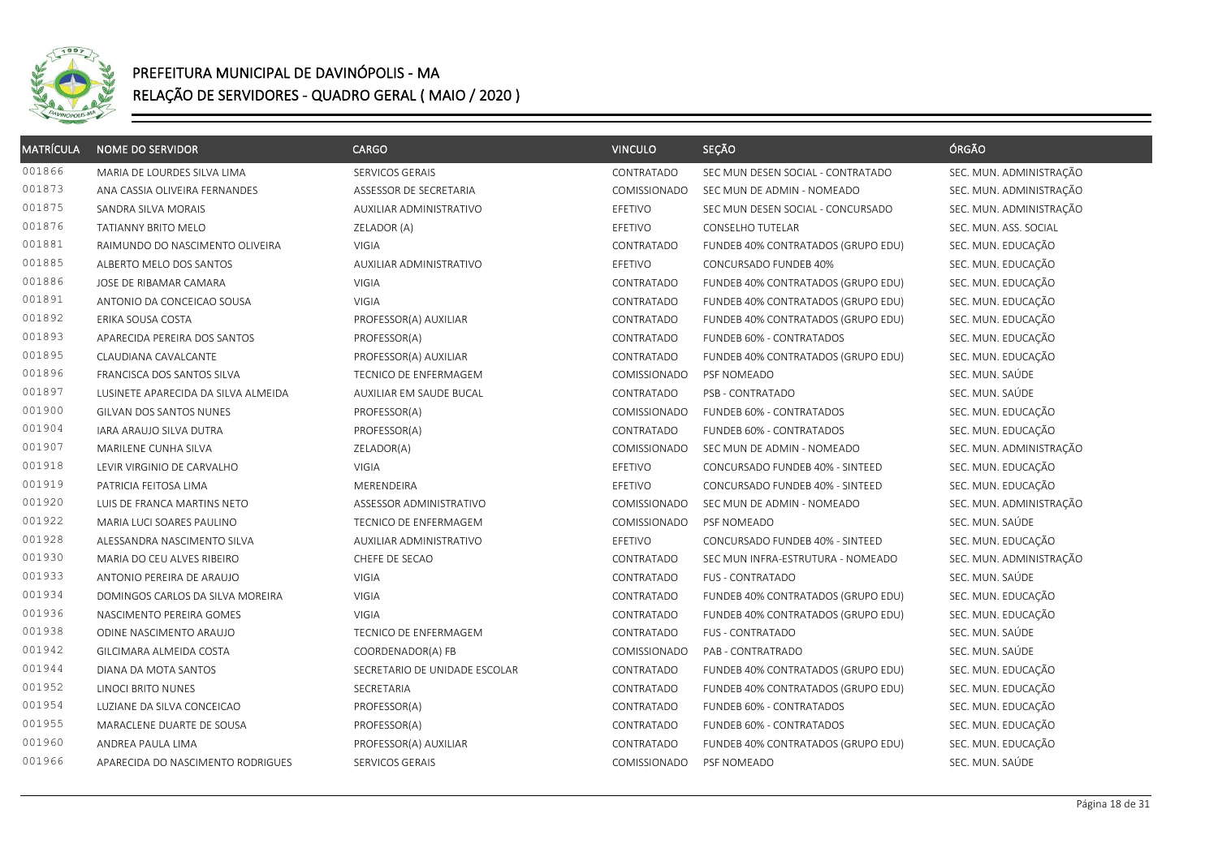# PREFEITURA MUNICIPAL DE DAVINÓPOLIS - MA

## RELAÇÃO DE SERVIDORES - QUADRO GERAL ( MAIO / 2020 )

| MATRÍCULA | NOME DO SERVIDOR | CARGO | VINCULO | SEÇÃO | ÓRGÃO |
|---|---|---|---|---|---|
| 001866 | MARIA DE LOURDES SILVA LIMA | SERVICOS GERAIS | CONTRATADO | SEC MUN DESEN SOCIAL - CONTRATADO | SEC. MUN. ADMINISTRAÇÃO |
| 001873 | ANA CASSIA OLIVEIRA FERNANDES | ASSESSOR DE SECRETARIA | COMISSIONADO | SEC MUN DE ADMIN - NOMEADO | SEC. MUN. ADMINISTRAÇÃO |
| 001875 | SANDRA SILVA MORAIS | AUXILIAR ADMINISTRATIVO | EFETIVO | SEC MUN DESEN SOCIAL - CONCURSADO | SEC. MUN. ADMINISTRAÇÃO |
| 001876 | TATIANNY BRITO MELO | ZELADOR (A) | EFETIVO | CONSELHO TUTELAR | SEC. MUN. ASS. SOCIAL |
| 001881 | RAIMUNDO DO NASCIMENTO OLIVEIRA | VIGIA | CONTRATADO | FUNDEB 40% CONTRATADOS (GRUPO EDU) | SEC. MUN. EDUCAÇÃO |
| 001885 | ALBERTO MELO DOS SANTOS | AUXILIAR ADMINISTRATIVO | EFETIVO | CONCURSADO FUNDEB 40% | SEC. MUN. EDUCAÇÃO |
| 001886 | JOSE DE RIBAMAR CAMARA | VIGIA | CONTRATADO | FUNDEB 40% CONTRATADOS (GRUPO EDU) | SEC. MUN. EDUCAÇÃO |
| 001891 | ANTONIO DA CONCEICAO SOUSA | VIGIA | CONTRATADO | FUNDEB 40% CONTRATADOS (GRUPO EDU) | SEC. MUN. EDUCAÇÃO |
| 001892 | ERIKA SOUSA COSTA | PROFESSOR(A) AUXILIAR | CONTRATADO | FUNDEB 40% CONTRATADOS (GRUPO EDU) | SEC. MUN. EDUCAÇÃO |
| 001893 | APARECIDA PEREIRA DOS SANTOS | PROFESSOR(A) | CONTRATADO | FUNDEB 60% - CONTRATADOS | SEC. MUN. EDUCAÇÃO |
| 001895 | CLAUDIANA CAVALCANTE | PROFESSOR(A) AUXILIAR | CONTRATADO | FUNDEB 40% CONTRATADOS (GRUPO EDU) | SEC. MUN. EDUCAÇÃO |
| 001896 | FRANCISCA DOS SANTOS SILVA | TECNICO DE ENFERMAGEM | COMISSIONADO | PSF NOMEADO | SEC. MUN. SAÚDE |
| 001897 | LUSINETE APARECIDA DA SILVA ALMEIDA | AUXILIAR EM SAUDE BUCAL | CONTRATADO | PSB - CONTRATADO | SEC. MUN. SAÚDE |
| 001900 | GILVAN DOS SANTOS NUNES | PROFESSOR(A) | COMISSIONADO | FUNDEB 60% - CONTRATADOS | SEC. MUN. EDUCAÇÃO |
| 001904 | IARA ARAUJO SILVA DUTRA | PROFESSOR(A) | CONTRATADO | FUNDEB 60% - CONTRATADOS | SEC. MUN. EDUCAÇÃO |
| 001907 | MARILENE CUNHA SILVA | ZELADOR(A) | COMISSIONADO | SEC MUN DE ADMIN - NOMEADO | SEC. MUN. ADMINISTRAÇÃO |
| 001918 | LEVIR VIRGINIO DE CARVALHO | VIGIA | EFETIVO | CONCURSADO FUNDEB 40% - SINTEED | SEC. MUN. EDUCAÇÃO |
| 001919 | PATRICIA FEITOSA LIMA | MERENDEIRA | EFETIVO | CONCURSADO FUNDEB 40% - SINTEED | SEC. MUN. EDUCAÇÃO |
| 001920 | LUIS DE FRANCA MARTINS NETO | ASSESSOR ADMINISTRATIVO | COMISSIONADO | SEC MUN DE ADMIN - NOMEADO | SEC. MUN. ADMINISTRAÇÃO |
| 001922 | MARIA LUCI SOARES PAULINO | TECNICO DE ENFERMAGEM | COMISSIONADO | PSF NOMEADO | SEC. MUN. SAÚDE |
| 001928 | ALESSANDRA NASCIMENTO SILVA | AUXILIAR ADMINISTRATIVO | EFETIVO | CONCURSADO FUNDEB 40% - SINTEED | SEC. MUN. EDUCAÇÃO |
| 001930 | MARIA DO CEU ALVES RIBEIRO | CHEFE DE SECAO | CONTRATADO | SEC MUN INFRA-ESTRUTURA - NOMEADO | SEC. MUN. ADMINISTRAÇÃO |
| 001933 | ANTONIO PEREIRA DE ARAUJO | VIGIA | CONTRATADO | FUS - CONTRATADO | SEC. MUN. SAÚDE |
| 001934 | DOMINGOS CARLOS DA SILVA MOREIRA | VIGIA | CONTRATADO | FUNDEB 40% CONTRATADOS (GRUPO EDU) | SEC. MUN. EDUCAÇÃO |
| 001936 | NASCIMENTO PEREIRA GOMES | VIGIA | CONTRATADO | FUNDEB 40% CONTRATADOS (GRUPO EDU) | SEC. MUN. EDUCAÇÃO |
| 001938 | ODINE NASCIMENTO ARAUJO | TECNICO DE ENFERMAGEM | CONTRATADO | FUS - CONTRATADO | SEC. MUN. SAÚDE |
| 001942 | GILCIMARA ALMEIDA COSTA | COORDENADOR(A) FB | COMISSIONADO | PAB - CONTRATRADO | SEC. MUN. SAÚDE |
| 001944 | DIANA DA MOTA SANTOS | SECRETARIO DE UNIDADE ESCOLAR | CONTRATADO | FUNDEB 40% CONTRATADOS (GRUPO EDU) | SEC. MUN. EDUCAÇÃO |
| 001952 | LINOCI BRITO NUNES | SECRETARIA | CONTRATADO | FUNDEB 40% CONTRATADOS (GRUPO EDU) | SEC. MUN. EDUCAÇÃO |
| 001954 | LUZIANE DA SILVA CONCEICAO | PROFESSOR(A) | CONTRATADO | FUNDEB 60% - CONTRATADOS | SEC. MUN. EDUCAÇÃO |
| 001955 | MARACLENE DUARTE DE SOUSA | PROFESSOR(A) | CONTRATADO | FUNDEB 60% - CONTRATADOS | SEC. MUN. EDUCAÇÃO |
| 001960 | ANDREA PAULA LIMA | PROFESSOR(A) AUXILIAR | CONTRATADO | FUNDEB 40% CONTRATADOS (GRUPO EDU) | SEC. MUN. EDUCAÇÃO |
| 001966 | APARECIDA DO NASCIMENTO RODRIGUES | SERVICOS GERAIS | COMISSIONADO | PSF NOMEADO | SEC. MUN. SAÚDE |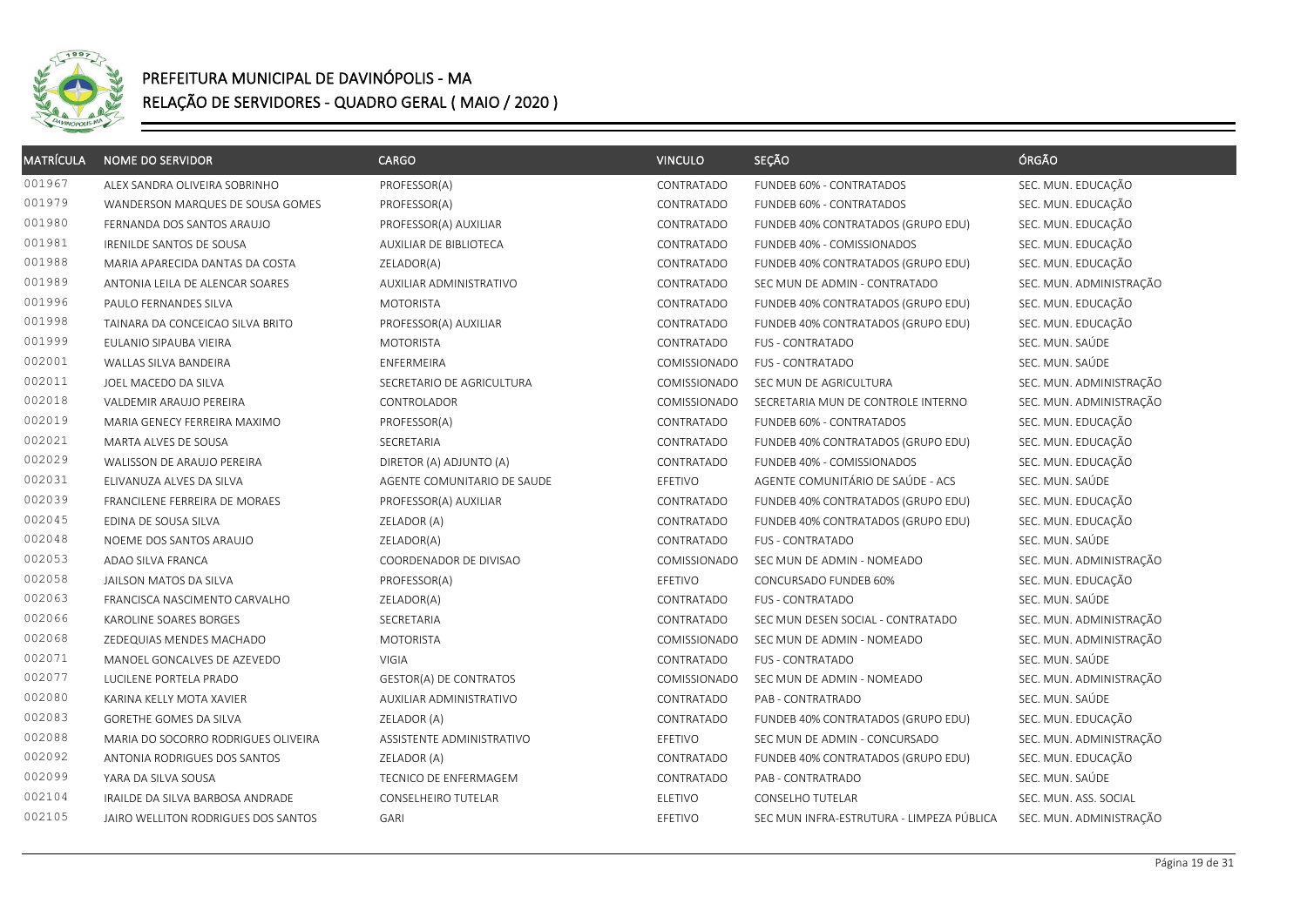# PREFEITURA MUNICIPAL DE DAVINÓPOLIS - MA
## RELAÇÃO DE SERVIDORES - QUADRO GERAL ( MAIO / 2020 )

| MATRÍCULA | NOME DO SERVIDOR | CARGO | VINCULO | SEÇÃO | ÓRGÃO |
|---|---|---|---|---|---|
| 001967 | ALEX SANDRA OLIVEIRA SOBRINHO | PROFESSOR(A) | CONTRATADO | FUNDEB 60% - CONTRATADOS | SEC. MUN. EDUCAÇÃO |
| 001979 | WANDERSON MARQUES DE SOUSA GOMES | PROFESSOR(A) | CONTRATADO | FUNDEB 60% - CONTRATADOS | SEC. MUN. EDUCAÇÃO |
| 001980 | FERNANDA DOS SANTOS ARAUJO | PROFESSOR(A) AUXILIAR | CONTRATADO | FUNDEB 40% CONTRATADOS (GRUPO EDU) | SEC. MUN. EDUCAÇÃO |
| 001981 | IRENILDE SANTOS DE SOUSA | AUXILIAR DE BIBLIOTECA | CONTRATADO | FUNDEB 40% - COMISSIONADOS | SEC. MUN. EDUCAÇÃO |
| 001988 | MARIA APARECIDA DANTAS DA COSTA | ZELADOR(A) | CONTRATADO | FUNDEB 40% CONTRATADOS (GRUPO EDU) | SEC. MUN. EDUCAÇÃO |
| 001989 | ANTONIA LEILA DE ALENCAR SOARES | AUXILIAR ADMINISTRATIVO | CONTRATADO | SEC MUN DE ADMIN - CONTRATADO | SEC. MUN. ADMINISTRAÇÃO |
| 001996 | PAULO FERNANDES SILVA | MOTORISTA | CONTRATADO | FUNDEB 40% CONTRATADOS (GRUPO EDU) | SEC. MUN. EDUCAÇÃO |
| 001998 | TAINARA DA CONCEICAO SILVA BRITO | PROFESSOR(A) AUXILIAR | CONTRATADO | FUNDEB 40% CONTRATADOS (GRUPO EDU) | SEC. MUN. EDUCAÇÃO |
| 001999 | EULANIO SIPAUBA VIEIRA | MOTORISTA | CONTRATADO | FUS - CONTRATADO | SEC. MUN. SAÚDE |
| 002001 | WALLAS SILVA BANDEIRA | ENFERMEIRA | COMISSIONADO | FUS - CONTRATADO | SEC. MUN. SAÚDE |
| 002011 | JOEL MACEDO DA SILVA | SECRETARIO DE AGRICULTURA | COMISSIONADO | SEC MUN DE AGRICULTURA | SEC. MUN. ADMINISTRAÇÃO |
| 002018 | VALDEMIR ARAUJO PEREIRA | CONTROLADOR | COMISSIONADO | SECRETARIA MUN DE CONTROLE INTERNO | SEC. MUN. ADMINISTRAÇÃO |
| 002019 | MARIA GENECY FERREIRA MAXIMO | PROFESSOR(A) | CONTRATADO | FUNDEB 60% - CONTRATADOS | SEC. MUN. EDUCAÇÃO |
| 002021 | MARTA ALVES DE SOUSA | SECRETARIA | CONTRATADO | FUNDEB 40% CONTRATADOS (GRUPO EDU) | SEC. MUN. EDUCAÇÃO |
| 002029 | WALISSON DE ARAUJO PEREIRA | DIRETOR (A) ADJUNTO (A) | CONTRATADO | FUNDEB 40% - COMISSIONADOS | SEC. MUN. EDUCAÇÃO |
| 002031 | ELIVANUZA ALVES DA SILVA | AGENTE COMUNITARIO DE SAUDE | EFETIVO | AGENTE COMUNITÁRIO DE SAÚDE - ACS | SEC. MUN. SAÚDE |
| 002039 | FRANCILENE FERREIRA DE MORAES | PROFESSOR(A) AUXILIAR | CONTRATADO | FUNDEB 40% CONTRATADOS (GRUPO EDU) | SEC. MUN. EDUCAÇÃO |
| 002045 | EDINA DE SOUSA SILVA | ZELADOR (A) | CONTRATADO | FUNDEB 40% CONTRATADOS (GRUPO EDU) | SEC. MUN. EDUCAÇÃO |
| 002048 | NOEME DOS SANTOS ARAUJO | ZELADOR(A) | CONTRATADO | FUS - CONTRATADO | SEC. MUN. SAÚDE |
| 002053 | ADAO SILVA FRANCA | COORDENADOR DE DIVISAO | COMISSIONADO | SEC MUN DE ADMIN - NOMEADO | SEC. MUN. ADMINISTRAÇÃO |
| 002058 | JAILSON MATOS DA SILVA | PROFESSOR(A) | EFETIVO | CONCURSADO FUNDEB 60% | SEC. MUN. EDUCAÇÃO |
| 002063 | FRANCISCA NASCIMENTO CARVALHO | ZELADOR(A) | CONTRATADO | FUS - CONTRATADO | SEC. MUN. SAÚDE |
| 002066 | KAROLINE SOARES BORGES | SECRETARIA | CONTRATADO | SEC MUN DESEN SOCIAL - CONTRATADO | SEC. MUN. ADMINISTRAÇÃO |
| 002068 | ZEDEQUIAS MENDES MACHADO | MOTORISTA | COMISSIONADO | SEC MUN DE ADMIN - NOMEADO | SEC. MUN. ADMINISTRAÇÃO |
| 002071 | MANOEL GONCALVES DE AZEVEDO | VIGIA | CONTRATADO | FUS - CONTRATADO | SEC. MUN. SAÚDE |
| 002077 | LUCILENE PORTELA PRADO | GESTOR(A) DE CONTRATOS | COMISSIONADO | SEC MUN DE ADMIN - NOMEADO | SEC. MUN. ADMINISTRAÇÃO |
| 002080 | KARINA KELLY MOTA XAVIER | AUXILIAR ADMINISTRATIVO | CONTRATADO | PAB - CONTRATRADO | SEC. MUN. SAÚDE |
| 002083 | GORETHE GOMES DA SILVA | ZELADOR (A) | CONTRATADO | FUNDEB 40% CONTRATADOS (GRUPO EDU) | SEC. MUN. EDUCAÇÃO |
| 002088 | MARIA DO SOCORRO RODRIGUES OLIVEIRA | ASSISTENTE ADMINISTRATIVO | EFETIVO | SEC MUN DE ADMIN - CONCURSADO | SEC. MUN. ADMINISTRAÇÃO |
| 002092 | ANTONIA RODRIGUES DOS SANTOS | ZELADOR (A) | CONTRATADO | FUNDEB 40% CONTRATADOS (GRUPO EDU) | SEC. MUN. EDUCAÇÃO |
| 002099 | YARA DA SILVA SOUSA | TECNICO DE ENFERMAGEM | CONTRATADO | PAB - CONTRATRADO | SEC. MUN. SAÚDE |
| 002104 | IRAILDE DA SILVA BARBOSA ANDRADE | CONSELHEIRO TUTELAR | ELETIVO | CONSELHO TUTELAR | SEC. MUN. ASS. SOCIAL |
| 002105 | JAIRO WELLITON RODRIGUES DOS SANTOS | GARI | EFETIVO | SEC MUN INFRA-ESTRUTURA - LIMPEZA PÚBLICA | SEC. MUN. ADMINISTRAÇÃO |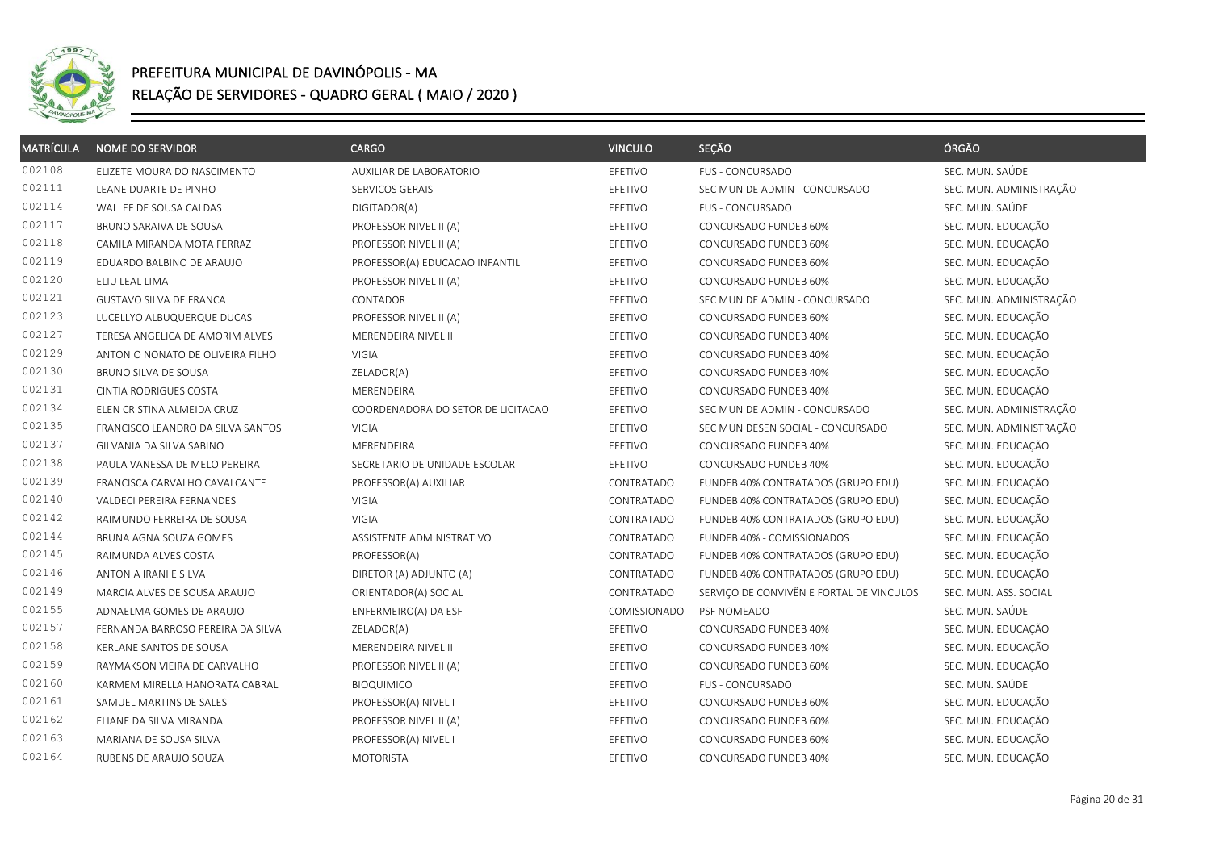# PREFEITURA MUNICIPAL DE DAVINÓPOLIS - MA

## RELAÇÃO DE SERVIDORES - QUADRO GERAL ( MAIO / 2020 )

| MATRÍCULA | NOME DO SERVIDOR | CARGO | VINCULO | SEÇÃO | ÓRGÃO |
|---|---|---|---|---|---|
| 002108 | ELIZETE MOURA DO NASCIMENTO | AUXILIAR DE LABORATORIO | EFETIVO | FUS - CONCURSADO | SEC. MUN. SAÚDE |
| 002111 | LEANE DUARTE DE PINHO | SERVICOS GERAIS | EFETIVO | SEC MUN DE ADMIN - CONCURSADO | SEC. MUN. ADMINISTRAÇÃO |
| 002114 | WALLEF DE SOUSA CALDAS | DIGITADOR(A) | EFETIVO | FUS - CONCURSADO | SEC. MUN. SAÚDE |
| 002117 | BRUNO SARAIVA DE SOUSA | PROFESSOR NIVEL II (A) | EFETIVO | CONCURSADO FUNDEB 60% | SEC. MUN. EDUCAÇÃO |
| 002118 | CAMILA MIRANDA MOTA FERRAZ | PROFESSOR NIVEL II (A) | EFETIVO | CONCURSADO FUNDEB 60% | SEC. MUN. EDUCAÇÃO |
| 002119 | EDUARDO BALBINO DE ARAUJO | PROFESSOR(A) EDUCACAO INFANTIL | EFETIVO | CONCURSADO FUNDEB 60% | SEC. MUN. EDUCAÇÃO |
| 002120 | ELIU LEAL LIMA | PROFESSOR NIVEL II (A) | EFETIVO | CONCURSADO FUNDEB 60% | SEC. MUN. EDUCAÇÃO |
| 002121 | GUSTAVO SILVA DE FRANCA | CONTADOR | EFETIVO | SEC MUN DE ADMIN - CONCURSADO | SEC. MUN. ADMINISTRAÇÃO |
| 002123 | LUCELLYO ALBUQUERQUE DUCAS | PROFESSOR NIVEL II (A) | EFETIVO | CONCURSADO FUNDEB 60% | SEC. MUN. EDUCAÇÃO |
| 002127 | TERESA ANGELICA DE AMORIM ALVES | MERENDEIRA NIVEL II | EFETIVO | CONCURSADO FUNDEB 40% | SEC. MUN. EDUCAÇÃO |
| 002129 | ANTONIO NONATO DE OLIVEIRA FILHO | VIGIA | EFETIVO | CONCURSADO FUNDEB 40% | SEC. MUN. EDUCAÇÃO |
| 002130 | BRUNO SILVA DE SOUSA | ZELADOR(A) | EFETIVO | CONCURSADO FUNDEB 40% | SEC. MUN. EDUCAÇÃO |
| 002131 | CINTIA RODRIGUES COSTA | MERENDEIRA | EFETIVO | CONCURSADO FUNDEB 40% | SEC. MUN. EDUCAÇÃO |
| 002134 | ELEN CRISTINA ALMEIDA CRUZ | COORDENADORA DO SETOR DE LICITACAO | EFETIVO | SEC MUN DE ADMIN - CONCURSADO | SEC. MUN. ADMINISTRAÇÃO |
| 002135 | FRANCISCO LEANDRO DA SILVA SANTOS | VIGIA | EFETIVO | SEC MUN DESEN SOCIAL - CONCURSADO | SEC. MUN. ADMINISTRAÇÃO |
| 002137 | GILVANIA DA SILVA SABINO | MERENDEIRA | EFETIVO | CONCURSADO FUNDEB 40% | SEC. MUN. EDUCAÇÃO |
| 002138 | PAULA VANESSA DE MELO PEREIRA | SECRETARIO DE UNIDADE ESCOLAR | EFETIVO | CONCURSADO FUNDEB 40% | SEC. MUN. EDUCAÇÃO |
| 002139 | FRANCISCA CARVALHO CAVALCANTE | PROFESSOR(A) AUXILIAR | CONTRATADO | FUNDEB 40% CONTRATADOS (GRUPO EDU) | SEC. MUN. EDUCAÇÃO |
| 002140 | VALDECI PEREIRA FERNANDES | VIGIA | CONTRATADO | FUNDEB 40% CONTRATADOS (GRUPO EDU) | SEC. MUN. EDUCAÇÃO |
| 002142 | RAIMUNDO FERREIRA DE SOUSA | VIGIA | CONTRATADO | FUNDEB 40% CONTRATADOS (GRUPO EDU) | SEC. MUN. EDUCAÇÃO |
| 002144 | BRUNA AGNA SOUZA GOMES | ASSISTENTE ADMINISTRATIVO | CONTRATADO | FUNDEB 40% - COMISSIONADOS | SEC. MUN. EDUCAÇÃO |
| 002145 | RAIMUNDA ALVES COSTA | PROFESSOR(A) | CONTRATADO | FUNDEB 40% CONTRATADOS (GRUPO EDU) | SEC. MUN. EDUCAÇÃO |
| 002146 | ANTONIA IRANI E SILVA | DIRETOR (A) ADJUNTO (A) | CONTRATADO | FUNDEB 40% CONTRATADOS (GRUPO EDU) | SEC. MUN. EDUCAÇÃO |
| 002149 | MARCIA ALVES DE SOUSA ARAUJO | ORIENTADOR(A) SOCIAL | CONTRATADO | SERVIÇO DE CONVIVÊN E FORTAL DE VINCULOS | SEC. MUN. ASS. SOCIAL |
| 002155 | ADNAELMA GOMES DE ARAUJO | ENFERMEIRO(A) DA ESF | COMISSIONADO | PSF NOMEADO | SEC. MUN. SAÚDE |
| 002157 | FERNANDA BARROSO PEREIRA DA SILVA | ZELADOR(A) | EFETIVO | CONCURSADO FUNDEB 40% | SEC. MUN. EDUCAÇÃO |
| 002158 | KERLANE SANTOS DE SOUSA | MERENDEIRA NIVEL II | EFETIVO | CONCURSADO FUNDEB 40% | SEC. MUN. EDUCAÇÃO |
| 002159 | RAYMAKSON VIEIRA DE CARVALHO | PROFESSOR NIVEL II (A) | EFETIVO | CONCURSADO FUNDEB 60% | SEC. MUN. EDUCAÇÃO |
| 002160 | KARMEM MIRELLA HANORATA CABRAL | BIOQUIMICO | EFETIVO | FUS - CONCURSADO | SEC. MUN. SAÚDE |
| 002161 | SAMUEL MARTINS DE SALES | PROFESSOR(A) NIVEL I | EFETIVO | CONCURSADO FUNDEB 60% | SEC. MUN. EDUCAÇÃO |
| 002162 | ELIANE DA SILVA MIRANDA | PROFESSOR NIVEL II (A) | EFETIVO | CONCURSADO FUNDEB 60% | SEC. MUN. EDUCAÇÃO |
| 002163 | MARIANA DE SOUSA SILVA | PROFESSOR(A) NIVEL I | EFETIVO | CONCURSADO FUNDEB 60% | SEC. MUN. EDUCAÇÃO |
| 002164 | RUBENS DE ARAUJO SOUZA | MOTORISTA | EFETIVO | CONCURSADO FUNDEB 40% | SEC. MUN. EDUCAÇÃO |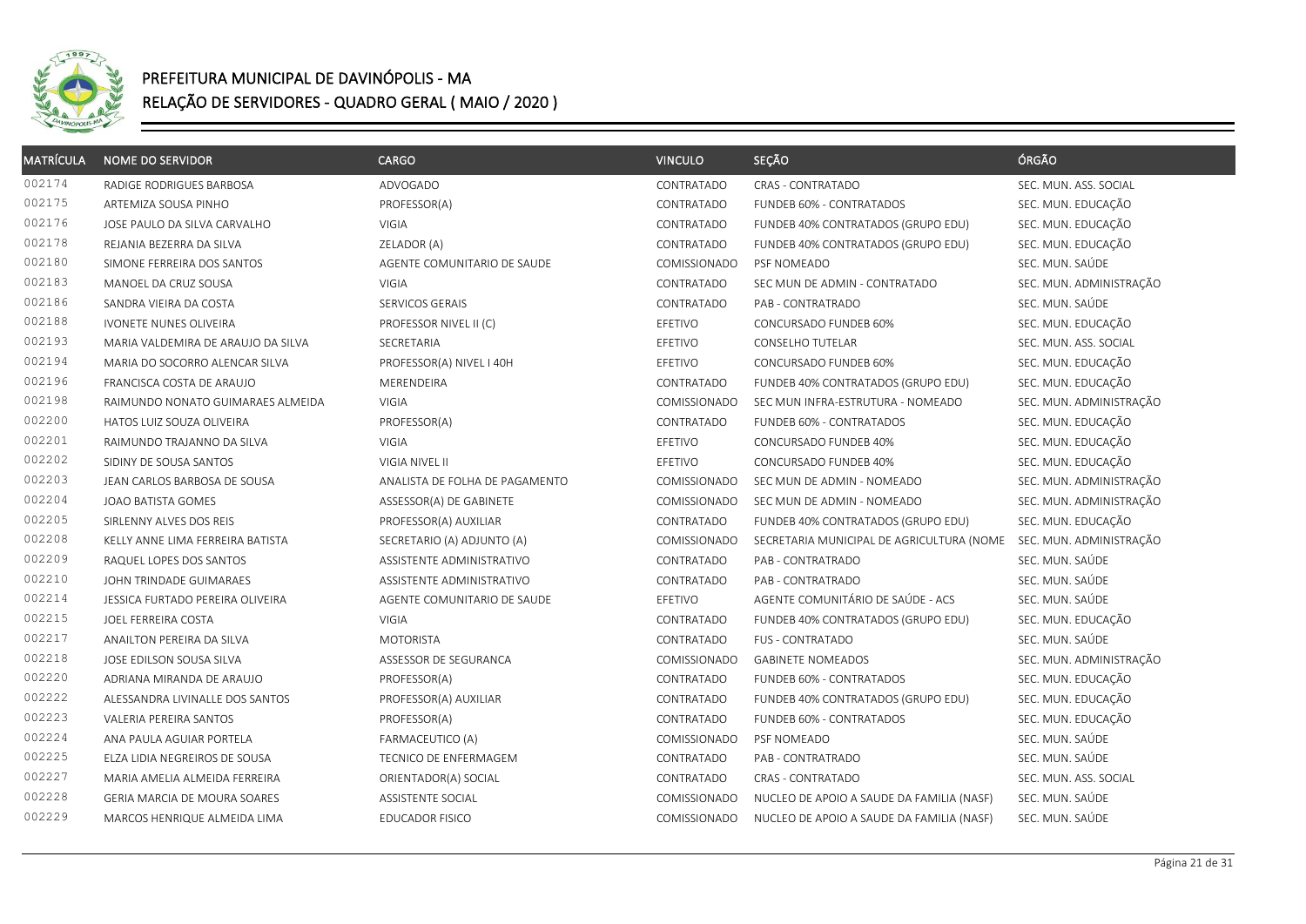# PREFEITURA MUNICIPAL DE DAVINÓPOLIS - MA

## RELAÇÃO DE SERVIDORES - QUADRO GERAL ( MAIO / 2020 )

| MATRÍCULA | NOME DO SERVIDOR | CARGO | VINCULO | SEÇÃO | ÓRGÃO |
|---|---|---|---|---|---|
| 002174 | RADIGE RODRIGUES BARBOSA | ADVOGADO | CONTRATADO | CRAS - CONTRATADO | SEC. MUN. ASS. SOCIAL |
| 002175 | ARTEMIZA SOUSA PINHO | PROFESSOR(A) | CONTRATADO | FUNDEB 60% - CONTRATADOS | SEC. MUN. EDUCAÇÃO |
| 002176 | JOSE PAULO DA SILVA CARVALHO | VIGIA | CONTRATADO | FUNDEB 40% CONTRATADOS (GRUPO EDU) | SEC. MUN. EDUCAÇÃO |
| 002178 | REJANIA BEZERRA DA SILVA | ZELADOR (A) | CONTRATADO | FUNDEB 40% CONTRATADOS (GRUPO EDU) | SEC. MUN. EDUCAÇÃO |
| 002180 | SIMONE FERREIRA DOS SANTOS | AGENTE COMUNITARIO DE SAUDE | COMISSIONADO | PSF NOMEADO | SEC. MUN. SAÚDE |
| 002183 | MANOEL DA CRUZ SOUSA | VIGIA | CONTRATADO | SEC MUN DE ADMIN - CONTRATADO | SEC. MUN. ADMINISTRAÇÃO |
| 002186 | SANDRA VIEIRA DA COSTA | SERVICOS GERAIS | CONTRATADO | PAB - CONTRATRADO | SEC. MUN. SAÚDE |
| 002188 | IVONETE NUNES OLIVEIRA | PROFESSOR NIVEL II (C) | EFETIVO | CONCURSADO FUNDEB 60% | SEC. MUN. EDUCAÇÃO |
| 002193 | MARIA VALDEMIRA DE ARAUJO DA SILVA | SECRETARIA | EFETIVO | CONSELHO TUTELAR | SEC. MUN. ASS. SOCIAL |
| 002194 | MARIA DO SOCORRO ALENCAR SILVA | PROFESSOR(A) NIVEL I 40H | EFETIVO | CONCURSADO FUNDEB 60% | SEC. MUN. EDUCAÇÃO |
| 002196 | FRANCISCA COSTA DE ARAUJO | MERENDEIRA | CONTRATADO | FUNDEB 40% CONTRATADOS (GRUPO EDU) | SEC. MUN. EDUCAÇÃO |
| 002198 | RAIMUNDO NONATO GUIMARAES ALMEIDA | VIGIA | COMISSIONADO | SEC MUN INFRA-ESTRUTURA - NOMEADO | SEC. MUN. ADMINISTRAÇÃO |
| 002200 | HATOS LUIZ SOUZA OLIVEIRA | PROFESSOR(A) | CONTRATADO | FUNDEB 60% - CONTRATADOS | SEC. MUN. EDUCAÇÃO |
| 002201 | RAIMUNDO TRAJANNO DA SILVA | VIGIA | EFETIVO | CONCURSADO FUNDEB 40% | SEC. MUN. EDUCAÇÃO |
| 002202 | SIDINY DE SOUSA SANTOS | VIGIA NIVEL II | EFETIVO | CONCURSADO FUNDEB 40% | SEC. MUN. EDUCAÇÃO |
| 002203 | JEAN CARLOS BARBOSA DE SOUSA | ANALISTA DE FOLHA DE PAGAMENTO | COMISSIONADO | SEC MUN DE ADMIN - NOMEADO | SEC. MUN. ADMINISTRAÇÃO |
| 002204 | JOAO BATISTA GOMES | ASSESSOR(A) DE GABINETE | COMISSIONADO | SEC MUN DE ADMIN - NOMEADO | SEC. MUN. ADMINISTRAÇÃO |
| 002205 | SIRLENNY ALVES DOS REIS | PROFESSOR(A) AUXILIAR | CONTRATADO | FUNDEB 40% CONTRATADOS (GRUPO EDU) | SEC. MUN. EDUCAÇÃO |
| 002208 | KELLY ANNE LIMA FERREIRA BATISTA | SECRETARIO (A) ADJUNTO (A) | COMISSIONADO | SECRETARIA MUNICIPAL DE AGRICULTURA (NOME | SEC. MUN. ADMINISTRAÇÃO |
| 002209 | RAQUEL LOPES DOS SANTOS | ASSISTENTE ADMINISTRATIVO | CONTRATADO | PAB - CONTRATRADO | SEC. MUN. SAÚDE |
| 002210 | JOHN TRINDADE GUIMARAES | ASSISTENTE ADMINISTRATIVO | CONTRATADO | PAB - CONTRATRADO | SEC. MUN. SAÚDE |
| 002214 | JESSICA FURTADO PEREIRA OLIVEIRA | AGENTE COMUNITARIO DE SAUDE | EFETIVO | AGENTE COMUNITÁRIO DE SAÚDE - ACS | SEC. MUN. SAÚDE |
| 002215 | JOEL FERREIRA COSTA | VIGIA | CONTRATADO | FUNDEB 40% CONTRATADOS (GRUPO EDU) | SEC. MUN. EDUCAÇÃO |
| 002217 | ANAILTON PEREIRA DA SILVA | MOTORISTA | CONTRATADO | FUS - CONTRATADO | SEC. MUN. SAÚDE |
| 002218 | JOSE EDILSON SOUSA SILVA | ASSESSOR DE SEGURANCA | COMISSIONADO | GABINETE NOMEADOS | SEC. MUN. ADMINISTRAÇÃO |
| 002220 | ADRIANA MIRANDA DE ARAUJO | PROFESSOR(A) | CONTRATADO | FUNDEB 60% - CONTRATADOS | SEC. MUN. EDUCAÇÃO |
| 002222 | ALESSANDRA LIVINALLE DOS SANTOS | PROFESSOR(A) AUXILIAR | CONTRATADO | FUNDEB 40% CONTRATADOS (GRUPO EDU) | SEC. MUN. EDUCAÇÃO |
| 002223 | VALERIA PEREIRA SANTOS | PROFESSOR(A) | CONTRATADO | FUNDEB 60% - CONTRATADOS | SEC. MUN. EDUCAÇÃO |
| 002224 | ANA PAULA AGUIAR PORTELA | FARMACEUTICO (A) | COMISSIONADO | PSF NOMEADO | SEC. MUN. SAÚDE |
| 002225 | ELZA LIDIA NEGREIROS DE SOUSA | TECNICO DE ENFERMAGEM | CONTRATADO | PAB - CONTRATRADO | SEC. MUN. SAÚDE |
| 002227 | MARIA AMELIA ALMEIDA FERREIRA | ORIENTADOR(A) SOCIAL | CONTRATADO | CRAS - CONTRATADO | SEC. MUN. ASS. SOCIAL |
| 002228 | GERIA MARCIA DE MOURA SOARES | ASSISTENTE SOCIAL | COMISSIONADO | NUCLEO DE APOIO A SAUDE DA FAMILIA (NASF) | SEC. MUN. SAÚDE |
| 002229 | MARCOS HENRIQUE ALMEIDA LIMA | EDUCADOR FISICO | COMISSIONADO | NUCLEO DE APOIO A SAUDE DA FAMILIA (NASF) | SEC. MUN. SAÚDE |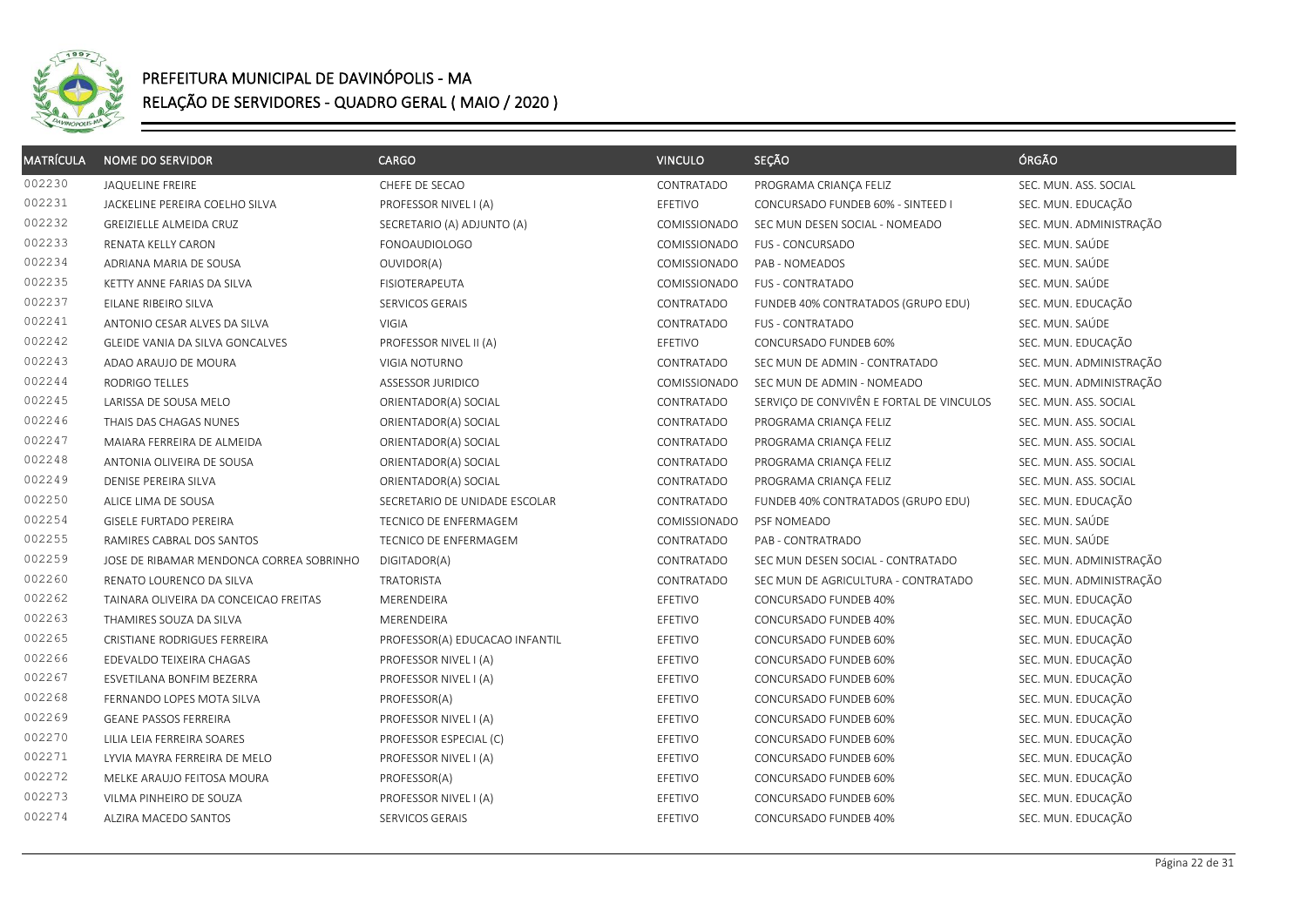# PREFEITURA MUNICIPAL DE DAVINÓPOLIS - MA
## RELAÇÃO DE SERVIDORES - QUADRO GERAL ( MAIO / 2020 )

| MATRÍCULA | NOME DO SERVIDOR | CARGO | VINCULO | SEÇÃO | ÓRGÃO |
|---|---|---|---|---|---|
| 002230 | JAQUELINE FREIRE | CHEFE DE SECAO | CONTRATADO | PROGRAMA CRIANÇA FELIZ | SEC. MUN. ASS. SOCIAL |
| 002231 | JACKELINE PEREIRA COELHO SILVA | PROFESSOR NIVEL I (A) | EFETIVO | CONCURSADO FUNDEB 60% - SINTEED I | SEC. MUN. EDUCAÇÃO |
| 002232 | GREIZIELLE ALMEIDA CRUZ | SECRETARIO (A) ADJUNTO (A) | COMISSIONADO | SEC MUN DESEN SOCIAL - NOMEADO | SEC. MUN. ADMINISTRAÇÃO |
| 002233 | RENATA KELLY CARON | FONOAUDIOLOGO | COMISSIONADO | FUS - CONCURSADO | SEC. MUN. SAÚDE |
| 002234 | ADRIANA MARIA DE SOUSA | OUVIDOR(A) | COMISSIONADO | PAB - NOMEADOS | SEC. MUN. SAÚDE |
| 002235 | KETTY ANNE FARIAS DA SILVA | FISIOTERAPEUTA | COMISSIONADO | FUS - CONTRATADO | SEC. MUN. SAÚDE |
| 002237 | EILANE RIBEIRO SILVA | SERVICOS GERAIS | CONTRATADO | FUNDEB 40% CONTRATADOS (GRUPO EDU) | SEC. MUN. EDUCAÇÃO |
| 002241 | ANTONIO CESAR ALVES DA SILVA | VIGIA | CONTRATADO | FUS - CONTRATADO | SEC. MUN. SAÚDE |
| 002242 | GLEIDE VANIA DA SILVA GONCALVES | PROFESSOR NIVEL II (A) | EFETIVO | CONCURSADO FUNDEB 60% | SEC. MUN. EDUCAÇÃO |
| 002243 | ADAO ARAUJO DE MOURA | VIGIA NOTURNO | CONTRATADO | SEC MUN DE ADMIN - CONTRATADO | SEC. MUN. ADMINISTRAÇÃO |
| 002244 | RODRIGO TELLES | ASSESSOR JURIDICO | COMISSIONADO | SEC MUN DE ADMIN - NOMEADO | SEC. MUN. ADMINISTRAÇÃO |
| 002245 | LARISSA DE SOUSA MELO | ORIENTADOR(A) SOCIAL | CONTRATADO | SERVIÇO DE CONVIVÊN E FORTAL DE VINCULOS | SEC. MUN. ASS. SOCIAL |
| 002246 | THAIS DAS CHAGAS NUNES | ORIENTADOR(A) SOCIAL | CONTRATADO | PROGRAMA CRIANÇA FELIZ | SEC. MUN. ASS. SOCIAL |
| 002247 | MAIARA FERREIRA DE ALMEIDA | ORIENTADOR(A) SOCIAL | CONTRATADO | PROGRAMA CRIANÇA FELIZ | SEC. MUN. ASS. SOCIAL |
| 002248 | ANTONIA OLIVEIRA DE SOUSA | ORIENTADOR(A) SOCIAL | CONTRATADO | PROGRAMA CRIANÇA FELIZ | SEC. MUN. ASS. SOCIAL |
| 002249 | DENISE PEREIRA SILVA | ORIENTADOR(A) SOCIAL | CONTRATADO | PROGRAMA CRIANÇA FELIZ | SEC. MUN. ASS. SOCIAL |
| 002250 | ALICE LIMA DE SOUSA | SECRETARIO DE UNIDADE ESCOLAR | CONTRATADO | FUNDEB 40% CONTRATADOS (GRUPO EDU) | SEC. MUN. EDUCAÇÃO |
| 002254 | GISELE FURTADO PEREIRA | TECNICO DE ENFERMAGEM | COMISSIONADO | PSF NOMEADO | SEC. MUN. SAÚDE |
| 002255 | RAMIRES CABRAL DOS SANTOS | TECNICO DE ENFERMAGEM | CONTRATADO | PAB - CONTRATRADO | SEC. MUN. SAÚDE |
| 002259 | JOSE DE RIBAMAR MENDONCA CORREA SOBRINHO | DIGITADOR(A) | CONTRATADO | SEC MUN DESEN SOCIAL - CONTRATADO | SEC. MUN. ADMINISTRAÇÃO |
| 002260 | RENATO LOURENCO DA SILVA | TRATORISTA | CONTRATADO | SEC MUN DE AGRICULTURA - CONTRATADO | SEC. MUN. ADMINISTRAÇÃO |
| 002262 | TAINARA OLIVEIRA DA CONCEICAO FREITAS | MERENDEIRA | EFETIVO | CONCURSADO FUNDEB 40% | SEC. MUN. EDUCAÇÃO |
| 002263 | THAMIRES SOUZA DA SILVA | MERENDEIRA | EFETIVO | CONCURSADO FUNDEB 40% | SEC. MUN. EDUCAÇÃO |
| 002265 | CRISTIANE RODRIGUES FERREIRA | PROFESSOR(A) EDUCACAO INFANTIL | EFETIVO | CONCURSADO FUNDEB 60% | SEC. MUN. EDUCAÇÃO |
| 002266 | EDEVALDO TEIXEIRA CHAGAS | PROFESSOR NIVEL I (A) | EFETIVO | CONCURSADO FUNDEB 60% | SEC. MUN. EDUCAÇÃO |
| 002267 | ESVETILANA BONFIM BEZERRA | PROFESSOR NIVEL I (A) | EFETIVO | CONCURSADO FUNDEB 60% | SEC. MUN. EDUCAÇÃO |
| 002268 | FERNANDO LOPES MOTA SILVA | PROFESSOR(A) | EFETIVO | CONCURSADO FUNDEB 60% | SEC. MUN. EDUCAÇÃO |
| 002269 | GEANE PASSOS FERREIRA | PROFESSOR NIVEL I (A) | EFETIVO | CONCURSADO FUNDEB 60% | SEC. MUN. EDUCAÇÃO |
| 002270 | LILIA LEIA FERREIRA SOARES | PROFESSOR ESPECIAL (C) | EFETIVO | CONCURSADO FUNDEB 60% | SEC. MUN. EDUCAÇÃO |
| 002271 | LYVIA MAYRA FERREIRA DE MELO | PROFESSOR NIVEL I (A) | EFETIVO | CONCURSADO FUNDEB 60% | SEC. MUN. EDUCAÇÃO |
| 002272 | MELKE ARAUJO FEITOSA MOURA | PROFESSOR(A) | EFETIVO | CONCURSADO FUNDEB 60% | SEC. MUN. EDUCAÇÃO |
| 002273 | VILMA PINHEIRO DE SOUZA | PROFESSOR NIVEL I (A) | EFETIVO | CONCURSADO FUNDEB 60% | SEC. MUN. EDUCAÇÃO |
| 002274 | ALZIRA MACEDO SANTOS | SERVICOS GERAIS | EFETIVO | CONCURSADO FUNDEB 40% | SEC. MUN. EDUCAÇÃO |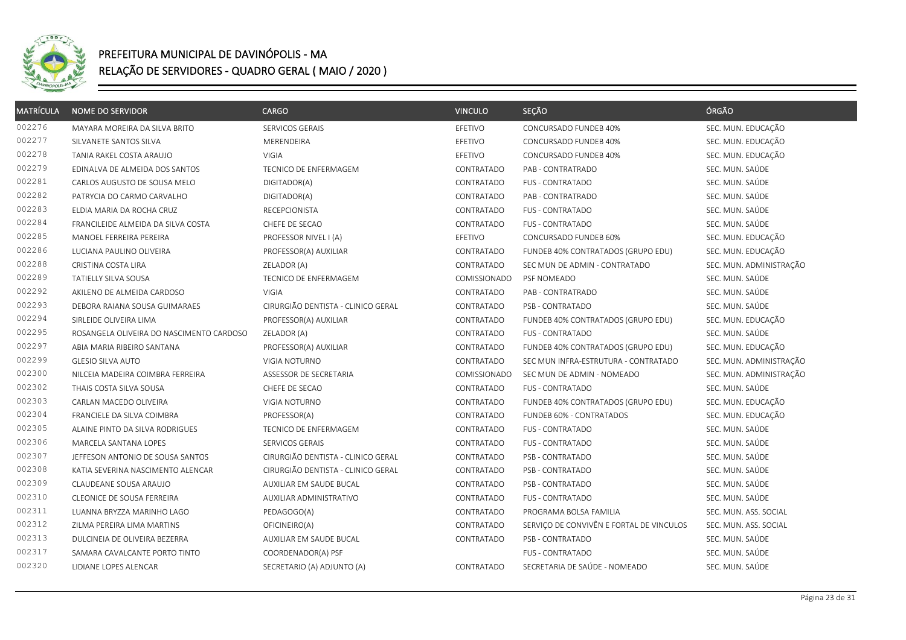# PREFEITURA MUNICIPAL DE DAVINÓPOLIS - MA
## RELAÇÃO DE SERVIDORES - QUADRO GERAL ( MAIO / 2020 )

| MATRÍCULA | NOME DO SERVIDOR | CARGO | VINCULO | SEÇÃO | ÓRGÃO |
|---|---|---|---|---|---|
| 002276 | MAYARA MOREIRA DA SILVA BRITO | SERVICOS GERAIS | EFETIVO | CONCURSADO FUNDEB 40% | SEC. MUN. EDUCAÇÃO |
| 002277 | SILVANETE SANTOS SILVA | MERENDEIRA | EFETIVO | CONCURSADO FUNDEB 40% | SEC. MUN. EDUCAÇÃO |
| 002278 | TANIA RAKEL COSTA ARAUJO | VIGIA | EFETIVO | CONCURSADO FUNDEB 40% | SEC. MUN. EDUCAÇÃO |
| 002279 | EDINALVA DE ALMEIDA DOS SANTOS | TECNICO DE ENFERMAGEM | CONTRATADO | PAB - CONTRATRADO | SEC. MUN. SAÚDE |
| 002281 | CARLOS AUGUSTO DE SOUSA MELO | DIGITADOR(A) | CONTRATADO | FUS - CONTRATADO | SEC. MUN. SAÚDE |
| 002282 | PATRYCIA DO CARMO CARVALHO | DIGITADOR(A) | CONTRATADO | PAB - CONTRATRADO | SEC. MUN. SAÚDE |
| 002283 | ELDIA MARIA DA ROCHA CRUZ | RECEPCIONISTA | CONTRATADO | FUS - CONTRATADO | SEC. MUN. SAÚDE |
| 002284 | FRANCILEIDE ALMEIDA DA SILVA COSTA | CHEFE DE SECAO | CONTRATADO | FUS - CONTRATADO | SEC. MUN. SAÚDE |
| 002285 | MANOEL FERREIRA PEREIRA | PROFESSOR NIVEL I (A) | EFETIVO | CONCURSADO FUNDEB 60% | SEC. MUN. EDUCAÇÃO |
| 002286 | LUCIANA PAULINO OLIVEIRA | PROFESSOR(A) AUXILIAR | CONTRATADO | FUNDEB 40% CONTRATADOS (GRUPO EDU) | SEC. MUN. EDUCAÇÃO |
| 002288 | CRISTINA COSTA LIRA | ZELADOR (A) | CONTRATADO | SEC MUN DE ADMIN - CONTRATADO | SEC. MUN. ADMINISTRAÇÃO |
| 002289 | TATIELLY SILVA SOUSA | TECNICO DE ENFERMAGEM | COMISSIONADO | PSF NOMEADO | SEC. MUN. SAÚDE |
| 002292 | AKILENO DE ALMEIDA CARDOSO | VIGIA | CONTRATADO | PAB - CONTRATRADO | SEC. MUN. SAÚDE |
| 002293 | DEBORA RAIANA SOUSA GUIMARAES | CIRURGIÃO DENTISTA - CLINICO GERAL | CONTRATADO | PSB - CONTRATADO | SEC. MUN. SAÚDE |
| 002294 | SIRLEIDE OLIVEIRA LIMA | PROFESSOR(A) AUXILIAR | CONTRATADO | FUNDEB 40% CONTRATADOS (GRUPO EDU) | SEC. MUN. EDUCAÇÃO |
| 002295 | ROSANGELA OLIVEIRA DO NASCIMENTO CARDOSO | ZELADOR (A) | CONTRATADO | FUS - CONTRATADO | SEC. MUN. SAÚDE |
| 002297 | ABIA MARIA RIBEIRO SANTANA | PROFESSOR(A) AUXILIAR | CONTRATADO | FUNDEB 40% CONTRATADOS (GRUPO EDU) | SEC. MUN. EDUCAÇÃO |
| 002299 | GLESIO SILVA AUTO | VIGIA NOTURNO | CONTRATADO | SEC MUN INFRA-ESTRUTURA - CONTRATADO | SEC. MUN. ADMINISTRAÇÃO |
| 002300 | NILCEIA MADEIRA COIMBRA FERREIRA | ASSESSOR DE SECRETARIA | COMISSIONADO | SEC MUN DE ADMIN - NOMEADO | SEC. MUN. ADMINISTRAÇÃO |
| 002302 | THAIS COSTA SILVA SOUSA | CHEFE DE SECAO | CONTRATADO | FUS - CONTRATADO | SEC. MUN. SAÚDE |
| 002303 | CARLAN MACEDO OLIVEIRA | VIGIA NOTURNO | CONTRATADO | FUNDEB 40% CONTRATADOS (GRUPO EDU) | SEC. MUN. EDUCAÇÃO |
| 002304 | FRANCIELE DA SILVA COIMBRA | PROFESSOR(A) | CONTRATADO | FUNDEB 60% - CONTRATADOS | SEC. MUN. EDUCAÇÃO |
| 002305 | ALAINE PINTO DA SILVA RODRIGUES | TECNICO DE ENFERMAGEM | CONTRATADO | FUS - CONTRATADO | SEC. MUN. SAÚDE |
| 002306 | MARCELA SANTANA LOPES | SERVICOS GERAIS | CONTRATADO | FUS - CONTRATADO | SEC. MUN. SAÚDE |
| 002307 | JEFFESON ANTONIO DE SOUSA SANTOS | CIRURGIÃO DENTISTA - CLINICO GERAL | CONTRATADO | PSB - CONTRATADO | SEC. MUN. SAÚDE |
| 002308 | KATIA SEVERINA NASCIMENTO ALENCAR | CIRURGIÃO DENTISTA - CLINICO GERAL | CONTRATADO | PSB - CONTRATADO | SEC. MUN. SAÚDE |
| 002309 | CLAUDEANE SOUSA ARAUJO | AUXILIAR EM SAUDE BUCAL | CONTRATADO | PSB - CONTRATADO | SEC. MUN. SAÚDE |
| 002310 | CLEONICE DE SOUSA FERREIRA | AUXILIAR ADMINISTRATIVO | CONTRATADO | FUS - CONTRATADO | SEC. MUN. SAÚDE |
| 002311 | LUANNA BRYZZA MARINHO LAGO | PEDAGOGO(A) | CONTRATADO | PROGRAMA BOLSA FAMILIA | SEC. MUN. ASS. SOCIAL |
| 002312 | ZILMA PEREIRA LIMA MARTINS | OFICINEIRO(A) | CONTRATADO | SERVIÇO DE CONVIVÊN E FORTAL DE VINCULOS | SEC. MUN. ASS. SOCIAL |
| 002313 | DULCINEIA DE OLIVEIRA BEZERRA | AUXILIAR EM SAUDE BUCAL | CONTRATADO | PSB - CONTRATADO | SEC. MUN. SAÚDE |
| 002317 | SAMARA CAVALCANTE PORTO TINTO | COORDENADOR(A) PSF | | FUS - CONTRATADO | SEC. MUN. SAÚDE |
| 002320 | LIDIANE LOPES ALENCAR | SECRETARIO (A) ADJUNTO (A) | CONTRATADO | SECRETARIA DE SAÚDE - NOMEADO | SEC. MUN. SAÚDE |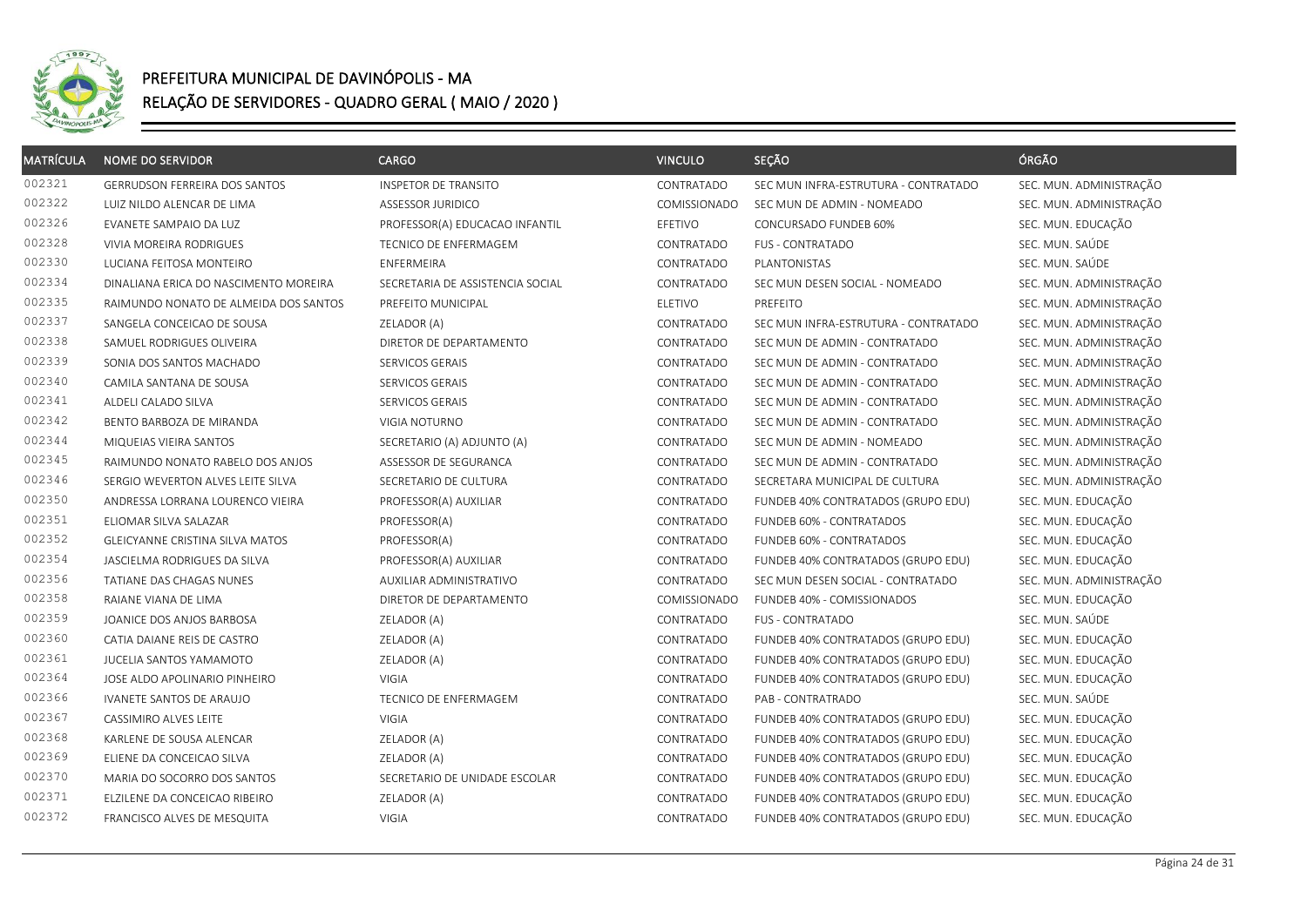# PREFEITURA MUNICIPAL DE DAVINÓPOLIS - MA

## RELAÇÃO DE SERVIDORES - QUADRO GERAL ( MAIO / 2020 )

| MATRÍCULA | NOME DO SERVIDOR | CARGO | VINCULO | SEÇÃO | ÓRGÃO |
|---|---|---|---|---|---|
| 002321 | GERRUDSON FERREIRA DOS SANTOS | INSPETOR DE TRANSITO | CONTRATADO | SEC MUN INFRA-ESTRUTURA - CONTRATADO | SEC. MUN. ADMINISTRAÇÃO |
| 002322 | LUIZ NILDO ALENCAR DE LIMA | ASSESSOR JURIDICO | COMISSIONADO | SEC MUN DE ADMIN - NOMEADO | SEC. MUN. ADMINISTRAÇÃO |
| 002326 | EVANETE SAMPAIO DA LUZ | PROFESSOR(A) EDUCACAO INFANTIL | EFETIVO | CONCURSADO FUNDEB 60% | SEC. MUN. EDUCAÇÃO |
| 002328 | VIVIA MOREIRA RODRIGUES | TECNICO DE ENFERMAGEM | CONTRATADO | FUS - CONTRATADO | SEC. MUN. SAÚDE |
| 002330 | LUCIANA FEITOSA MONTEIRO | ENFERMEIRA | CONTRATADO | PLANTONISTAS | SEC. MUN. SAÚDE |
| 002334 | DINALIANA ERICA DO NASCIMENTO MOREIRA | SECRETARIA DE ASSISTENCIA SOCIAL | CONTRATADO | SEC MUN DESEN SOCIAL - NOMEADO | SEC. MUN. ADMINISTRAÇÃO |
| 002335 | RAIMUNDO NONATO DE ALMEIDA DOS SANTOS | PREFEITO MUNICIPAL | ELETIVO | PREFEITO | SEC. MUN. ADMINISTRAÇÃO |
| 002337 | SANGELA CONCEICAO DE SOUSA | ZELADOR (A) | CONTRATADO | SEC MUN INFRA-ESTRUTURA - CONTRATADO | SEC. MUN. ADMINISTRAÇÃO |
| 002338 | SAMUEL RODRIGUES OLIVEIRA | DIRETOR DE DEPARTAMENTO | CONTRATADO | SEC MUN DE ADMIN - CONTRATADO | SEC. MUN. ADMINISTRAÇÃO |
| 002339 | SONIA DOS SANTOS MACHADO | SERVICOS GERAIS | CONTRATADO | SEC MUN DE ADMIN - CONTRATADO | SEC. MUN. ADMINISTRAÇÃO |
| 002340 | CAMILA SANTANA DE SOUSA | SERVICOS GERAIS | CONTRATADO | SEC MUN DE ADMIN - CONTRATADO | SEC. MUN. ADMINISTRAÇÃO |
| 002341 | ALDELI CALADO SILVA | SERVICOS GERAIS | CONTRATADO | SEC MUN DE ADMIN - CONTRATADO | SEC. MUN. ADMINISTRAÇÃO |
| 002342 | BENTO BARBOZA DE MIRANDA | VIGIA NOTURNO | CONTRATADO | SEC MUN DE ADMIN - CONTRATADO | SEC. MUN. ADMINISTRAÇÃO |
| 002344 | MIQUEIAS VIEIRA SANTOS | SECRETARIO (A) ADJUNTO (A) | CONTRATADO | SEC MUN DE ADMIN - NOMEADO | SEC. MUN. ADMINISTRAÇÃO |
| 002345 | RAIMUNDO NONATO RABELO DOS ANJOS | ASSESSOR DE SEGURANCA | CONTRATADO | SEC MUN DE ADMIN - CONTRATADO | SEC. MUN. ADMINISTRAÇÃO |
| 002346 | SERGIO WEVERTON ALVES LEITE SILVA | SECRETARIO DE CULTURA | CONTRATADO | SECRETARA MUNICIPAL DE CULTURA | SEC. MUN. ADMINISTRAÇÃO |
| 002350 | ANDRESSA LORRANA LOURENCO VIEIRA | PROFESSOR(A) AUXILIAR | CONTRATADO | FUNDEB 40% CONTRATADOS (GRUPO EDU) | SEC. MUN. EDUCAÇÃO |
| 002351 | ELIOMAR SILVA SALAZAR | PROFESSOR(A) | CONTRATADO | FUNDEB 60% - CONTRATADOS | SEC. MUN. EDUCAÇÃO |
| 002352 | GLEICYANNE CRISTINA SILVA MATOS | PROFESSOR(A) | CONTRATADO | FUNDEB 60% - CONTRATADOS | SEC. MUN. EDUCAÇÃO |
| 002354 | JASCIELMA RODRIGUES DA SILVA | PROFESSOR(A) AUXILIAR | CONTRATADO | FUNDEB 40% CONTRATADOS (GRUPO EDU) | SEC. MUN. EDUCAÇÃO |
| 002356 | TATIANE DAS CHAGAS NUNES | AUXILIAR ADMINISTRATIVO | CONTRATADO | SEC MUN DESEN SOCIAL - CONTRATADO | SEC. MUN. ADMINISTRAÇÃO |
| 002358 | RAIANE VIANA DE LIMA | DIRETOR DE DEPARTAMENTO | COMISSIONADO | FUNDEB 40% - COMISSIONADOS | SEC. MUN. EDUCAÇÃO |
| 002359 | JOANICE DOS ANJOS BARBOSA | ZELADOR (A) | CONTRATADO | FUS - CONTRATADO | SEC. MUN. SAÚDE |
| 002360 | CATIA DAIANE REIS DE CASTRO | ZELADOR (A) | CONTRATADO | FUNDEB 40% CONTRATADOS (GRUPO EDU) | SEC. MUN. EDUCAÇÃO |
| 002361 | JUCELIA SANTOS YAMAMOTO | ZELADOR (A) | CONTRATADO | FUNDEB 40% CONTRATADOS (GRUPO EDU) | SEC. MUN. EDUCAÇÃO |
| 002364 | JOSE ALDO APOLINARIO PINHEIRO | VIGIA | CONTRATADO | FUNDEB 40% CONTRATADOS (GRUPO EDU) | SEC. MUN. EDUCAÇÃO |
| 002366 | IVANETE SANTOS DE ARAUJO | TECNICO DE ENFERMAGEM | CONTRATADO | PAB - CONTRATRADO | SEC. MUN. SAÚDE |
| 002367 | CASSIMIRO ALVES LEITE | VIGIA | CONTRATADO | FUNDEB 40% CONTRATADOS (GRUPO EDU) | SEC. MUN. EDUCAÇÃO |
| 002368 | KARLENE DE SOUSA ALENCAR | ZELADOR (A) | CONTRATADO | FUNDEB 40% CONTRATADOS (GRUPO EDU) | SEC. MUN. EDUCAÇÃO |
| 002369 | ELIENE DA CONCEICAO SILVA | ZELADOR (A) | CONTRATADO | FUNDEB 40% CONTRATADOS (GRUPO EDU) | SEC. MUN. EDUCAÇÃO |
| 002370 | MARIA DO SOCORRO DOS SANTOS | SECRETARIO DE UNIDADE ESCOLAR | CONTRATADO | FUNDEB 40% CONTRATADOS (GRUPO EDU) | SEC. MUN. EDUCAÇÃO |
| 002371 | ELZILENE DA CONCEICAO RIBEIRO | ZELADOR (A) | CONTRATADO | FUNDEB 40% CONTRATADOS (GRUPO EDU) | SEC. MUN. EDUCAÇÃO |
| 002372 | FRANCISCO ALVES DE MESQUITA | VIGIA | CONTRATADO | FUNDEB 40% CONTRATADOS (GRUPO EDU) | SEC. MUN. EDUCAÇÃO |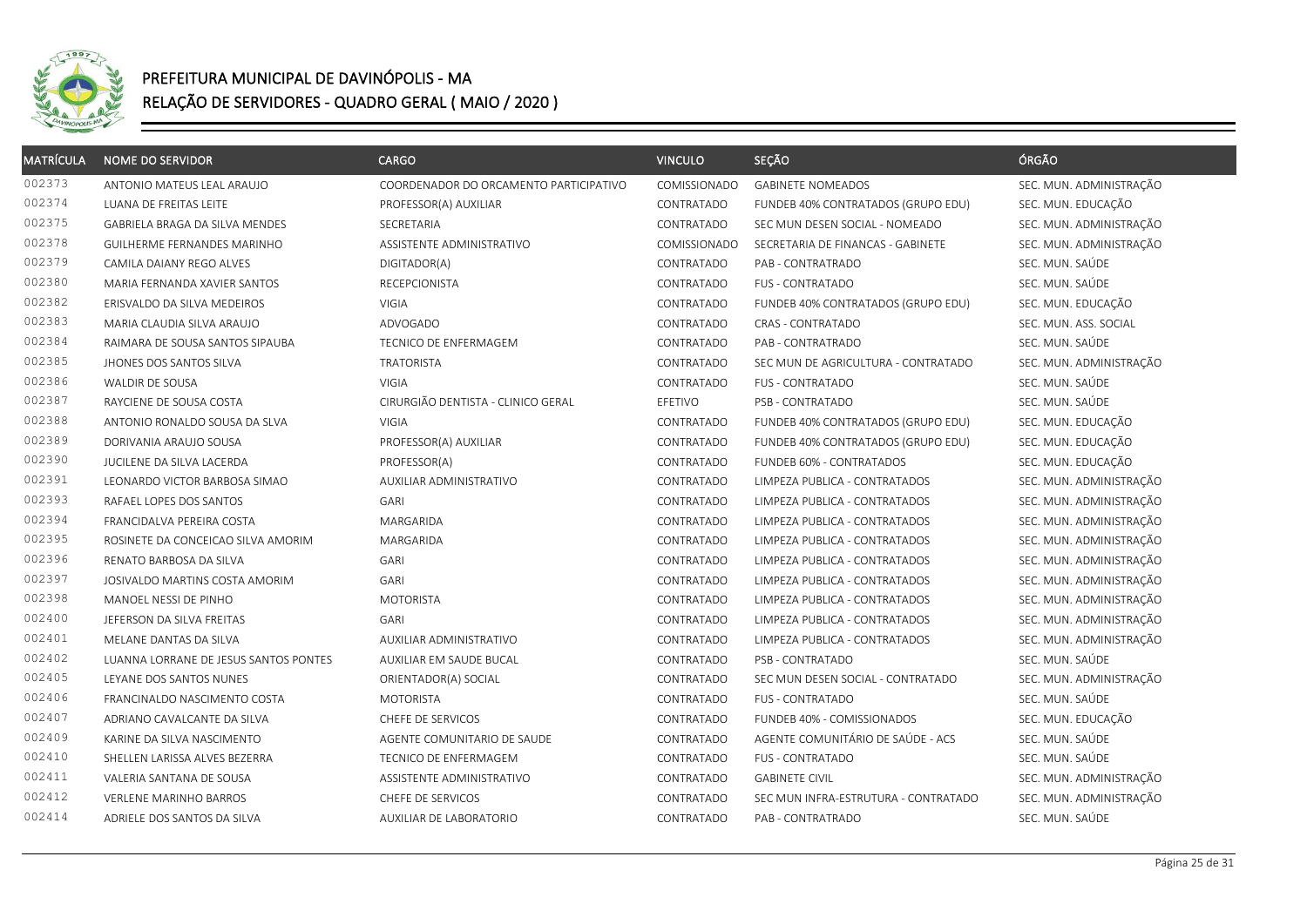# PREFEITURA MUNICIPAL DE DAVINÓPOLIS - MA

## RELAÇÃO DE SERVIDORES - QUADRO GERAL ( MAIO / 2020 )

| MATRÍCULA | NOME DO SERVIDOR | CARGO | VINCULO | SEÇÃO | ÓRGÃO |
|---|---|---|---|---|---|
| 002373 | ANTONIO MATEUS LEAL ARAUJO | COORDENADOR DO ORCAMENTO PARTICIPATIVO | COMISSIONADO | GABINETE NOMEADOS | SEC. MUN. ADMINISTRAÇÃO |
| 002374 | LUANA DE FREITAS LEITE | PROFESSOR(A) AUXILIAR | CONTRATADO | FUNDEB 40% CONTRATADOS (GRUPO EDU) | SEC. MUN. EDUCAÇÃO |
| 002375 | GABRIELA BRAGA DA SILVA MENDES | SECRETARIA | CONTRATADO | SEC MUN DESEN SOCIAL - NOMEADO | SEC. MUN. ADMINISTRAÇÃO |
| 002378 | GUILHERME FERNANDES MARINHO | ASSISTENTE ADMINISTRATIVO | COMISSIONADO | SECRETARIA DE FINANCAS - GABINETE | SEC. MUN. ADMINISTRAÇÃO |
| 002379 | CAMILA DAIANY REGO ALVES | DIGITADOR(A) | CONTRATADO | PAB - CONTRATRADO | SEC. MUN. SAÚDE |
| 002380 | MARIA FERNANDA XAVIER SANTOS | RECEPCIONISTA | CONTRATADO | FUS - CONTRATADO | SEC. MUN. SAÚDE |
| 002382 | ERISVALDO DA SILVA MEDEIROS | VIGIA | CONTRATADO | FUNDEB 40% CONTRATADOS (GRUPO EDU) | SEC. MUN. EDUCAÇÃO |
| 002383 | MARIA CLAUDIA SILVA ARAUJO | ADVOGADO | CONTRATADO | CRAS - CONTRATADO | SEC. MUN. ASS. SOCIAL |
| 002384 | RAIMARA DE SOUSA SANTOS SIPAUBA | TECNICO DE ENFERMAGEM | CONTRATADO | PAB - CONTRATRADO | SEC. MUN. SAÚDE |
| 002385 | JHONES DOS SANTOS SILVA | TRATORISTA | CONTRATADO | SEC MUN DE AGRICULTURA - CONTRATADO | SEC. MUN. ADMINISTRAÇÃO |
| 002386 | WALDIR DE SOUSA | VIGIA | CONTRATADO | FUS - CONTRATADO | SEC. MUN. SAÚDE |
| 002387 | RAYCIENE DE SOUSA COSTA | CIRURGIÃO DENTISTA - CLINICO GERAL | EFETIVO | PSB - CONTRATADO | SEC. MUN. SAÚDE |
| 002388 | ANTONIO RONALDO SOUSA DA SLVA | VIGIA | CONTRATADO | FUNDEB 40% CONTRATADOS (GRUPO EDU) | SEC. MUN. EDUCAÇÃO |
| 002389 | DORIVANIA ARAUJO SOUSA | PROFESSOR(A) AUXILIAR | CONTRATADO | FUNDEB 40% CONTRATADOS (GRUPO EDU) | SEC. MUN. EDUCAÇÃO |
| 002390 | JUCILENE DA SILVA LACERDA | PROFESSOR(A) | CONTRATADO | FUNDEB 60% - CONTRATADOS | SEC. MUN. EDUCAÇÃO |
| 002391 | LEONARDO VICTOR BARBOSA SIMAO | AUXILIAR ADMINISTRATIVO | CONTRATADO | LIMPEZA PUBLICA - CONTRATADOS | SEC. MUN. ADMINISTRAÇÃO |
| 002393 | RAFAEL LOPES DOS SANTOS | GARI | CONTRATADO | LIMPEZA PUBLICA - CONTRATADOS | SEC. MUN. ADMINISTRAÇÃO |
| 002394 | FRANCIDALVA PEREIRA COSTA | MARGARIDA | CONTRATADO | LIMPEZA PUBLICA - CONTRATADOS | SEC. MUN. ADMINISTRAÇÃO |
| 002395 | ROSINETE DA CONCEICAO SILVA AMORIM | MARGARIDA | CONTRATADO | LIMPEZA PUBLICA - CONTRATADOS | SEC. MUN. ADMINISTRAÇÃO |
| 002396 | RENATO BARBOSA DA SILVA | GARI | CONTRATADO | LIMPEZA PUBLICA - CONTRATADOS | SEC. MUN. ADMINISTRAÇÃO |
| 002397 | JOSIVALDO MARTINS COSTA AMORIM | GARI | CONTRATADO | LIMPEZA PUBLICA - CONTRATADOS | SEC. MUN. ADMINISTRAÇÃO |
| 002398 | MANOEL NESSI DE PINHO | MOTORISTA | CONTRATADO | LIMPEZA PUBLICA - CONTRATADOS | SEC. MUN. ADMINISTRAÇÃO |
| 002400 | JEFERSON DA SILVA FREITAS | GARI | CONTRATADO | LIMPEZA PUBLICA - CONTRATADOS | SEC. MUN. ADMINISTRAÇÃO |
| 002401 | MELANE DANTAS DA SILVA | AUXILIAR ADMINISTRATIVO | CONTRATADO | LIMPEZA PUBLICA - CONTRATADOS | SEC. MUN. ADMINISTRAÇÃO |
| 002402 | LUANNA LORRANE DE JESUS SANTOS PONTES | AUXILIAR EM SAUDE BUCAL | CONTRATADO | PSB - CONTRATADO | SEC. MUN. SAÚDE |
| 002405 | LEYANE DOS SANTOS NUNES | ORIENTADOR(A) SOCIAL | CONTRATADO | SEC MUN DESEN SOCIAL - CONTRATADO | SEC. MUN. ADMINISTRAÇÃO |
| 002406 | FRANCINALDO NASCIMENTO COSTA | MOTORISTA | CONTRATADO | FUS - CONTRATADO | SEC. MUN. SAÚDE |
| 002407 | ADRIANO CAVALCANTE DA SILVA | CHEFE DE SERVICOS | CONTRATADO | FUNDEB 40% - COMISSIONADOS | SEC. MUN. EDUCAÇÃO |
| 002409 | KARINE DA SILVA NASCIMENTO | AGENTE COMUNITARIO DE SAUDE | CONTRATADO | AGENTE COMUNITÁRIO DE SAÚDE - ACS | SEC. MUN. SAÚDE |
| 002410 | SHELLEN LARISSA ALVES BEZERRA | TECNICO DE ENFERMAGEM | CONTRATADO | FUS - CONTRATADO | SEC. MUN. SAÚDE |
| 002411 | VALERIA SANTANA DE SOUSA | ASSISTENTE ADMINISTRATIVO | CONTRATADO | GABINETE CIVIL | SEC. MUN. ADMINISTRAÇÃO |
| 002412 | VERLENE MARINHO BARROS | CHEFE DE SERVICOS | CONTRATADO | SEC MUN INFRA-ESTRUTURA - CONTRATADO | SEC. MUN. ADMINISTRAÇÃO |
| 002414 | ADRIELE DOS SANTOS DA SILVA | AUXILIAR DE LABORATORIO | CONTRATADO | PAB - CONTRATRADO | SEC. MUN. SAÚDE |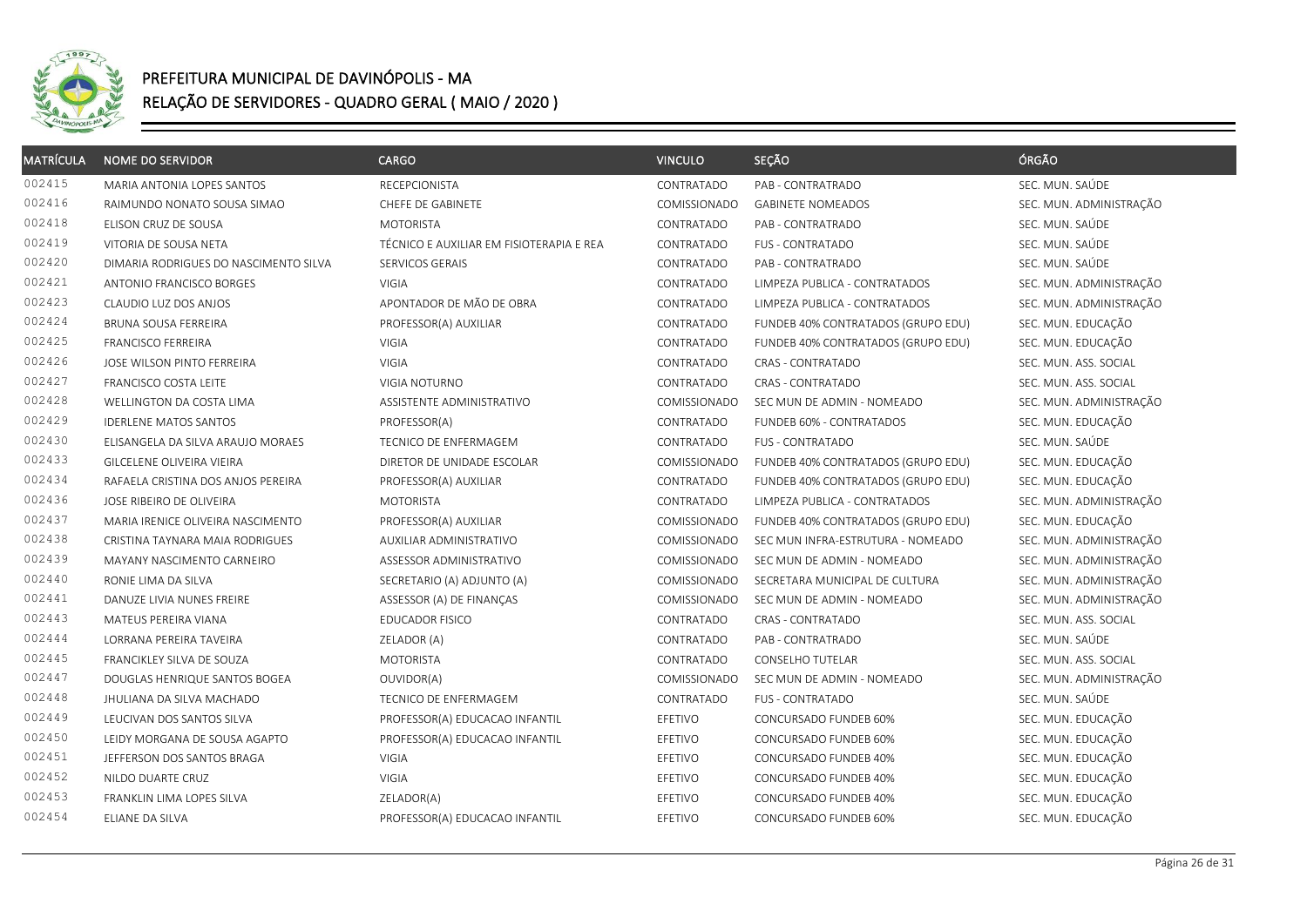# PREFEITURA MUNICIPAL DE DAVINÓPOLIS - MA

## RELAÇÃO DE SERVIDORES - QUADRO GERAL ( MAIO / 2020 )

| MATRÍCULA | NOME DO SERVIDOR | CARGO | VINCULO | SEÇÃO | ÓRGÃO |
|---|---|---|---|---|---|
| 002415 | MARIA ANTONIA LOPES SANTOS | RECEPCIONISTA | CONTRATADO | PAB - CONTRATRADO | SEC. MUN. SAÚDE |
| 002416 | RAIMUNDO NONATO SOUSA SIMAO | CHEFE DE GABINETE | COMISSIONADO | GABINETE NOMEADOS | SEC. MUN. ADMINISTRAÇÃO |
| 002418 | ELISON CRUZ DE SOUSA | MOTORISTA | CONTRATADO | PAB - CONTRATRADO | SEC. MUN. SAÚDE |
| 002419 | VITORIA DE SOUSA NETA | TÉCNICO E AUXILIAR EM FISIOTERAPIA E REA | CONTRATADO | FUS - CONTRATADO | SEC. MUN. SAÚDE |
| 002420 | DIMARIA RODRIGUES DO NASCIMENTO SILVA | SERVICOS GERAIS | CONTRATADO | PAB - CONTRATRADO | SEC. MUN. SAÚDE |
| 002421 | ANTONIO FRANCISCO BORGES | VIGIA | CONTRATADO | LIMPEZA PUBLICA - CONTRATADOS | SEC. MUN. ADMINISTRAÇÃO |
| 002423 | CLAUDIO LUZ DOS ANJOS | APONTADOR DE MÃO DE OBRA | CONTRATADO | LIMPEZA PUBLICA - CONTRATADOS | SEC. MUN. ADMINISTRAÇÃO |
| 002424 | BRUNA SOUSA FERREIRA | PROFESSOR(A) AUXILIAR | CONTRATADO | FUNDEB 40% CONTRATADOS (GRUPO EDU) | SEC. MUN. EDUCAÇÃO |
| 002425 | FRANCISCO FERREIRA | VIGIA | CONTRATADO | FUNDEB 40% CONTRATADOS (GRUPO EDU) | SEC. MUN. EDUCAÇÃO |
| 002426 | JOSE WILSON PINTO FERREIRA | VIGIA | CONTRATADO | CRAS - CONTRATADO | SEC. MUN. ASS. SOCIAL |
| 002427 | FRANCISCO COSTA LEITE | VIGIA NOTURNO | CONTRATADO | CRAS - CONTRATADO | SEC. MUN. ASS. SOCIAL |
| 002428 | WELLINGTON DA COSTA LIMA | ASSISTENTE ADMINISTRATIVO | COMISSIONADO | SEC MUN DE ADMIN - NOMEADO | SEC. MUN. ADMINISTRAÇÃO |
| 002429 | IDERLENE MATOS SANTOS | PROFESSOR(A) | CONTRATADO | FUNDEB 60% - CONTRATADOS | SEC. MUN. EDUCAÇÃO |
| 002430 | ELISANGELA DA SILVA ARAUJO MORAES | TECNICO DE ENFERMAGEM | CONTRATADO | FUS - CONTRATADO | SEC. MUN. SAÚDE |
| 002433 | GILCELENE OLIVEIRA VIEIRA | DIRETOR DE UNIDADE ESCOLAR | COMISSIONADO | FUNDEB 40% CONTRATADOS (GRUPO EDU) | SEC. MUN. EDUCAÇÃO |
| 002434 | RAFAELA CRISTINA DOS ANJOS PEREIRA | PROFESSOR(A) AUXILIAR | CONTRATADO | FUNDEB 40% CONTRATADOS (GRUPO EDU) | SEC. MUN. EDUCAÇÃO |
| 002436 | JOSE RIBEIRO DE OLIVEIRA | MOTORISTA | CONTRATADO | LIMPEZA PUBLICA - CONTRATADOS | SEC. MUN. ADMINISTRAÇÃO |
| 002437 | MARIA IRENICE OLIVEIRA NASCIMENTO | PROFESSOR(A) AUXILIAR | COMISSIONADO | FUNDEB 40% CONTRATADOS (GRUPO EDU) | SEC. MUN. EDUCAÇÃO |
| 002438 | CRISTINA TAYNARA MAIA RODRIGUES | AUXILIAR ADMINISTRATIVO | COMISSIONADO | SEC MUN INFRA-ESTRUTURA - NOMEADO | SEC. MUN. ADMINISTRAÇÃO |
| 002439 | MAYANY NASCIMENTO CARNEIRO | ASSESSOR ADMINISTRATIVO | COMISSIONADO | SEC MUN DE ADMIN - NOMEADO | SEC. MUN. ADMINISTRAÇÃO |
| 002440 | RONIE LIMA DA SILVA | SECRETARIO (A) ADJUNTO (A) | COMISSIONADO | SECRETARA MUNICIPAL DE CULTURA | SEC. MUN. ADMINISTRAÇÃO |
| 002441 | DANUZE LIVIA NUNES FREIRE | ASSESSOR (A) DE FINANÇAS | COMISSIONADO | SEC MUN DE ADMIN - NOMEADO | SEC. MUN. ADMINISTRAÇÃO |
| 002443 | MATEUS PEREIRA VIANA | EDUCADOR FISICO | CONTRATADO | CRAS - CONTRATADO | SEC. MUN. ASS. SOCIAL |
| 002444 | LORRANA PEREIRA TAVEIRA | ZELADOR (A) | CONTRATADO | PAB - CONTRATRADO | SEC. MUN. SAÚDE |
| 002445 | FRANCIKLEY SILVA DE SOUZA | MOTORISTA | CONTRATADO | CONSELHO TUTELAR | SEC. MUN. ASS. SOCIAL |
| 002447 | DOUGLAS HENRIQUE SANTOS BOGEA | OUVIDOR(A) | COMISSIONADO | SEC MUN DE ADMIN - NOMEADO | SEC. MUN. ADMINISTRAÇÃO |
| 002448 | JHULIANA DA SILVA MACHADO | TECNICO DE ENFERMAGEM | CONTRATADO | FUS - CONTRATADO | SEC. MUN. SAÚDE |
| 002449 | LEUCIVAN DOS SANTOS SILVA | PROFESSOR(A) EDUCACAO INFANTIL | EFETIVO | CONCURSADO FUNDEB 60% | SEC. MUN. EDUCAÇÃO |
| 002450 | LEIDY MORGANA DE SOUSA AGAPTO | PROFESSOR(A) EDUCACAO INFANTIL | EFETIVO | CONCURSADO FUNDEB 60% | SEC. MUN. EDUCAÇÃO |
| 002451 | JEFFERSON DOS SANTOS BRAGA | VIGIA | EFETIVO | CONCURSADO FUNDEB 40% | SEC. MUN. EDUCAÇÃO |
| 002452 | NILDO DUARTE CRUZ | VIGIA | EFETIVO | CONCURSADO FUNDEB 40% | SEC. MUN. EDUCAÇÃO |
| 002453 | FRANKLIN LIMA LOPES SILVA | ZELADOR(A) | EFETIVO | CONCURSADO FUNDEB 40% | SEC. MUN. EDUCAÇÃO |
| 002454 | ELIANE DA SILVA | PROFESSOR(A) EDUCACAO INFANTIL | EFETIVO | CONCURSADO FUNDEB 60% | SEC. MUN. EDUCAÇÃO |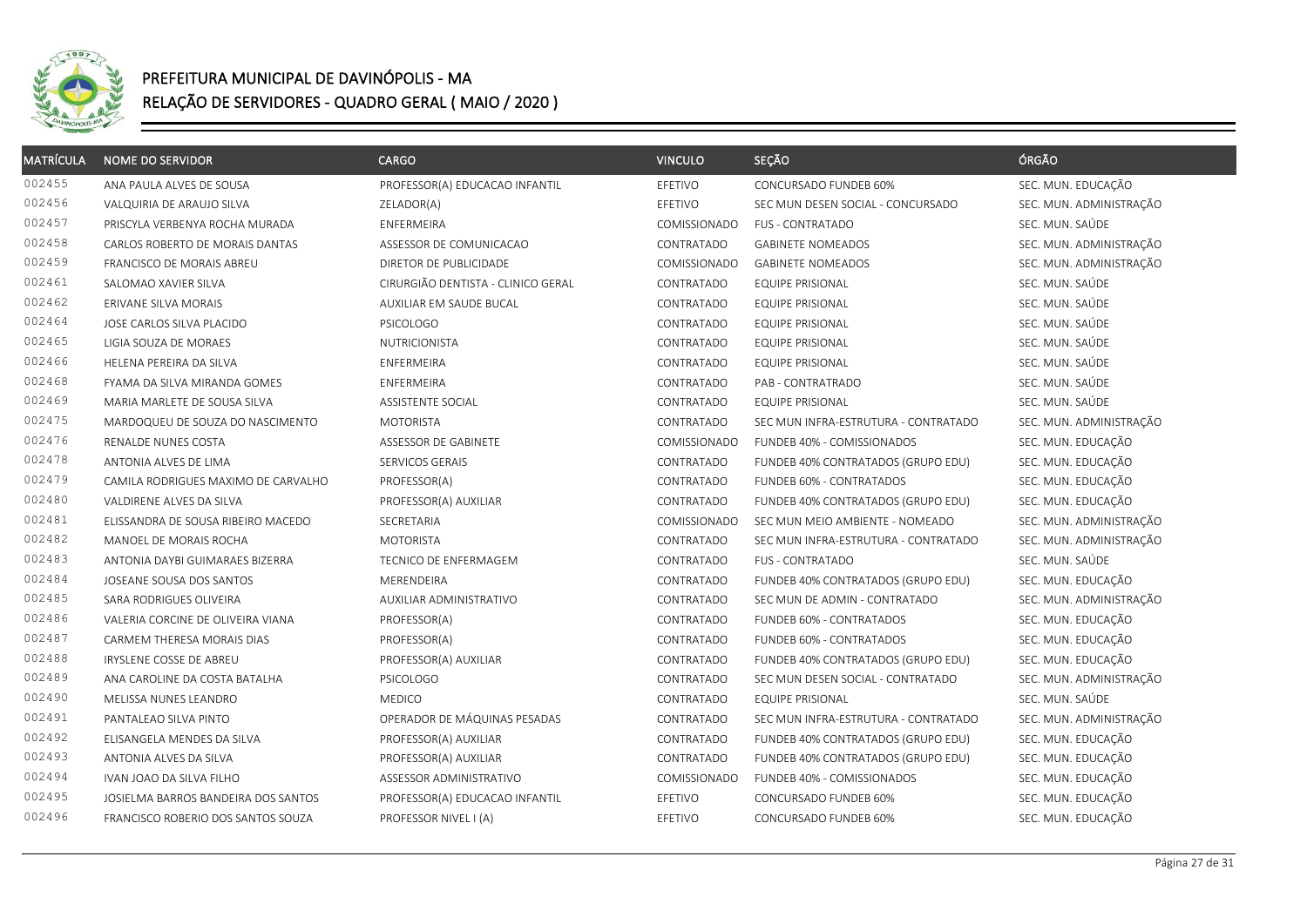# PREFEITURA MUNICIPAL DE DAVINÓPOLIS - MA

## RELAÇÃO DE SERVIDORES - QUADRO GERAL ( MAIO / 2020 )

| MATRÍCULA | NOME DO SERVIDOR | CARGO | VINCULO | SEÇÃO | ÓRGÃO |
|---|---|---|---|---|---|
| 002455 | ANA PAULA ALVES DE SOUSA | PROFESSOR(A) EDUCACAO INFANTIL | EFETIVO | CONCURSADO FUNDEB 60% | SEC. MUN. EDUCAÇÃO |
| 002456 | VALQUIRIA DE ARAUJO SILVA | ZELADOR(A) | EFETIVO | SEC MUN DESEN SOCIAL - CONCURSADO | SEC. MUN. ADMINISTRAÇÃO |
| 002457 | PRISCYLA VERBENYA ROCHA MURADA | ENFERMEIRA | COMISSIONADO | FUS - CONTRATADO | SEC. MUN. SAÚDE |
| 002458 | CARLOS ROBERTO DE MORAIS DANTAS | ASSESSOR DE COMUNICACAO | CONTRATADO | GABINETE NOMEADOS | SEC. MUN. ADMINISTRAÇÃO |
| 002459 | FRANCISCO DE MORAIS ABREU | DIRETOR DE PUBLICIDADE | COMISSIONADO | GABINETE NOMEADOS | SEC. MUN. ADMINISTRAÇÃO |
| 002461 | SALOMAO XAVIER SILVA | CIRURGIÃO DENTISTA - CLINICO GERAL | CONTRATADO | EQUIPE PRISIONAL | SEC. MUN. SAÚDE |
| 002462 | ERIVANE SILVA MORAIS | AUXILIAR EM SAUDE BUCAL | CONTRATADO | EQUIPE PRISIONAL | SEC. MUN. SAÚDE |
| 002464 | JOSE CARLOS SILVA PLACIDO | PSICOLOGO | CONTRATADO | EQUIPE PRISIONAL | SEC. MUN. SAÚDE |
| 002465 | LIGIA SOUZA DE MORAES | NUTRICIONISTA | CONTRATADO | EQUIPE PRISIONAL | SEC. MUN. SAÚDE |
| 002466 | HELENA PEREIRA DA SILVA | ENFERMEIRA | CONTRATADO | EQUIPE PRISIONAL | SEC. MUN. SAÚDE |
| 002468 | FYAMA DA SILVA MIRANDA GOMES | ENFERMEIRA | CONTRATADO | PAB - CONTRATRADO | SEC. MUN. SAÚDE |
| 002469 | MARIA MARLETE DE SOUSA SILVA | ASSISTENTE SOCIAL | CONTRATADO | EQUIPE PRISIONAL | SEC. MUN. SAÚDE |
| 002475 | MARDOQUEU DE SOUZA DO NASCIMENTO | MOTORISTA | CONTRATADO | SEC MUN INFRA-ESTRUTURA - CONTRATADO | SEC. MUN. ADMINISTRAÇÃO |
| 002476 | RENALDE NUNES COSTA | ASSESSOR DE GABINETE | COMISSIONADO | FUNDEB 40% - COMISSIONADOS | SEC. MUN. EDUCAÇÃO |
| 002478 | ANTONIA ALVES DE LIMA | SERVICOS GERAIS | CONTRATADO | FUNDEB 40% CONTRATADOS (GRUPO EDU) | SEC. MUN. EDUCAÇÃO |
| 002479 | CAMILA RODRIGUES MAXIMO DE CARVALHO | PROFESSOR(A) | CONTRATADO | FUNDEB 60% - CONTRATADOS | SEC. MUN. EDUCAÇÃO |
| 002480 | VALDIRENE ALVES DA SILVA | PROFESSOR(A) AUXILIAR | CONTRATADO | FUNDEB 40% CONTRATADOS (GRUPO EDU) | SEC. MUN. EDUCAÇÃO |
| 002481 | ELISSANDRA DE SOUSA RIBEIRO MACEDO | SECRETARIA | COMISSIONADO | SEC MUN MEIO AMBIENTE - NOMEADO | SEC. MUN. ADMINISTRAÇÃO |
| 002482 | MANOEL DE MORAIS ROCHA | MOTORISTA | CONTRATADO | SEC MUN INFRA-ESTRUTURA - CONTRATADO | SEC. MUN. ADMINISTRAÇÃO |
| 002483 | ANTONIA DAYBI GUIMARAES BIZERRA | TECNICO DE ENFERMAGEM | CONTRATADO | FUS - CONTRATADO | SEC. MUN. SAÚDE |
| 002484 | JOSEANE SOUSA DOS SANTOS | MERENDEIRA | CONTRATADO | FUNDEB 40% CONTRATADOS (GRUPO EDU) | SEC. MUN. EDUCAÇÃO |
| 002485 | SARA RODRIGUES OLIVEIRA | AUXILIAR ADMINISTRATIVO | CONTRATADO | SEC MUN DE ADMIN - CONTRATADO | SEC. MUN. ADMINISTRAÇÃO |
| 002486 | VALERIA CORCINE DE OLIVEIRA VIANA | PROFESSOR(A) | CONTRATADO | FUNDEB 60% - CONTRATADOS | SEC. MUN. EDUCAÇÃO |
| 002487 | CARMEM THERESA MORAIS DIAS | PROFESSOR(A) | CONTRATADO | FUNDEB 60% - CONTRATADOS | SEC. MUN. EDUCAÇÃO |
| 002488 | IRYSLENE COSSE DE ABREU | PROFESSOR(A) AUXILIAR | CONTRATADO | FUNDEB 40% CONTRATADOS (GRUPO EDU) | SEC. MUN. EDUCAÇÃO |
| 002489 | ANA CAROLINE DA COSTA BATALHA | PSICOLOGO | CONTRATADO | SEC MUN DESEN SOCIAL - CONTRATADO | SEC. MUN. ADMINISTRAÇÃO |
| 002490 | MELISSA NUNES LEANDRO | MEDICO | CONTRATADO | EQUIPE PRISIONAL | SEC. MUN. SAÚDE |
| 002491 | PANTALEAO SILVA PINTO | OPERADOR DE MÁQUINAS PESADAS | CONTRATADO | SEC MUN INFRA-ESTRUTURA - CONTRATADO | SEC. MUN. ADMINISTRAÇÃO |
| 002492 | ELISANGELA MENDES DA SILVA | PROFESSOR(A) AUXILIAR | CONTRATADO | FUNDEB 40% CONTRATADOS (GRUPO EDU) | SEC. MUN. EDUCAÇÃO |
| 002493 | ANTONIA ALVES DA SILVA | PROFESSOR(A) AUXILIAR | CONTRATADO | FUNDEB 40% CONTRATADOS (GRUPO EDU) | SEC. MUN. EDUCAÇÃO |
| 002494 | IVAN JOAO DA SILVA FILHO | ASSESSOR ADMINISTRATIVO | COMISSIONADO | FUNDEB 40% - COMISSIONADOS | SEC. MUN. EDUCAÇÃO |
| 002495 | JOSIELMA BARROS BANDEIRA DOS SANTOS | PROFESSOR(A) EDUCACAO INFANTIL | EFETIVO | CONCURSADO FUNDEB 60% | SEC. MUN. EDUCAÇÃO |
| 002496 | FRANCISCO ROBERIO DOS SANTOS SOUZA | PROFESSOR NIVEL I (A) | EFETIVO | CONCURSADO FUNDEB 60% | SEC. MUN. EDUCAÇÃO |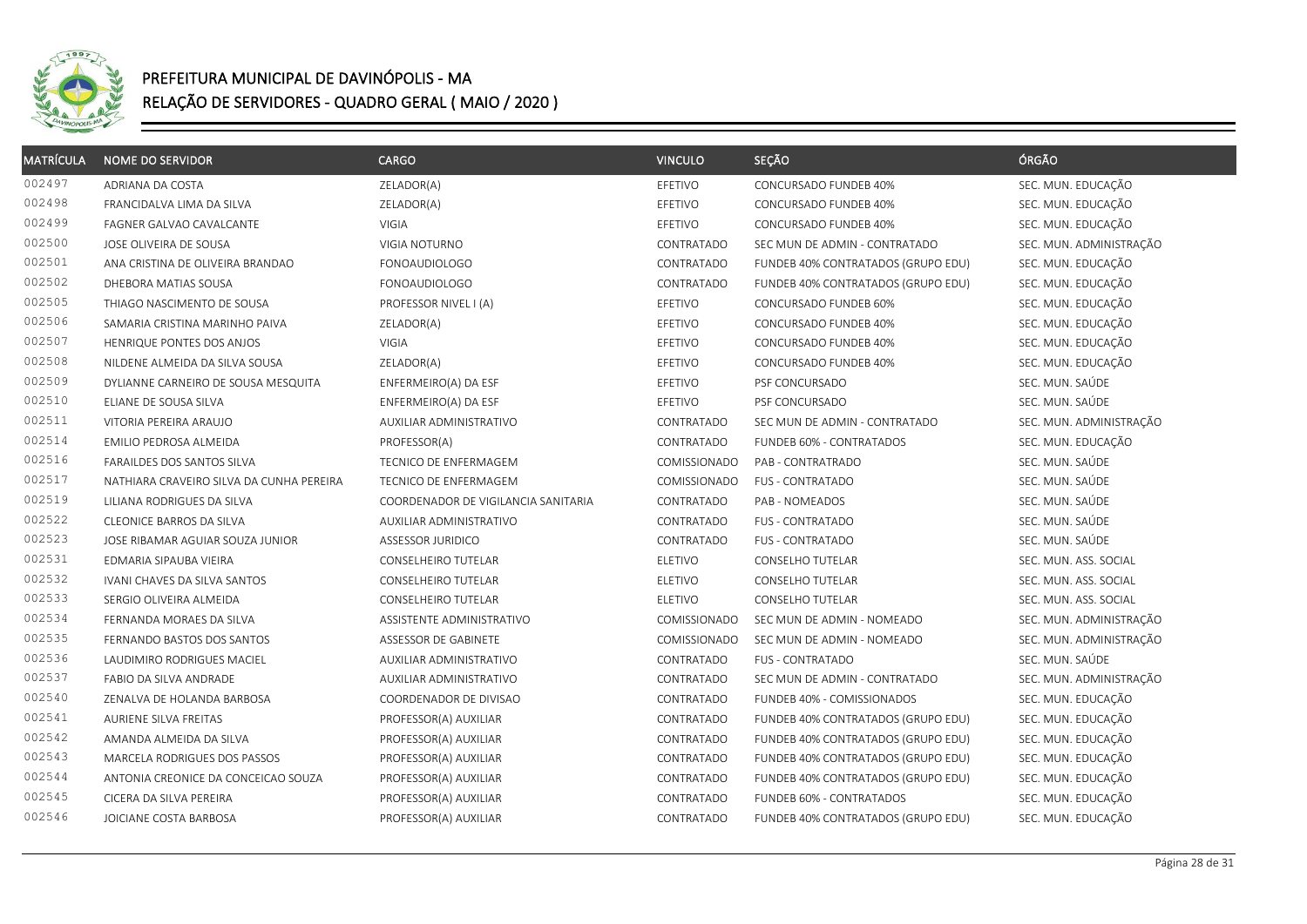# PREFEITURA MUNICIPAL DE DAVINÓPOLIS - MA
## RELAÇÃO DE SERVIDORES - QUADRO GERAL ( MAIO / 2020 )

| MATRÍCULA | NOME DO SERVIDOR | CARGO | VINCULO | SEÇÃO | ÓRGÃO |
|---|---|---|---|---|---|
| 002497 | ADRIANA DA COSTA | ZELADOR(A) | EFETIVO | CONCURSADO FUNDEB 40% | SEC. MUN. EDUCAÇÃO |
| 002498 | FRANCIDALVA LIMA DA SILVA | ZELADOR(A) | EFETIVO | CONCURSADO FUNDEB 40% | SEC. MUN. EDUCAÇÃO |
| 002499 | FAGNER GALVAO CAVALCANTE | VIGIA | EFETIVO | CONCURSADO FUNDEB 40% | SEC. MUN. EDUCAÇÃO |
| 002500 | JOSE OLIVEIRA DE SOUSA | VIGIA NOTURNO | CONTRATADO | SEC MUN DE ADMIN - CONTRATADO | SEC. MUN. ADMINISTRAÇÃO |
| 002501 | ANA CRISTINA DE OLIVEIRA BRANDAO | FONOAUDIOLOGO | CONTRATADO | FUNDEB 40% CONTRATADOS (GRUPO EDU) | SEC. MUN. EDUCAÇÃO |
| 002502 | DHEBORA MATIAS SOUSA | FONOAUDIOLOGO | CONTRATADO | FUNDEB 40% CONTRATADOS (GRUPO EDU) | SEC. MUN. EDUCAÇÃO |
| 002505 | THIAGO NASCIMENTO DE SOUSA | PROFESSOR NIVEL I (A) | EFETIVO | CONCURSADO FUNDEB 60% | SEC. MUN. EDUCAÇÃO |
| 002506 | SAMARIA CRISTINA MARINHO PAIVA | ZELADOR(A) | EFETIVO | CONCURSADO FUNDEB 40% | SEC. MUN. EDUCAÇÃO |
| 002507 | HENRIQUE PONTES DOS ANJOS | VIGIA | EFETIVO | CONCURSADO FUNDEB 40% | SEC. MUN. EDUCAÇÃO |
| 002508 | NILDENE ALMEIDA DA SILVA SOUSA | ZELADOR(A) | EFETIVO | CONCURSADO FUNDEB 40% | SEC. MUN. EDUCAÇÃO |
| 002509 | DYLIANNE CARNEIRO DE SOUSA MESQUITA | ENFERMEIRO(A) DA ESF | EFETIVO | PSF CONCURSADO | SEC. MUN. SAÚDE |
| 002510 | ELIANE DE SOUSA SILVA | ENFERMEIRO(A) DA ESF | EFETIVO | PSF CONCURSADO | SEC. MUN. SAÚDE |
| 002511 | VITORIA PEREIRA ARAUJO | AUXILIAR ADMINISTRATIVO | CONTRATADO | SEC MUN DE ADMIN - CONTRATADO | SEC. MUN. ADMINISTRAÇÃO |
| 002514 | EMILIO PEDROSA ALMEIDA | PROFESSOR(A) | CONTRATADO | FUNDEB 60% - CONTRATADOS | SEC. MUN. EDUCAÇÃO |
| 002516 | FARAILDES DOS SANTOS SILVA | TECNICO DE ENFERMAGEM | COMISSIONADO | PAB - CONTRATRADO | SEC. MUN. SAÚDE |
| 002517 | NATHIARA CRAVEIRO SILVA DA CUNHA PEREIRA | TECNICO DE ENFERMAGEM | COMISSIONADO | FUS - CONTRATADO | SEC. MUN. SAÚDE |
| 002519 | LILIANA RODRIGUES DA SILVA | COORDENADOR DE VIGILANCIA SANITARIA | CONTRATADO | PAB - NOMEADOS | SEC. MUN. SAÚDE |
| 002522 | CLEONICE BARROS DA SILVA | AUXILIAR ADMINISTRATIVO | CONTRATADO | FUS - CONTRATADO | SEC. MUN. SAÚDE |
| 002523 | JOSE RIBAMAR AGUIAR SOUZA JUNIOR | ASSESSOR JURIDICO | CONTRATADO | FUS - CONTRATADO | SEC. MUN. SAÚDE |
| 002531 | EDMARIA SIPAUBA VIEIRA | CONSELHEIRO TUTELAR | ELETIVO | CONSELHO TUTELAR | SEC. MUN. ASS. SOCIAL |
| 002532 | IVANI CHAVES DA SILVA SANTOS | CONSELHEIRO TUTELAR | ELETIVO | CONSELHO TUTELAR | SEC. MUN. ASS. SOCIAL |
| 002533 | SERGIO OLIVEIRA ALMEIDA | CONSELHEIRO TUTELAR | ELETIVO | CONSELHO TUTELAR | SEC. MUN. ASS. SOCIAL |
| 002534 | FERNANDA MORAES DA SILVA | ASSISTENTE ADMINISTRATIVO | COMISSIONADO | SEC MUN DE ADMIN - NOMEADO | SEC. MUN. ADMINISTRAÇÃO |
| 002535 | FERNANDO BASTOS DOS SANTOS | ASSESSOR DE GABINETE | COMISSIONADO | SEC MUN DE ADMIN - NOMEADO | SEC. MUN. ADMINISTRAÇÃO |
| 002536 | LAUDIMIRO RODRIGUES MACIEL | AUXILIAR ADMINISTRATIVO | CONTRATADO | FUS - CONTRATADO | SEC. MUN. SAÚDE |
| 002537 | FABIO DA SILVA ANDRADE | AUXILIAR ADMINISTRATIVO | CONTRATADO | SEC MUN DE ADMIN - CONTRATADO | SEC. MUN. ADMINISTRAÇÃO |
| 002540 | ZENALVA DE HOLANDA BARBOSA | COORDENADOR DE DIVISAO | CONTRATADO | FUNDEB 40% - COMISSIONADOS | SEC. MUN. EDUCAÇÃO |
| 002541 | AURIENE SILVA FREITAS | PROFESSOR(A) AUXILIAR | CONTRATADO | FUNDEB 40% CONTRATADOS (GRUPO EDU) | SEC. MUN. EDUCAÇÃO |
| 002542 | AMANDA ALMEIDA DA SILVA | PROFESSOR(A) AUXILIAR | CONTRATADO | FUNDEB 40% CONTRATADOS (GRUPO EDU) | SEC. MUN. EDUCAÇÃO |
| 002543 | MARCELA RODRIGUES DOS PASSOS | PROFESSOR(A) AUXILIAR | CONTRATADO | FUNDEB 40% CONTRATADOS (GRUPO EDU) | SEC. MUN. EDUCAÇÃO |
| 002544 | ANTONIA CREONICE DA CONCEICAO SOUZA | PROFESSOR(A) AUXILIAR | CONTRATADO | FUNDEB 40% CONTRATADOS (GRUPO EDU) | SEC. MUN. EDUCAÇÃO |
| 002545 | CICERA DA SILVA PEREIRA | PROFESSOR(A) AUXILIAR | CONTRATADO | FUNDEB 60% - CONTRATADOS | SEC. MUN. EDUCAÇÃO |
| 002546 | JOICIANE COSTA BARBOSA | PROFESSOR(A) AUXILIAR | CONTRATADO | FUNDEB 40% CONTRATADOS (GRUPO EDU) | SEC. MUN. EDUCAÇÃO |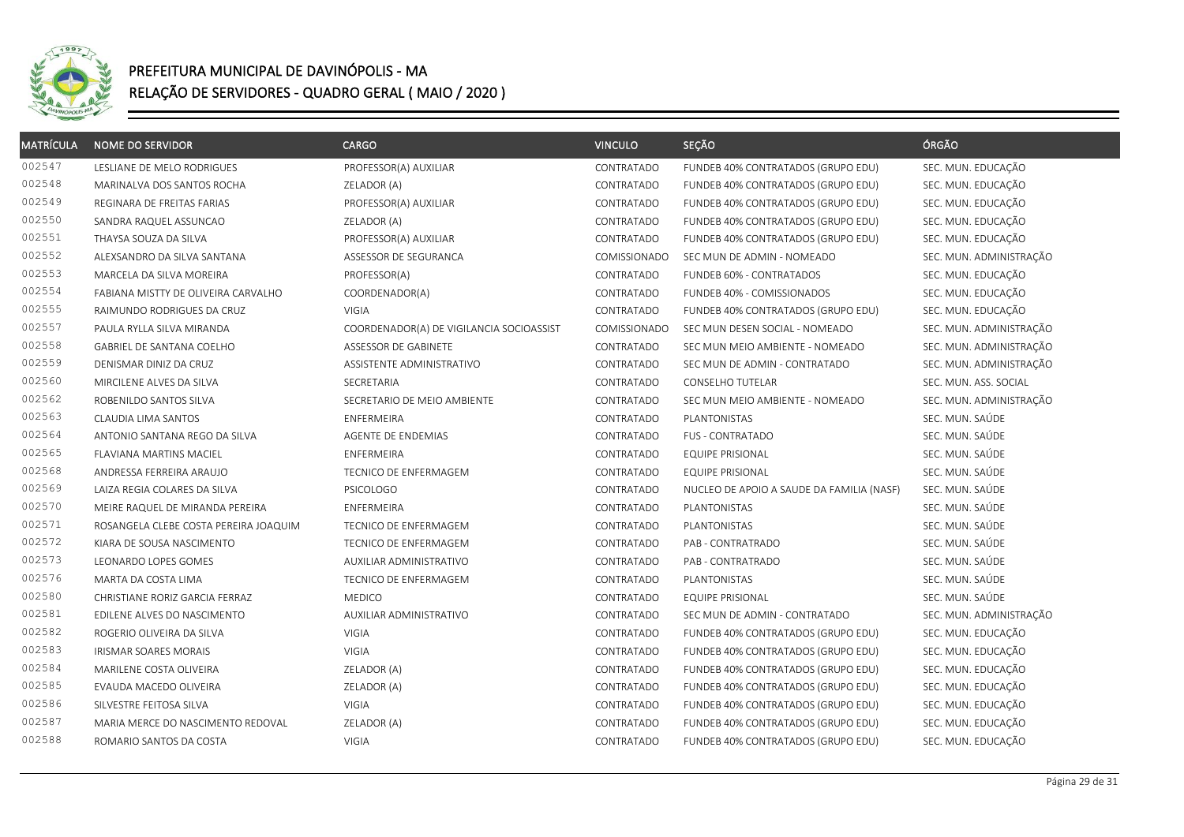# PREFEITURA MUNICIPAL DE DAVINÓPOLIS - MA

## RELAÇÃO DE SERVIDORES - QUADRO GERAL ( MAIO / 2020 )

| MATRÍCULA | NOME DO SERVIDOR | CARGO | VINCULO | SEÇÃO | ÓRGÃO |
|---|---|---|---|---|---|
| 002547 | LESLIANE DE MELO RODRIGUES | PROFESSOR(A) AUXILIAR | CONTRATADO | FUNDEB 40% CONTRATADOS (GRUPO EDU) | SEC. MUN. EDUCAÇÃO |
| 002548 | MARINALVA DOS SANTOS ROCHA | ZELADOR (A) | CONTRATADO | FUNDEB 40% CONTRATADOS (GRUPO EDU) | SEC. MUN. EDUCAÇÃO |
| 002549 | REGINARA DE FREITAS FARIAS | PROFESSOR(A) AUXILIAR | CONTRATADO | FUNDEB 40% CONTRATADOS (GRUPO EDU) | SEC. MUN. EDUCAÇÃO |
| 002550 | SANDRA RAQUEL ASSUNCAO | ZELADOR (A) | CONTRATADO | FUNDEB 40% CONTRATADOS (GRUPO EDU) | SEC. MUN. EDUCAÇÃO |
| 002551 | THAYSA SOUZA DA SILVA | PROFESSOR(A) AUXILIAR | CONTRATADO | FUNDEB 40% CONTRATADOS (GRUPO EDU) | SEC. MUN. EDUCAÇÃO |
| 002552 | ALEXSANDRO DA SILVA SANTANA | ASSESSOR DE SEGURANCA | COMISSIONADO | SEC MUN DE ADMIN - NOMEADO | SEC. MUN. ADMINISTRAÇÃO |
| 002553 | MARCELA DA SILVA MOREIRA | PROFESSOR(A) | CONTRATADO | FUNDEB 60% - CONTRATADOS | SEC. MUN. EDUCAÇÃO |
| 002554 | FABIANA MISTTY DE OLIVEIRA CARVALHO | COORDENADOR(A) | CONTRATADO | FUNDEB 40% - COMISSIONADOS | SEC. MUN. EDUCAÇÃO |
| 002555 | RAIMUNDO RODRIGUES DA CRUZ | VIGIA | CONTRATADO | FUNDEB 40% CONTRATADOS (GRUPO EDU) | SEC. MUN. EDUCAÇÃO |
| 002557 | PAULA RYLLA SILVA MIRANDA | COORDENADOR(A) DE VIGILANCIA SOCIOASSIST | COMISSIONADO | SEC MUN DESEN SOCIAL - NOMEADO | SEC. MUN. ADMINISTRAÇÃO |
| 002558 | GABRIEL DE SANTANA COELHO | ASSESSOR DE GABINETE | CONTRATADO | SEC MUN MEIO AMBIENTE - NOMEADO | SEC. MUN. ADMINISTRAÇÃO |
| 002559 | DENISMAR DINIZ DA CRUZ | ASSISTENTE ADMINISTRATIVO | CONTRATADO | SEC MUN DE ADMIN - CONTRATADO | SEC. MUN. ADMINISTRAÇÃO |
| 002560 | MIRCILENE ALVES DA SILVA | SECRETARIA | CONTRATADO | CONSELHO TUTELAR | SEC. MUN. ASS. SOCIAL |
| 002562 | ROBENILDO SANTOS SILVA | SECRETARIO DE MEIO AMBIENTE | CONTRATADO | SEC MUN MEIO AMBIENTE - NOMEADO | SEC. MUN. ADMINISTRAÇÃO |
| 002563 | CLAUDIA LIMA SANTOS | ENFERMEIRA | CONTRATADO | PLANTONISTAS | SEC. MUN. SAÚDE |
| 002564 | ANTONIO SANTANA REGO DA SILVA | AGENTE DE ENDEMIAS | CONTRATADO | FUS - CONTRATADO | SEC. MUN. SAÚDE |
| 002565 | FLAVIANA MARTINS MACIEL | ENFERMEIRA | CONTRATADO | EQUIPE PRISIONAL | SEC. MUN. SAÚDE |
| 002568 | ANDRESSA FERREIRA ARAUJO | TECNICO DE ENFERMAGEM | CONTRATADO | EQUIPE PRISIONAL | SEC. MUN. SAÚDE |
| 002569 | LAIZA REGIA COLARES DA SILVA | PSICOLOGO | CONTRATADO | NUCLEO DE APOIO A SAUDE DA FAMILIA (NASF) | SEC. MUN. SAÚDE |
| 002570 | MEIRE RAQUEL DE MIRANDA PEREIRA | ENFERMEIRA | CONTRATADO | PLANTONISTAS | SEC. MUN. SAÚDE |
| 002571 | ROSANGELA CLEBE COSTA PEREIRA JOAQUIM | TECNICO DE ENFERMAGEM | CONTRATADO | PLANTONISTAS | SEC. MUN. SAÚDE |
| 002572 | KIARA DE SOUSA NASCIMENTO | TECNICO DE ENFERMAGEM | CONTRATADO | PAB - CONTRATRADO | SEC. MUN. SAÚDE |
| 002573 | LEONARDO LOPES GOMES | AUXILIAR ADMINISTRATIVO | CONTRATADO | PAB - CONTRATRADO | SEC. MUN. SAÚDE |
| 002576 | MARTA DA COSTA LIMA | TECNICO DE ENFERMAGEM | CONTRATADO | PLANTONISTAS | SEC. MUN. SAÚDE |
| 002580 | CHRISTIANE RORIZ GARCIA FERRAZ | MEDICO | CONTRATADO | EQUIPE PRISIONAL | SEC. MUN. SAÚDE |
| 002581 | EDILENE ALVES DO NASCIMENTO | AUXILIAR ADMINISTRATIVO | CONTRATADO | SEC MUN DE ADMIN - CONTRATADO | SEC. MUN. ADMINISTRAÇÃO |
| 002582 | ROGERIO OLIVEIRA DA SILVA | VIGIA | CONTRATADO | FUNDEB 40% CONTRATADOS (GRUPO EDU) | SEC. MUN. EDUCAÇÃO |
| 002583 | IRISMAR SOARES MORAIS | VIGIA | CONTRATADO | FUNDEB 40% CONTRATADOS (GRUPO EDU) | SEC. MUN. EDUCAÇÃO |
| 002584 | MARILENE COSTA OLIVEIRA | ZELADOR (A) | CONTRATADO | FUNDEB 40% CONTRATADOS (GRUPO EDU) | SEC. MUN. EDUCAÇÃO |
| 002585 | EVAUDA MACEDO OLIVEIRA | ZELADOR (A) | CONTRATADO | FUNDEB 40% CONTRATADOS (GRUPO EDU) | SEC. MUN. EDUCAÇÃO |
| 002586 | SILVESTRE FEITOSA SILVA | VIGIA | CONTRATADO | FUNDEB 40% CONTRATADOS (GRUPO EDU) | SEC. MUN. EDUCAÇÃO |
| 002587 | MARIA MERCE DO NASCIMENTO REDOVAL | ZELADOR (A) | CONTRATADO | FUNDEB 40% CONTRATADOS (GRUPO EDU) | SEC. MUN. EDUCAÇÃO |
| 002588 | ROMARIO SANTOS DA COSTA | VIGIA | CONTRATADO | FUNDEB 40% CONTRATADOS (GRUPO EDU) | SEC. MUN. EDUCAÇÃO |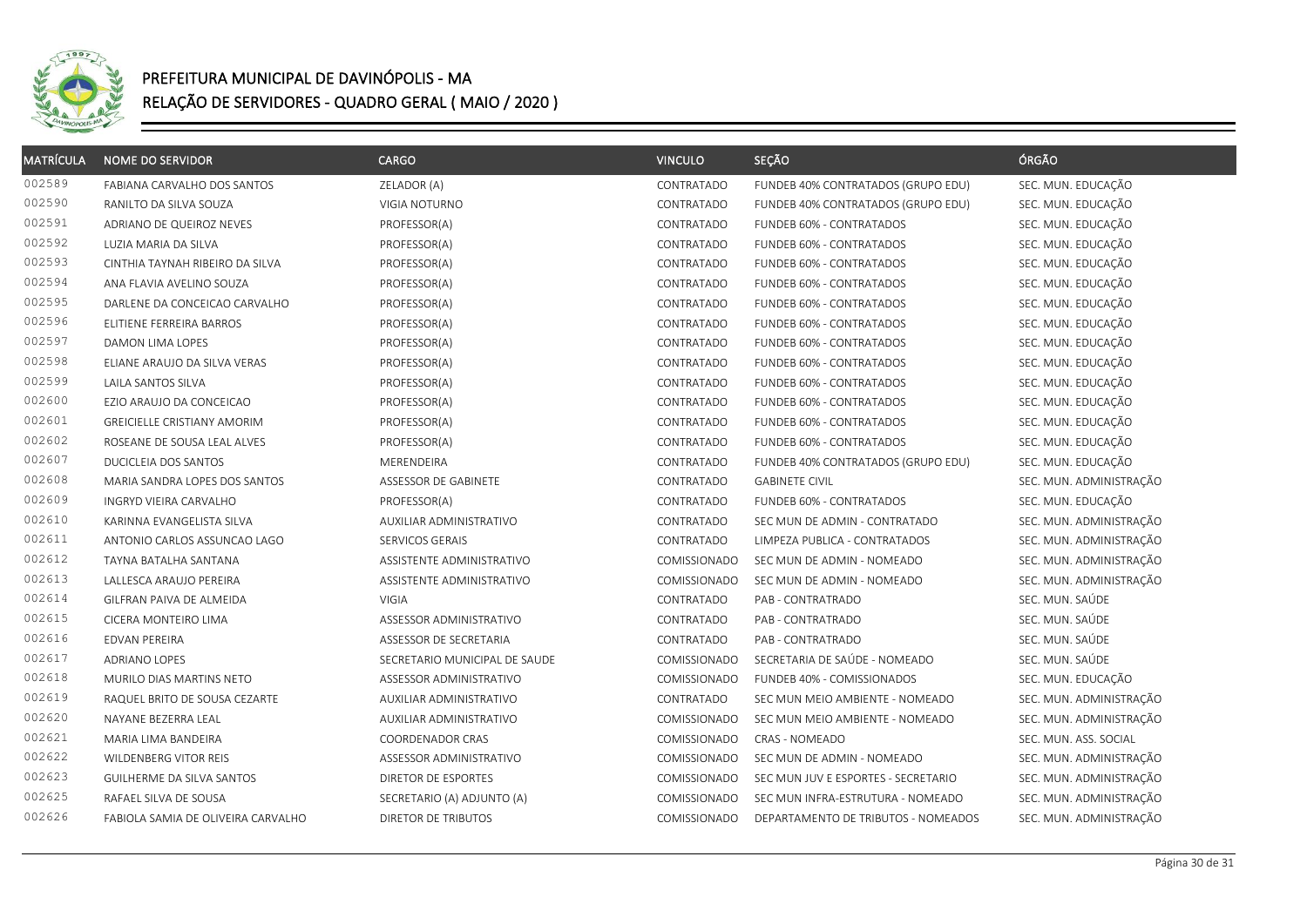# PREFEITURA MUNICIPAL DE DAVINÓPOLIS - MA

## RELAÇÃO DE SERVIDORES - QUADRO GERAL ( MAIO / 2020 )

| MATRÍCULA | NOME DO SERVIDOR | CARGO | VINCULO | SEÇÃO | ÓRGÃO |
|---|---|---|---|---|---|
| 002589 | FABIANA CARVALHO DOS SANTOS | ZELADOR (A) | CONTRATADO | FUNDEB 40% CONTRATADOS (GRUPO EDU) | SEC. MUN. EDUCAÇÃO |
| 002590 | RANILTO DA SILVA SOUZA | VIGIA NOTURNO | CONTRATADO | FUNDEB 40% CONTRATADOS (GRUPO EDU) | SEC. MUN. EDUCAÇÃO |
| 002591 | ADRIANO DE QUEIROZ NEVES | PROFESSOR(A) | CONTRATADO | FUNDEB 60% - CONTRATADOS | SEC. MUN. EDUCAÇÃO |
| 002592 | LUZIA MARIA DA SILVA | PROFESSOR(A) | CONTRATADO | FUNDEB 60% - CONTRATADOS | SEC. MUN. EDUCAÇÃO |
| 002593 | CINTHIA TAYNAH RIBEIRO DA SILVA | PROFESSOR(A) | CONTRATADO | FUNDEB 60% - CONTRATADOS | SEC. MUN. EDUCAÇÃO |
| 002594 | ANA FLAVIA AVELINO SOUZA | PROFESSOR(A) | CONTRATADO | FUNDEB 60% - CONTRATADOS | SEC. MUN. EDUCAÇÃO |
| 002595 | DARLENE DA CONCEICAO CARVALHO | PROFESSOR(A) | CONTRATADO | FUNDEB 60% - CONTRATADOS | SEC. MUN. EDUCAÇÃO |
| 002596 | ELITIENE FERREIRA BARROS | PROFESSOR(A) | CONTRATADO | FUNDEB 60% - CONTRATADOS | SEC. MUN. EDUCAÇÃO |
| 002597 | DAMON LIMA LOPES | PROFESSOR(A) | CONTRATADO | FUNDEB 60% - CONTRATADOS | SEC. MUN. EDUCAÇÃO |
| 002598 | ELIANE ARAUJO DA SILVA VERAS | PROFESSOR(A) | CONTRATADO | FUNDEB 60% - CONTRATADOS | SEC. MUN. EDUCAÇÃO |
| 002599 | LAILA SANTOS SILVA | PROFESSOR(A) | CONTRATADO | FUNDEB 60% - CONTRATADOS | SEC. MUN. EDUCAÇÃO |
| 002600 | EZIO ARAUJO DA CONCEICAO | PROFESSOR(A) | CONTRATADO | FUNDEB 60% - CONTRATADOS | SEC. MUN. EDUCAÇÃO |
| 002601 | GREICIELLE CRISTIANY AMORIM | PROFESSOR(A) | CONTRATADO | FUNDEB 60% - CONTRATADOS | SEC. MUN. EDUCAÇÃO |
| 002602 | ROSEANE DE SOUSA LEAL ALVES | PROFESSOR(A) | CONTRATADO | FUNDEB 60% - CONTRATADOS | SEC. MUN. EDUCAÇÃO |
| 002607 | DUCICLEIA DOS SANTOS | MERENDEIRA | CONTRATADO | FUNDEB 40% CONTRATADOS (GRUPO EDU) | SEC. MUN. EDUCAÇÃO |
| 002608 | MARIA SANDRA LOPES DOS SANTOS | ASSESSOR DE GABINETE | CONTRATADO | GABINETE CIVIL | SEC. MUN. ADMINISTRAÇÃO |
| 002609 | INGRYD VIEIRA CARVALHO | PROFESSOR(A) | CONTRATADO | FUNDEB 60% - CONTRATADOS | SEC. MUN. EDUCAÇÃO |
| 002610 | KARINNA EVANGELISTA SILVA | AUXILIAR ADMINISTRATIVO | CONTRATADO | SEC MUN DE ADMIN - CONTRATADO | SEC. MUN. ADMINISTRAÇÃO |
| 002611 | ANTONIO CARLOS ASSUNCAO LAGO | SERVICOS GERAIS | CONTRATADO | LIMPEZA PUBLICA - CONTRATADOS | SEC. MUN. ADMINISTRAÇÃO |
| 002612 | TAYNA BATALHA SANTANA | ASSISTENTE ADMINISTRATIVO | COMISSIONADO | SEC MUN DE ADMIN - NOMEADO | SEC. MUN. ADMINISTRAÇÃO |
| 002613 | LALLESCA ARAUJO PEREIRA | ASSISTENTE ADMINISTRATIVO | COMISSIONADO | SEC MUN DE ADMIN - NOMEADO | SEC. MUN. ADMINISTRAÇÃO |
| 002614 | GILFRAN PAIVA DE ALMEIDA | VIGIA | CONTRATADO | PAB - CONTRATRADO | SEC. MUN. SAÚDE |
| 002615 | CICERA MONTEIRO LIMA | ASSESSOR ADMINISTRATIVO | CONTRATADO | PAB - CONTRATRADO | SEC. MUN. SAÚDE |
| 002616 | EDVAN PEREIRA | ASSESSOR DE SECRETARIA | CONTRATADO | PAB - CONTRATRADO | SEC. MUN. SAÚDE |
| 002617 | ADRIANO LOPES | SECRETARIO MUNICIPAL DE SAUDE | COMISSIONADO | SECRETARIA DE SAÚDE - NOMEADO | SEC. MUN. SAÚDE |
| 002618 | MURILO DIAS MARTINS NETO | ASSESSOR ADMINISTRATIVO | COMISSIONADO | FUNDEB 40% - COMISSIONADOS | SEC. MUN. EDUCAÇÃO |
| 002619 | RAQUEL BRITO DE SOUSA CEZARTE | AUXILIAR ADMINISTRATIVO | CONTRATADO | SEC MUN MEIO AMBIENTE - NOMEADO | SEC. MUN. ADMINISTRAÇÃO |
| 002620 | NAYANE BEZERRA LEAL | AUXILIAR ADMINISTRATIVO | COMISSIONADO | SEC MUN MEIO AMBIENTE - NOMEADO | SEC. MUN. ADMINISTRAÇÃO |
| 002621 | MARIA LIMA BANDEIRA | COORDENADOR CRAS | COMISSIONADO | CRAS - NOMEADO | SEC. MUN. ASS. SOCIAL |
| 002622 | WILDENBERG VITOR REIS | ASSESSOR ADMINISTRATIVO | COMISSIONADO | SEC MUN DE ADMIN - NOMEADO | SEC. MUN. ADMINISTRAÇÃO |
| 002623 | GUILHERME DA SILVA SANTOS | DIRETOR DE ESPORTES | COMISSIONADO | SEC MUN JUV E ESPORTES - SECRETARIO | SEC. MUN. ADMINISTRAÇÃO |
| 002625 | RAFAEL SILVA DE SOUSA | SECRETARIO (A) ADJUNTO (A) | COMISSIONADO | SEC MUN INFRA-ESTRUTURA - NOMEADO | SEC. MUN. ADMINISTRAÇÃO |
| 002626 | FABIOLA SAMIA DE OLIVEIRA CARVALHO | DIRETOR DE TRIBUTOS | COMISSIONADO | DEPARTAMENTO DE TRIBUTOS - NOMEADOS | SEC. MUN. ADMINISTRAÇÃO |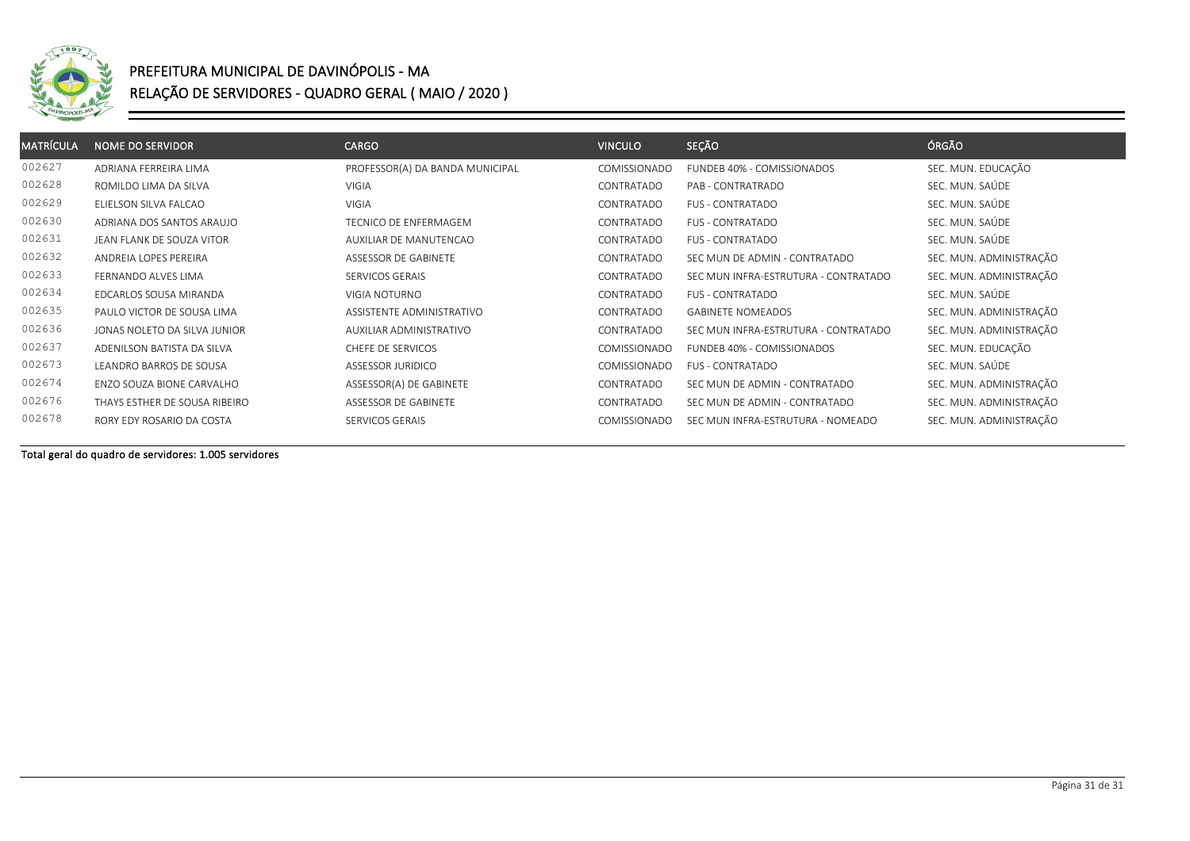# PREFEITURA MUNICIPAL DE DAVINÓPOLIS - MA
## RELAÇÃO DE SERVIDORES - QUADRO GERAL ( MAIO / 2020 )

| MATRÍCULA | NOME DO SERVIDOR | CARGO | VINCULO | SEÇÃO | ÓRGÃO |
|---|---|---|---|---|---|
| 002627 | ADRIANA FERREIRA LIMA | PROFESSOR(A) DA BANDA MUNICIPAL | COMISSIONADO | FUNDEB 40% - COMISSIONADOS | SEC. MUN. EDUCAÇÃO |
| 002628 | ROMILDO LIMA DA SILVA | VIGIA | CONTRATADO | PAB - CONTRATRADO | SEC. MUN. SAÚDE |
| 002629 | ELIELSON SILVA FALCAO | VIGIA | CONTRATADO | FUS - CONTRATADO | SEC. MUN. SAÚDE |
| 002630 | ADRIANA DOS SANTOS ARAUJO | TECNICO DE ENFERMAGEM | CONTRATADO | FUS - CONTRATADO | SEC. MUN. SAÚDE |
| 002631 | JEAN FLANK DE SOUZA VITOR | AUXILIAR DE MANUTENCAO | CONTRATADO | FUS - CONTRATADO | SEC. MUN. SAÚDE |
| 002632 | ANDREIA LOPES PEREIRA | ASSESSOR DE GABINETE | CONTRATADO | SEC MUN DE ADMIN - CONTRATADO | SEC. MUN. ADMINISTRAÇÃO |
| 002633 | FERNANDO ALVES LIMA | SERVICOS GERAIS | CONTRATADO | SEC MUN INFRA-ESTRUTURA - CONTRATADO | SEC. MUN. ADMINISTRAÇÃO |
| 002634 | EDCARLOS SOUSA MIRANDA | VIGIA NOTURNO | CONTRATADO | FUS - CONTRATADO | SEC. MUN. SAÚDE |
| 002635 | PAULO VICTOR DE SOUSA LIMA | ASSISTENTE ADMINISTRATIVO | CONTRATADO | GABINETE NOMEADOS | SEC. MUN. ADMINISTRAÇÃO |
| 002636 | JONAS NOLETO DA SILVA JUNIOR | AUXILIAR ADMINISTRATIVO | CONTRATADO | SEC MUN INFRA-ESTRUTURA - CONTRATADO | SEC. MUN. ADMINISTRAÇÃO |
| 002637 | ADENILSON BATISTA DA SILVA | CHEFE DE SERVICOS | COMISSIONADO | FUNDEB 40% - COMISSIONADOS | SEC. MUN. EDUCAÇÃO |
| 002673 | LEANDRO BARROS DE SOUSA | ASSESSOR JURIDICO | COMISSIONADO | FUS - CONTRATADO | SEC. MUN. SAÚDE |
| 002674 | ENZO SOUZA BIONE CARVALHO | ASSESSOR(A) DE GABINETE | CONTRATADO | SEC MUN DE ADMIN - CONTRATADO | SEC. MUN. ADMINISTRAÇÃO |
| 002676 | THAYS ESTHER DE SOUSA RIBEIRO | ASSESSOR DE GABINETE | CONTRATADO | SEC MUN DE ADMIN - CONTRATADO | SEC. MUN. ADMINISTRAÇÃO |
| 002678 | RORY EDY ROSARIO DA COSTA | SERVICOS GERAIS | COMISSIONADO | SEC MUN INFRA-ESTRUTURA - NOMEADO | SEC. MUN. ADMINISTRAÇÃO |

Total geral do quadro de servidores: 1.005 servidores